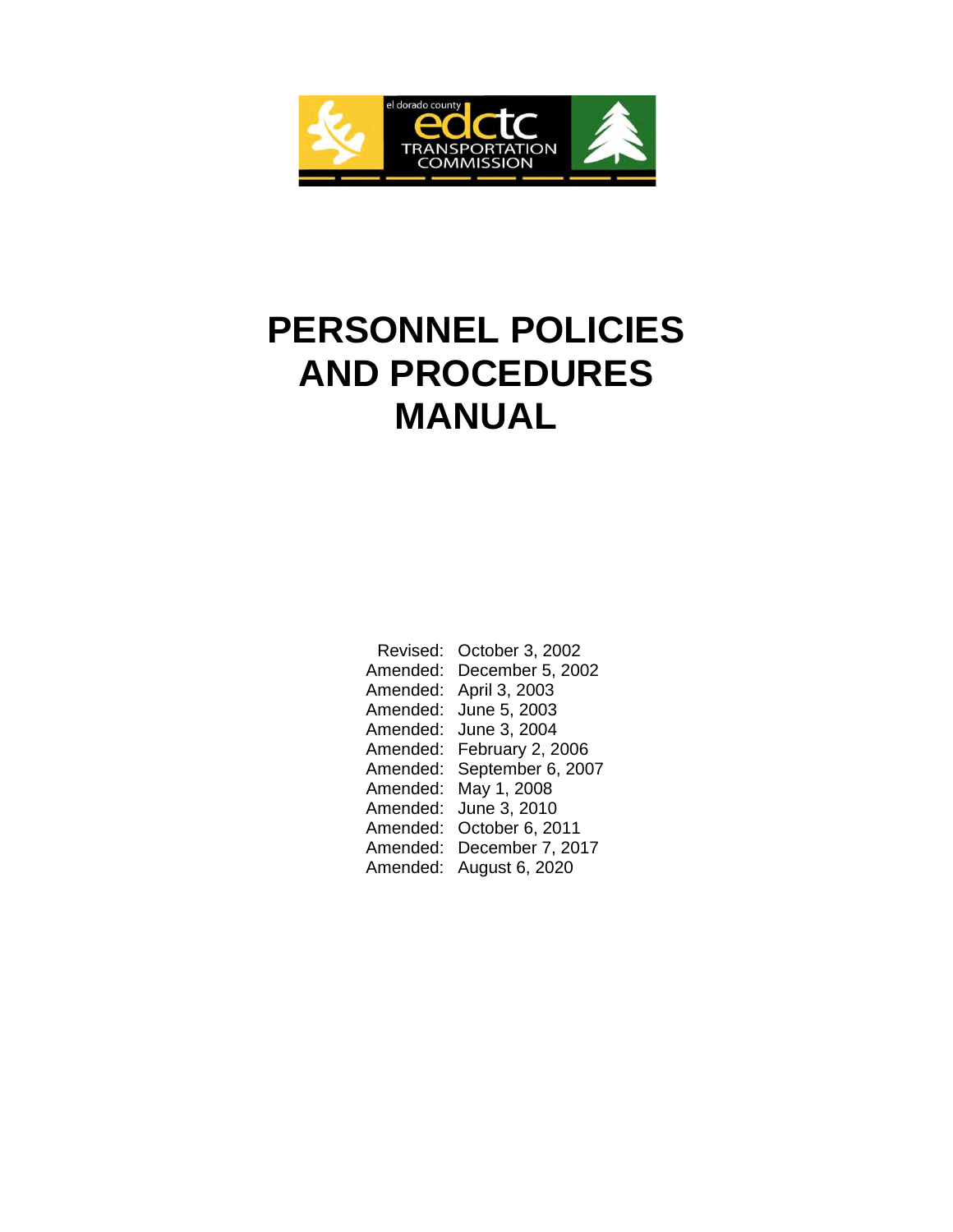el dorado county
edctc
TRANSPORTATION COMMISSION

# PERSONNEL POLICIES AND PROCEDURES MANUAL

Revised: October 3, 2002
Amended: December 5, 2002
Amended: April 3, 2003
Amended: June 5, 2003
Amended: June 3, 2004
Amended: February 2, 2006
Amended: September 6, 2007
Amended: May 1, 2008
Amended: June 3, 2010
Amended: October 6, 2011
Amended: December 7, 2017
Amended: August 6, 2020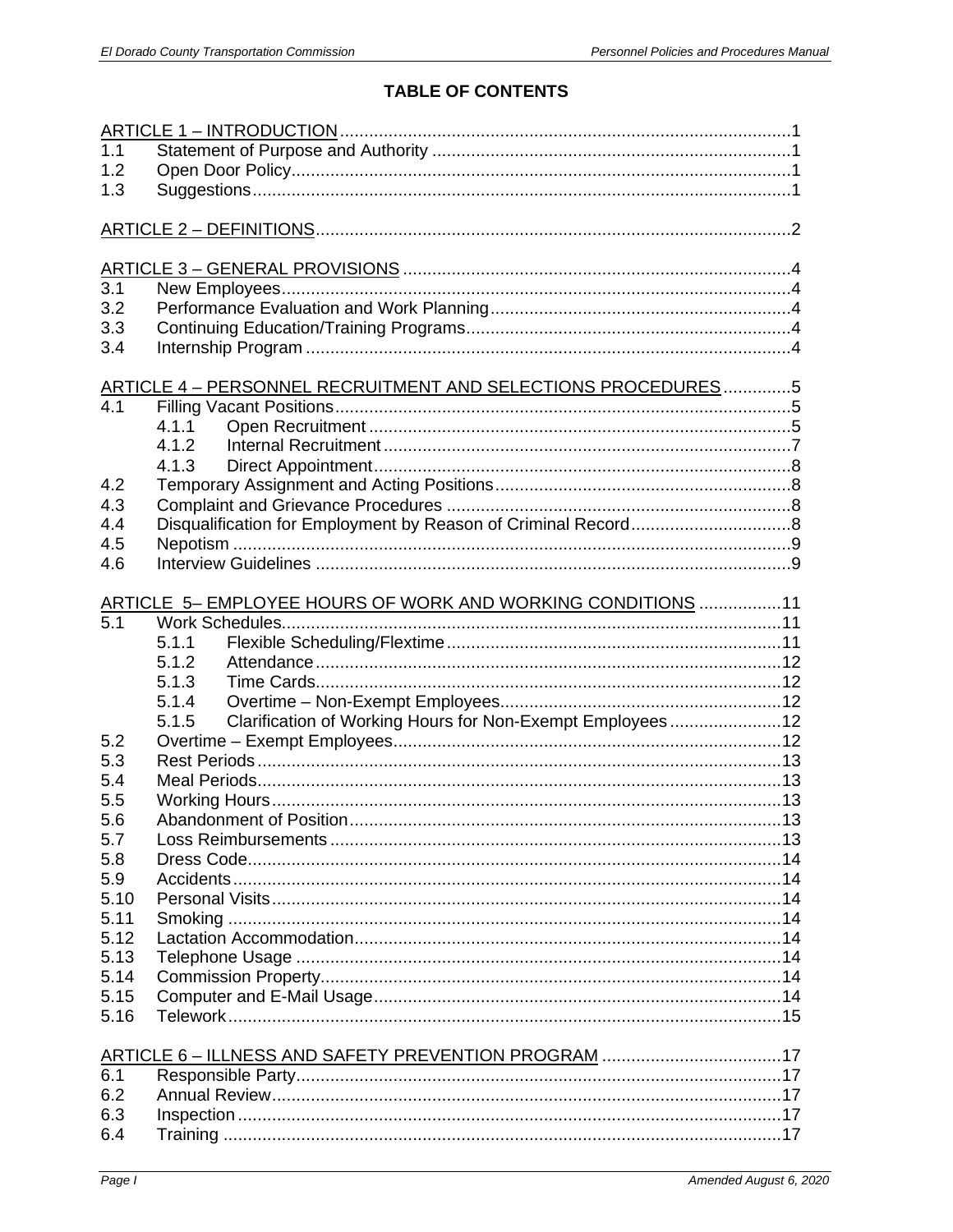## TABLE OF CONTENTS

ARTICLE 1 – INTRODUCTION ....1
- 1.1 Statement of Purpose and Authority ....1
- 1.2 Open Door Policy ....1
- 1.3 Suggestions ....1

ARTICLE 2 – DEFINITIONS ....2

ARTICLE 3 – GENERAL PROVISIONS ....4
- 3.1 New Employees ....4
- 3.2 Performance Evaluation and Work Planning ....4
- 3.3 Continuing Education/Training Programs ....4
- 3.4 Internship Program ....4

ARTICLE 4 – PERSONNEL RECRUITMENT AND SELECTIONS PROCEDURES ....5
- 4.1 Filling Vacant Positions ....5
  - 4.1.1 Open Recruitment ....5
  - 4.1.2 Internal Recruitment ....7
  - 4.1.3 Direct Appointment ....8
- 4.2 Temporary Assignment and Acting Positions ....8
- 4.3 Complaint and Grievance Procedures ....8
- 4.4 Disqualification for Employment by Reason of Criminal Record ....8
- 4.5 Nepotism ....9
- 4.6 Interview Guidelines ....9

ARTICLE 5– EMPLOYEE HOURS OF WORK AND WORKING CONDITIONS ....11
- 5.1 Work Schedules ....11
  - 5.1.1 Flexible Scheduling/Flextime ....11
  - 5.1.2 Attendance ....12
  - 5.1.3 Time Cards ....12
  - 5.1.4 Overtime – Non-Exempt Employees ....12
  - 5.1.5 Clarification of Working Hours for Non-Exempt Employees ....12
- 5.2 Overtime – Exempt Employees ....12
- 5.3 Rest Periods ....13
- 5.4 Meal Periods ....13
- 5.5 Working Hours ....13
- 5.6 Abandonment of Position ....13
- 5.7 Loss Reimbursements ....13
- 5.8 Dress Code ....14
- 5.9 Accidents ....14
- 5.10 Personal Visits ....14
- 5.11 Smoking ....14
- 5.12 Lactation Accommodation ....14
- 5.13 Telephone Usage ....14
- 5.14 Commission Property ....14
- 5.15 Computer and E-Mail Usage ....14
- 5.16 Telework ....15

ARTICLE 6 – ILLNESS AND SAFETY PREVENTION PROGRAM ....17
- 6.1 Responsible Party ....17
- 6.2 Annual Review ....17
- 6.3 Inspection ....17
- 6.4 Training ....17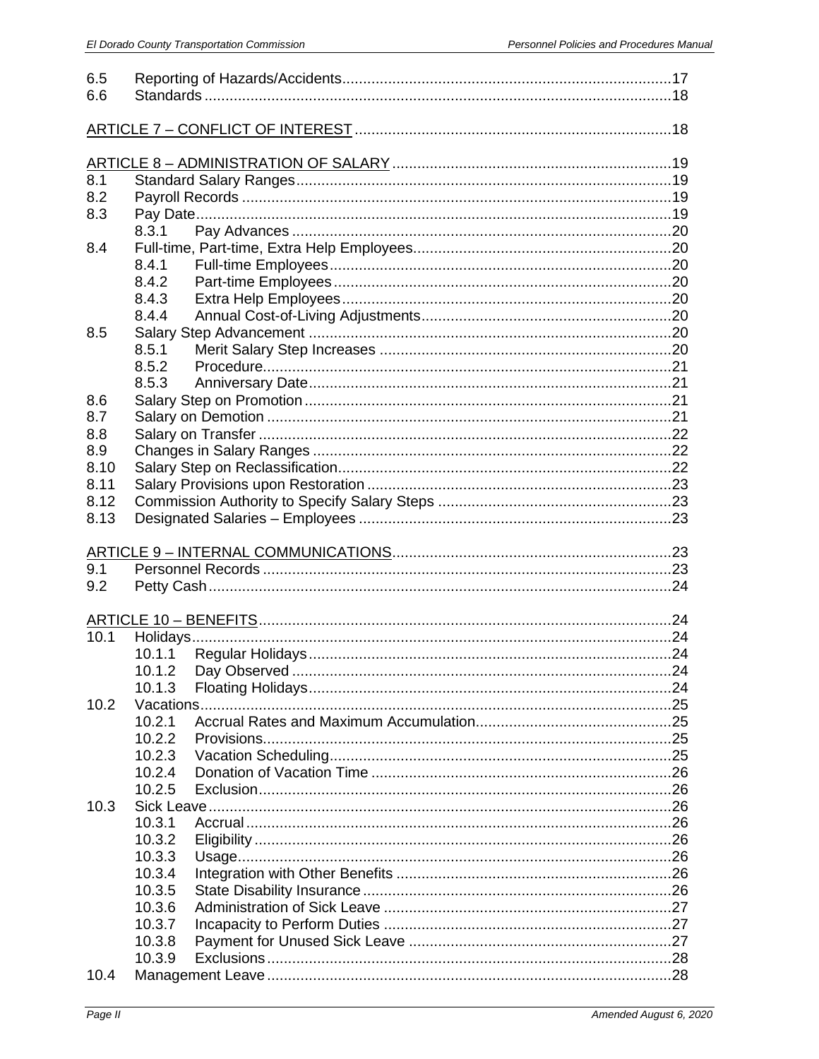| | | |
|---|---|---|
| 6.5 | Reporting of Hazards/Accidents | 17 |
| 6.6 | Standards | 18 |
| | | |
| ARTICLE 7 – CONFLICT OF INTEREST | | 18 |
| | | |
| ARTICLE 8 – ADMINISTRATION OF SALARY | | 19 |
| 8.1 | Standard Salary Ranges | 19 |
| 8.2 | Payroll Records | 19 |
| 8.3 | Pay Date | 19 |
| | 8.3.1 Pay Advances | 20 |
| 8.4 | Full-time, Part-time, Extra Help Employees | 20 |
| | 8.4.1 Full-time Employees | 20 |
| | 8.4.2 Part-time Employees | 20 |
| | 8.4.3 Extra Help Employees | 20 |
| | 8.4.4 Annual Cost-of-Living Adjustments | 20 |
| 8.5 | Salary Step Advancement | 20 |
| | 8.5.1 Merit Salary Step Increases | 20 |
| | 8.5.2 Procedure | 21 |
| | 8.5.3 Anniversary Date | 21 |
| 8.6 | Salary Step on Promotion | 21 |
| 8.7 | Salary on Demotion | 21 |
| 8.8 | Salary on Transfer | 22 |
| 8.9 | Changes in Salary Ranges | 22 |
| 8.10 | Salary Step on Reclassification | 22 |
| 8.11 | Salary Provisions upon Restoration | 23 |
| 8.12 | Commission Authority to Specify Salary Steps | 23 |
| 8.13 | Designated Salaries – Employees | 23 |
| | | |
| ARTICLE 9 – INTERNAL COMMUNICATIONS | | 23 |
| 9.1 | Personnel Records | 23 |
| 9.2 | Petty Cash | 24 |
| | | |
| ARTICLE 10 – BENEFITS | | 24 |
| 10.1 | Holidays | 24 |
| | 10.1.1 Regular Holidays | 24 |
| | 10.1.2 Day Observed | 24 |
| | 10.1.3 Floating Holidays | 24 |
| 10.2 | Vacations | 25 |
| | 10.2.1 Accrual Rates and Maximum Accumulation | 25 |
| | 10.2.2 Provisions | 25 |
| | 10.2.3 Vacation Scheduling | 25 |
| | 10.2.4 Donation of Vacation Time | 26 |
| | 10.2.5 Exclusion | 26 |
| 10.3 | Sick Leave | 26 |
| | 10.3.1 Accrual | 26 |
| | 10.3.2 Eligibility | 26 |
| | 10.3.3 Usage | 26 |
| | 10.3.4 Integration with Other Benefits | 26 |
| | 10.3.5 State Disability Insurance | 26 |
| | 10.3.6 Administration of Sick Leave | 27 |
| | 10.3.7 Incapacity to Perform Duties | 27 |
| | 10.3.8 Payment for Unused Sick Leave | 27 |
| | 10.3.9 Exclusions | 28 |
| 10.4 | Management Leave | 28 |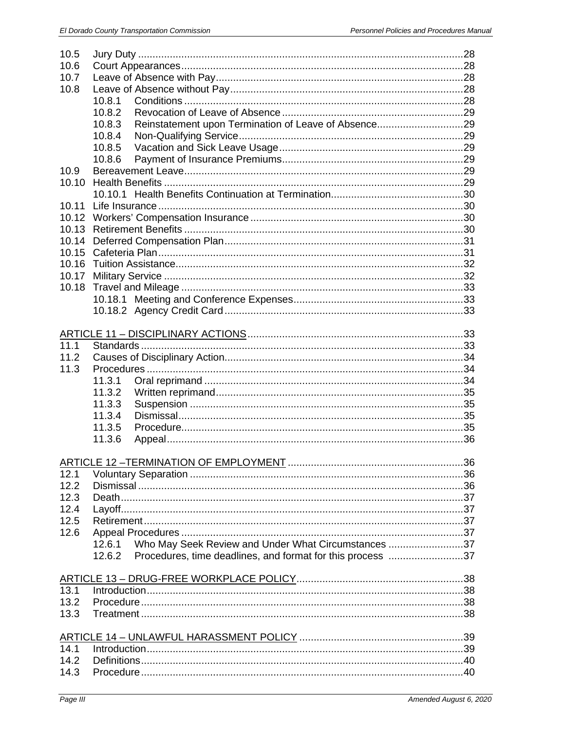| | | |
|---|---|---|
| 10.5 | Jury Duty | 28 |
| 10.6 | Court Appearances | 28 |
| 10.7 | Leave of Absence with Pay | 28 |
| 10.8 | Leave of Absence without Pay | 28 |
| | 10.8.1 Conditions | 28 |
| | 10.8.2 Revocation of Leave of Absence | 29 |
| | 10.8.3 Reinstatement upon Termination of Leave of Absence | 29 |
| | 10.8.4 Non-Qualifying Service | 29 |
| | 10.8.5 Vacation and Sick Leave Usage | 29 |
| | 10.8.6 Payment of Insurance Premiums | 29 |
| 10.9 | Bereavement Leave | 29 |
| 10.10 | Health Benefits | 29 |
| | 10.10.1 Health Benefits Continuation at Termination | 30 |
| 10.11 | Life Insurance | 30 |
| 10.12 | Workers' Compensation Insurance | 30 |
| 10.13 | Retirement Benefits | 30 |
| 10.14 | Deferred Compensation Plan | 31 |
| 10.15 | Cafeteria Plan | 31 |
| 10.16 | Tuition Assistance | 32 |
| 10.17 | Military Service | 32 |
| 10.18 | Travel and Mileage | 33 |
| | 10.18.1 Meeting and Conference Expenses | 33 |
| | 10.18.2 Agency Credit Card | 33 |

| | | |
|---|---|---|
| **ARTICLE 11 – DISCIPLINARY ACTIONS** | | 33 |
| 11.1 | Standards | 33 |
| 11.2 | Causes of Disciplinary Action | 34 |
| 11.3 | Procedures | 34 |
| | 11.3.1 Oral reprimand | 34 |
| | 11.3.2 Written reprimand | 35 |
| | 11.3.3 Suspension | 35 |
| | 11.3.4 Dismissal | 35 |
| | 11.3.5 Procedure | 35 |
| | 11.3.6 Appeal | 36 |

| | | |
|---|---|---|
| **ARTICLE 12 –TERMINATION OF EMPLOYMENT** | | 36 |
| 12.1 | Voluntary Separation | 36 |
| 12.2 | Dismissal | 36 |
| 12.3 | Death | 37 |
| 12.4 | Layoff | 37 |
| 12.5 | Retirement | 37 |
| 12.6 | Appeal Procedures | 37 |
| | 12.6.1 Who May Seek Review and Under What Circumstances | 37 |
| | 12.6.2 Procedures, time deadlines, and format for this process | 37 |

| | | |
|---|---|---|
| **ARTICLE 13 – DRUG-FREE WORKPLACE POLICY** | | 38 |
| 13.1 | Introduction | 38 |
| 13.2 | Procedure | 38 |
| 13.3 | Treatment | 38 |

| | | |
|---|---|---|
| **ARTICLE 14 – UNLAWFUL HARASSMENT POLICY** | | 39 |
| 14.1 | Introduction | 39 |
| 14.2 | Definitions | 40 |
| 14.3 | Procedure | 40 |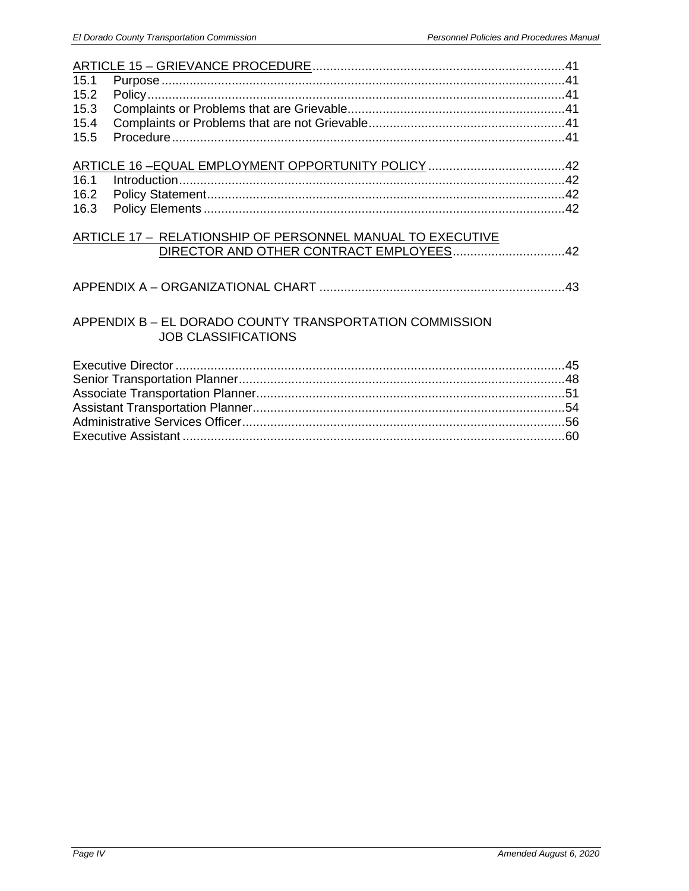ARTICLE 15 – GRIEVANCE PROCEDURE .......................................................................41

15.1 Purpose ..................................................................................................................41
15.2 Policy ......................................................................................................................41
15.3 Complaints or Problems that are Grievable.............................................................41
15.4 Complaints or Problems that are not Grievable.......................................................41
15.5 Procedure ...............................................................................................................41

ARTICLE 16 –EQUAL EMPLOYMENT OPPORTUNITY POLICY .......................................42

16.1 Introduction.............................................................................................................42
16.2 Policy Statement.....................................................................................................42
16.3 Policy Elements .....................................................................................................42

ARTICLE 17 – RELATIONSHIP OF PERSONNEL MANUAL TO EXECUTIVE DIRECTOR AND OTHER CONTRACT EMPLOYEES................................42

APPENDIX A – ORGANIZATIONAL CHART .....................................................................43

APPENDIX B – EL DORADO COUNTY TRANSPORTATION COMMISSION JOB CLASSIFICATIONS

Executive Director ..............................................................................................................45
Senior Transportation Planner............................................................................................48
Associate Transportation Planner.......................................................................................51
Assistant Transportation Planner........................................................................................54
Administrative Services Officer...........................................................................................56
Executive Assistant ............................................................................................................60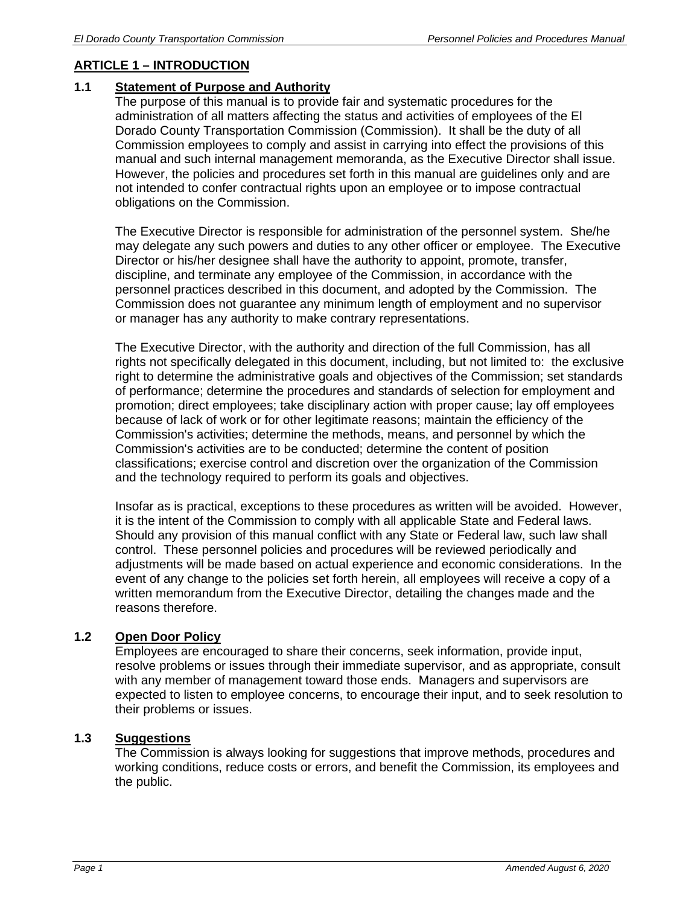## ARTICLE 1 – INTRODUCTION

### 1.1 Statement of Purpose and Authority

The purpose of this manual is to provide fair and systematic procedures for the administration of all matters affecting the status and activities of employees of the El Dorado County Transportation Commission (Commission). It shall be the duty of all Commission employees to comply and assist in carrying into effect the provisions of this manual and such internal management memoranda, as the Executive Director shall issue. However, the policies and procedures set forth in this manual are guidelines only and are not intended to confer contractual rights upon an employee or to impose contractual obligations on the Commission.

The Executive Director is responsible for administration of the personnel system. She/he may delegate any such powers and duties to any other officer or employee. The Executive Director or his/her designee shall have the authority to appoint, promote, transfer, discipline, and terminate any employee of the Commission, in accordance with the personnel practices described in this document, and adopted by the Commission. The Commission does not guarantee any minimum length of employment and no supervisor or manager has any authority to make contrary representations.

The Executive Director, with the authority and direction of the full Commission, has all rights not specifically delegated in this document, including, but not limited to: the exclusive right to determine the administrative goals and objectives of the Commission; set standards of performance; determine the procedures and standards of selection for employment and promotion; direct employees; take disciplinary action with proper cause; lay off employees because of lack of work or for other legitimate reasons; maintain the efficiency of the Commission's activities; determine the methods, means, and personnel by which the Commission's activities are to be conducted; determine the content of position classifications; exercise control and discretion over the organization of the Commission and the technology required to perform its goals and objectives.

Insofar as is practical, exceptions to these procedures as written will be avoided. However, it is the intent of the Commission to comply with all applicable State and Federal laws. Should any provision of this manual conflict with any State or Federal law, such law shall control. These personnel policies and procedures will be reviewed periodically and adjustments will be made based on actual experience and economic considerations. In the event of any change to the policies set forth herein, all employees will receive a copy of a written memorandum from the Executive Director, detailing the changes made and the reasons therefore.

### 1.2 Open Door Policy

Employees are encouraged to share their concerns, seek information, provide input, resolve problems or issues through their immediate supervisor, and as appropriate, consult with any member of management toward those ends. Managers and supervisors are expected to listen to employee concerns, to encourage their input, and to seek resolution to their problems or issues.

### 1.3 Suggestions

The Commission is always looking for suggestions that improve methods, procedures and working conditions, reduce costs or errors, and benefit the Commission, its employees and the public.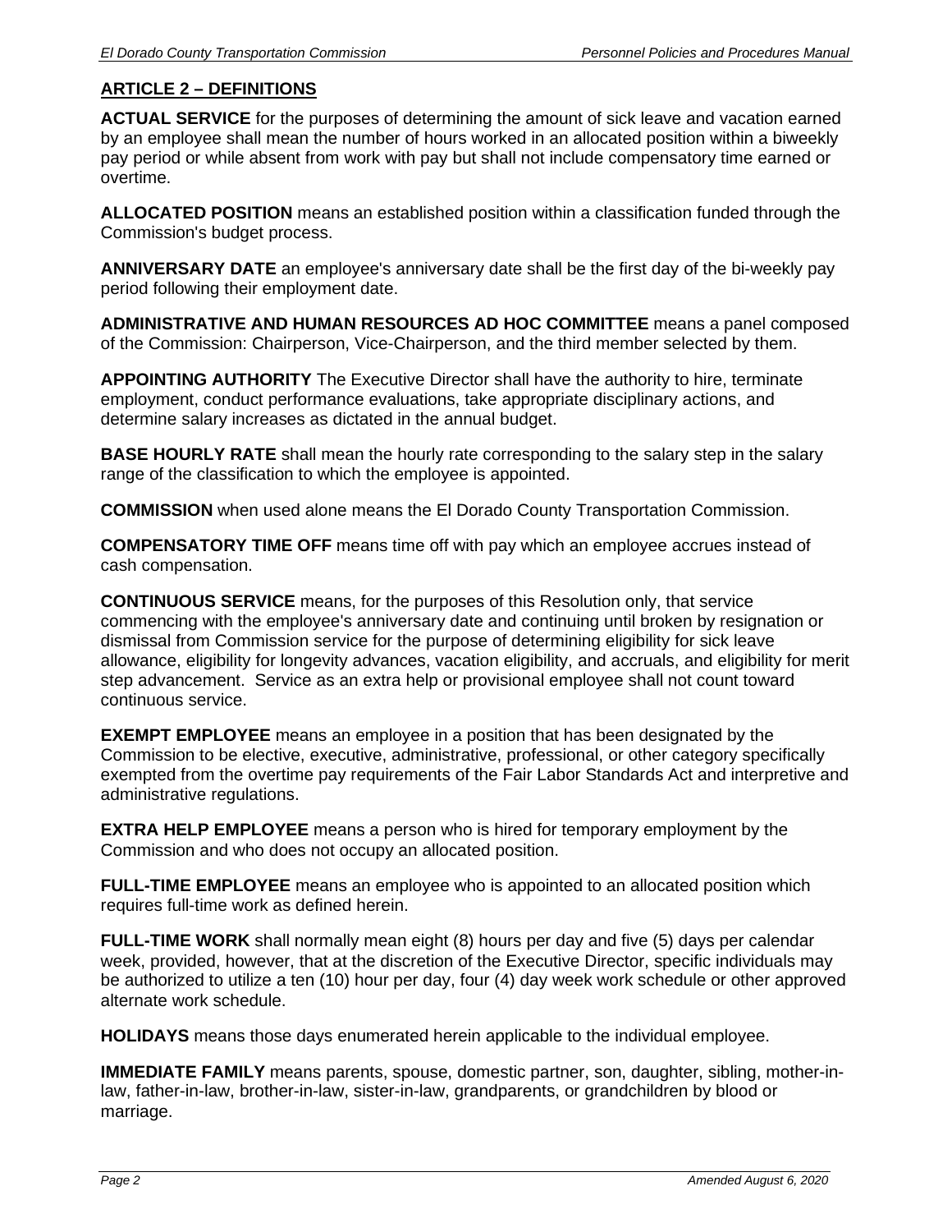## ARTICLE 2 – DEFINITIONS

**ACTUAL SERVICE** for the purposes of determining the amount of sick leave and vacation earned by an employee shall mean the number of hours worked in an allocated position within a biweekly pay period or while absent from work with pay but shall not include compensatory time earned or overtime.

**ALLOCATED POSITION** means an established position within a classification funded through the Commission's budget process.

**ANNIVERSARY DATE** an employee's anniversary date shall be the first day of the bi-weekly pay period following their employment date.

**ADMINISTRATIVE AND HUMAN RESOURCES AD HOC COMMITTEE** means a panel composed of the Commission: Chairperson, Vice-Chairperson, and the third member selected by them.

**APPOINTING AUTHORITY** The Executive Director shall have the authority to hire, terminate employment, conduct performance evaluations, take appropriate disciplinary actions, and determine salary increases as dictated in the annual budget.

**BASE HOURLY RATE** shall mean the hourly rate corresponding to the salary step in the salary range of the classification to which the employee is appointed.

**COMMISSION** when used alone means the El Dorado County Transportation Commission.

**COMPENSATORY TIME OFF** means time off with pay which an employee accrues instead of cash compensation.

**CONTINUOUS SERVICE** means, for the purposes of this Resolution only, that service commencing with the employee's anniversary date and continuing until broken by resignation or dismissal from Commission service for the purpose of determining eligibility for sick leave allowance, eligibility for longevity advances, vacation eligibility, and accruals, and eligibility for merit step advancement. Service as an extra help or provisional employee shall not count toward continuous service.

**EXEMPT EMPLOYEE** means an employee in a position that has been designated by the Commission to be elective, executive, administrative, professional, or other category specifically exempted from the overtime pay requirements of the Fair Labor Standards Act and interpretive and administrative regulations.

**EXTRA HELP EMPLOYEE** means a person who is hired for temporary employment by the Commission and who does not occupy an allocated position.

**FULL-TIME EMPLOYEE** means an employee who is appointed to an allocated position which requires full-time work as defined herein.

**FULL-TIME WORK** shall normally mean eight (8) hours per day and five (5) days per calendar week, provided, however, that at the discretion of the Executive Director, specific individuals may be authorized to utilize a ten (10) hour per day, four (4) day week work schedule or other approved alternate work schedule.

**HOLIDAYS** means those days enumerated herein applicable to the individual employee.

**IMMEDIATE FAMILY** means parents, spouse, domestic partner, son, daughter, sibling, mother-in-law, father-in-law, brother-in-law, sister-in-law, grandparents, or grandchildren by blood or marriage.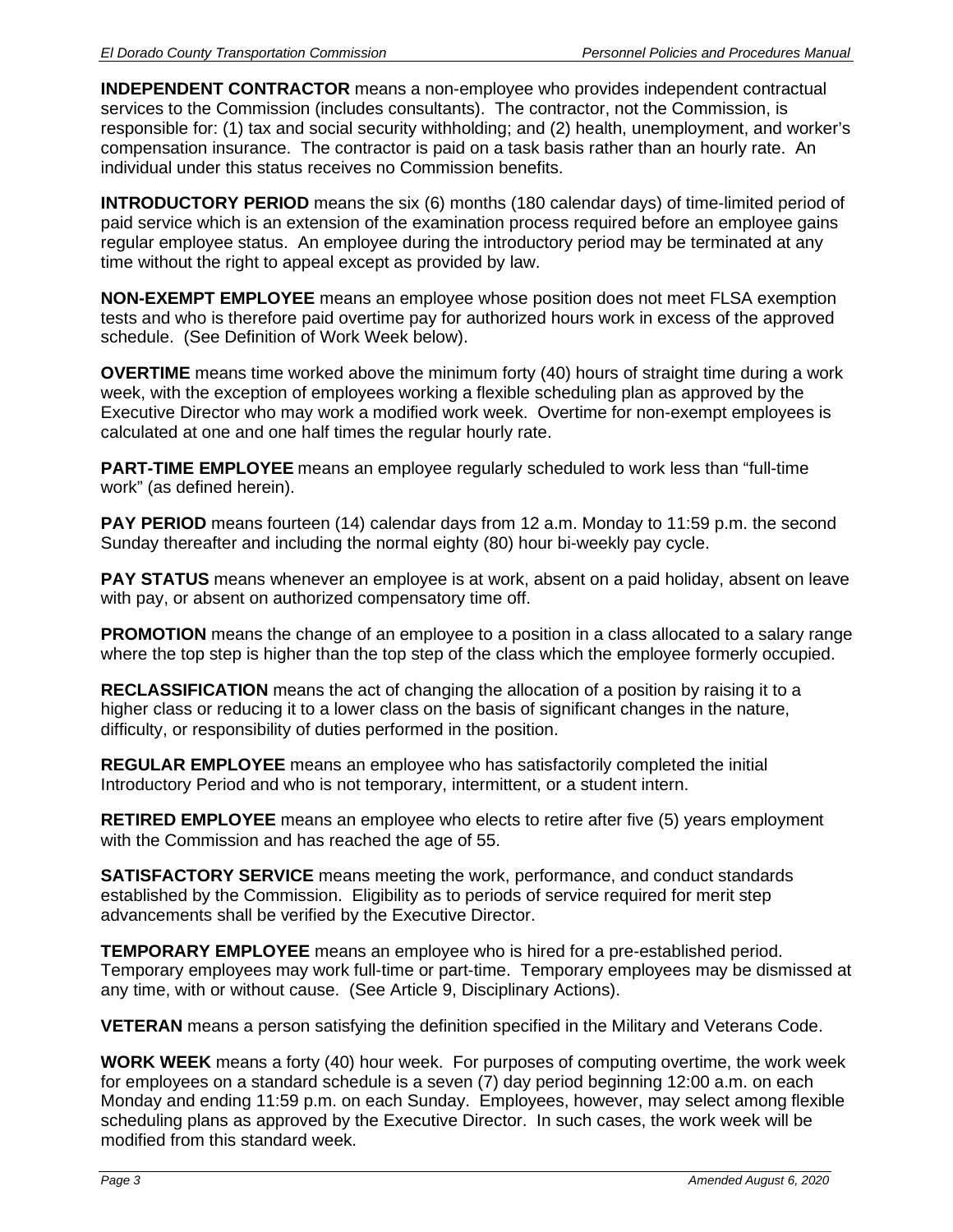**INDEPENDENT CONTRACTOR** means a non-employee who provides independent contractual services to the Commission (includes consultants). The contractor, not the Commission, is responsible for: (1) tax and social security withholding; and (2) health, unemployment, and worker's compensation insurance. The contractor is paid on a task basis rather than an hourly rate. An individual under this status receives no Commission benefits.

**INTRODUCTORY PERIOD** means the six (6) months (180 calendar days) of time-limited period of paid service which is an extension of the examination process required before an employee gains regular employee status. An employee during the introductory period may be terminated at any time without the right to appeal except as provided by law.

**NON-EXEMPT EMPLOYEE** means an employee whose position does not meet FLSA exemption tests and who is therefore paid overtime pay for authorized hours work in excess of the approved schedule. (See Definition of Work Week below).

**OVERTIME** means time worked above the minimum forty (40) hours of straight time during a work week, with the exception of employees working a flexible scheduling plan as approved by the Executive Director who may work a modified work week. Overtime for non-exempt employees is calculated at one and one half times the regular hourly rate.

**PART-TIME EMPLOYEE** means an employee regularly scheduled to work less than "full-time work" (as defined herein).

**PAY PERIOD** means fourteen (14) calendar days from 12 a.m. Monday to 11:59 p.m. the second Sunday thereafter and including the normal eighty (80) hour bi-weekly pay cycle.

**PAY STATUS** means whenever an employee is at work, absent on a paid holiday, absent on leave with pay, or absent on authorized compensatory time off.

**PROMOTION** means the change of an employee to a position in a class allocated to a salary range where the top step is higher than the top step of the class which the employee formerly occupied.

**RECLASSIFICATION** means the act of changing the allocation of a position by raising it to a higher class or reducing it to a lower class on the basis of significant changes in the nature, difficulty, or responsibility of duties performed in the position.

**REGULAR EMPLOYEE** means an employee who has satisfactorily completed the initial Introductory Period and who is not temporary, intermittent, or a student intern.

**RETIRED EMPLOYEE** means an employee who elects to retire after five (5) years employment with the Commission and has reached the age of 55.

**SATISFACTORY SERVICE** means meeting the work, performance, and conduct standards established by the Commission. Eligibility as to periods of service required for merit step advancements shall be verified by the Executive Director.

**TEMPORARY EMPLOYEE** means an employee who is hired for a pre-established period. Temporary employees may work full-time or part-time. Temporary employees may be dismissed at any time, with or without cause. (See Article 9, Disciplinary Actions).

**VETERAN** means a person satisfying the definition specified in the Military and Veterans Code.

**WORK WEEK** means a forty (40) hour week. For purposes of computing overtime, the work week for employees on a standard schedule is a seven (7) day period beginning 12:00 a.m. on each Monday and ending 11:59 p.m. on each Sunday. Employees, however, may select among flexible scheduling plans as approved by the Executive Director. In such cases, the work week will be modified from this standard week.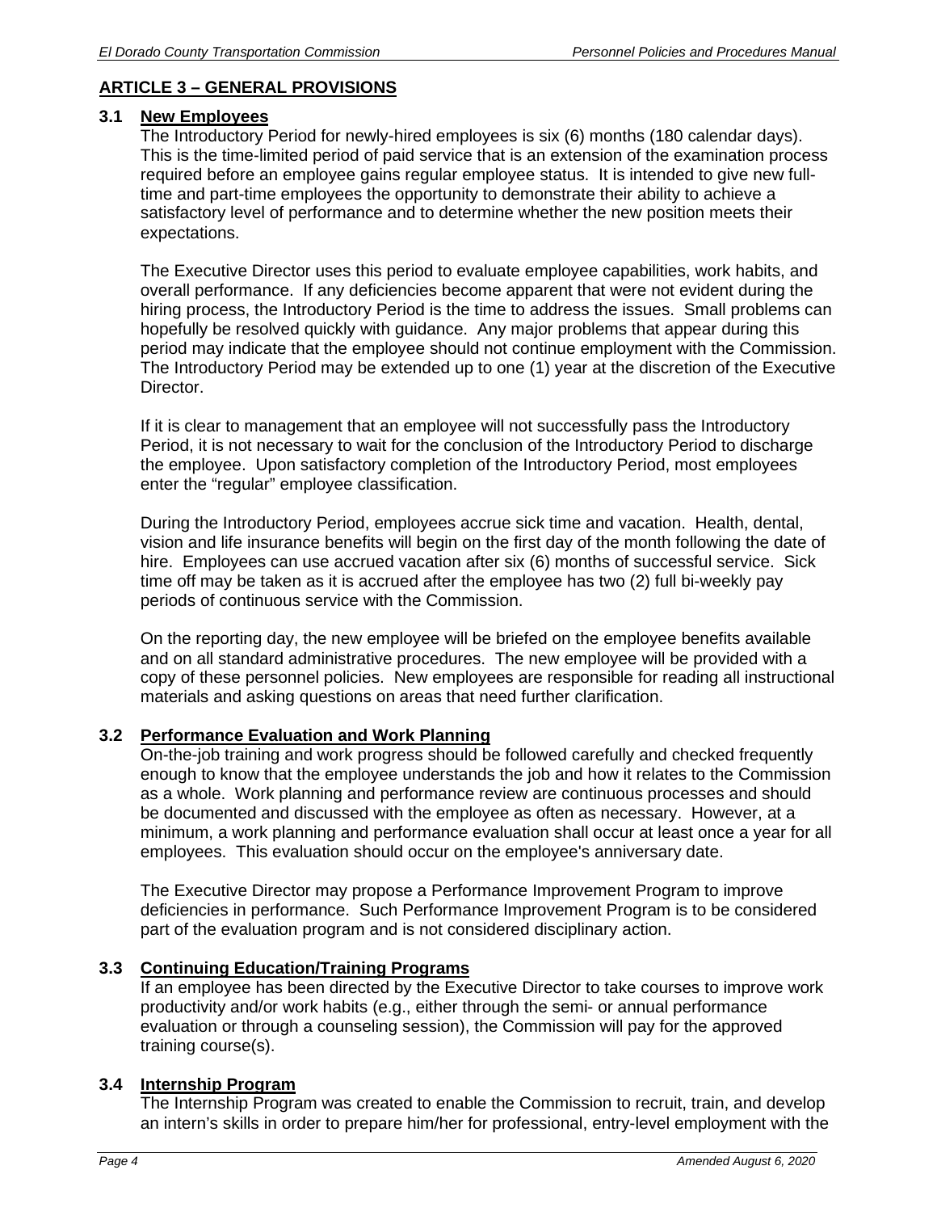## ARTICLE 3 – GENERAL PROVISIONS

### 3.1 New Employees

The Introductory Period for newly-hired employees is six (6) months (180 calendar days). This is the time-limited period of paid service that is an extension of the examination process required before an employee gains regular employee status. It is intended to give new full-time and part-time employees the opportunity to demonstrate their ability to achieve a satisfactory level of performance and to determine whether the new position meets their expectations.

The Executive Director uses this period to evaluate employee capabilities, work habits, and overall performance. If any deficiencies become apparent that were not evident during the hiring process, the Introductory Period is the time to address the issues. Small problems can hopefully be resolved quickly with guidance. Any major problems that appear during this period may indicate that the employee should not continue employment with the Commission. The Introductory Period may be extended up to one (1) year at the discretion of the Executive Director.

If it is clear to management that an employee will not successfully pass the Introductory Period, it is not necessary to wait for the conclusion of the Introductory Period to discharge the employee. Upon satisfactory completion of the Introductory Period, most employees enter the "regular" employee classification.

During the Introductory Period, employees accrue sick time and vacation. Health, dental, vision and life insurance benefits will begin on the first day of the month following the date of hire. Employees can use accrued vacation after six (6) months of successful service. Sick time off may be taken as it is accrued after the employee has two (2) full bi-weekly pay periods of continuous service with the Commission.

On the reporting day, the new employee will be briefed on the employee benefits available and on all standard administrative procedures. The new employee will be provided with a copy of these personnel policies. New employees are responsible for reading all instructional materials and asking questions on areas that need further clarification.

### 3.2 Performance Evaluation and Work Planning

On-the-job training and work progress should be followed carefully and checked frequently enough to know that the employee understands the job and how it relates to the Commission as a whole. Work planning and performance review are continuous processes and should be documented and discussed with the employee as often as necessary. However, at a minimum, a work planning and performance evaluation shall occur at least once a year for all employees. This evaluation should occur on the employee's anniversary date.

The Executive Director may propose a Performance Improvement Program to improve deficiencies in performance. Such Performance Improvement Program is to be considered part of the evaluation program and is not considered disciplinary action.

### 3.3 Continuing Education/Training Programs

If an employee has been directed by the Executive Director to take courses to improve work productivity and/or work habits (e.g., either through the semi- or annual performance evaluation or through a counseling session), the Commission will pay for the approved training course(s).

### 3.4 Internship Program

The Internship Program was created to enable the Commission to recruit, train, and develop an intern's skills in order to prepare him/her for professional, entry-level employment with the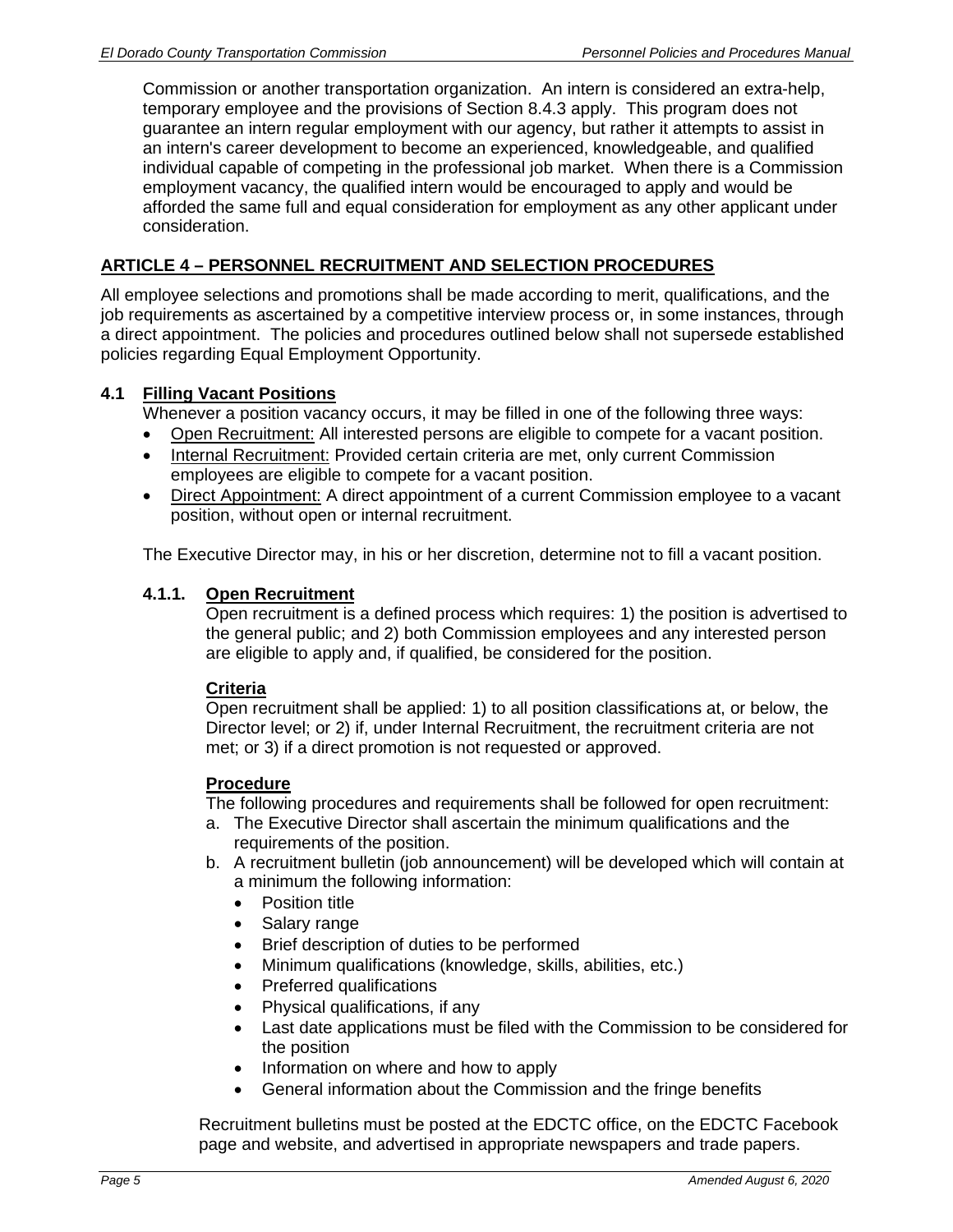Commission or another transportation organization. An intern is considered an extra-help, temporary employee and the provisions of Section 8.4.3 apply. This program does not guarantee an intern regular employment with our agency, but rather it attempts to assist in an intern's career development to become an experienced, knowledgeable, and qualified individual capable of competing in the professional job market. When there is a Commission employment vacancy, the qualified intern would be encouraged to apply and would be afforded the same full and equal consideration for employment as any other applicant under consideration.

## ARTICLE 4 – PERSONNEL RECRUITMENT AND SELECTION PROCEDURES

All employee selections and promotions shall be made according to merit, qualifications, and the job requirements as ascertained by a competitive interview process or, in some instances, through a direct appointment. The policies and procedures outlined below shall not supersede established policies regarding Equal Employment Opportunity.

### 4.1 Filling Vacant Positions

Whenever a position vacancy occurs, it may be filled in one of the following three ways:

- Open Recruitment: All interested persons are eligible to compete for a vacant position.
- Internal Recruitment: Provided certain criteria are met, only current Commission employees are eligible to compete for a vacant position.
- Direct Appointment: A direct appointment of a current Commission employee to a vacant position, without open or internal recruitment.

The Executive Director may, in his or her discretion, determine not to fill a vacant position.

#### 4.1.1. Open Recruitment

Open recruitment is a defined process which requires: 1) the position is advertised to the general public; and 2) both Commission employees and any interested person are eligible to apply and, if qualified, be considered for the position.

**Criteria**

Open recruitment shall be applied: 1) to all position classifications at, or below, the Director level; or 2) if, under Internal Recruitment, the recruitment criteria are not met; or 3) if a direct promotion is not requested or approved.

**Procedure**

The following procedures and requirements shall be followed for open recruitment:

a. The Executive Director shall ascertain the minimum qualifications and the requirements of the position.
b. A recruitment bulletin (job announcement) will be developed which will contain at a minimum the following information:
   - Position title
   - Salary range
   - Brief description of duties to be performed
   - Minimum qualifications (knowledge, skills, abilities, etc.)
   - Preferred qualifications
   - Physical qualifications, if any
   - Last date applications must be filed with the Commission to be considered for the position
   - Information on where and how to apply
   - General information about the Commission and the fringe benefits

Recruitment bulletins must be posted at the EDCTC office, on the EDCTC Facebook page and website, and advertised in appropriate newspapers and trade papers.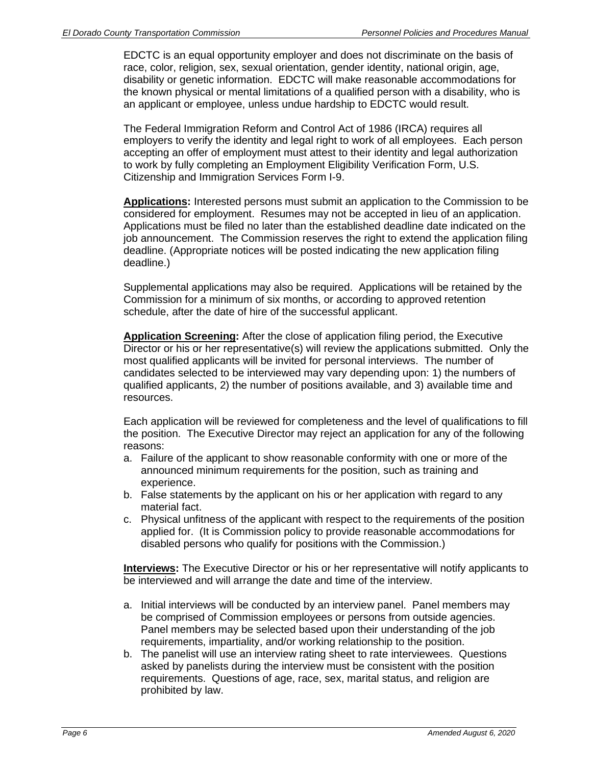EDCTC is an equal opportunity employer and does not discriminate on the basis of race, color, religion, sex, sexual orientation, gender identity, national origin, age, disability or genetic information. EDCTC will make reasonable accommodations for the known physical or mental limitations of a qualified person with a disability, who is an applicant or employee, unless undue hardship to EDCTC would result.

The Federal Immigration Reform and Control Act of 1986 (IRCA) requires all employers to verify the identity and legal right to work of all employees. Each person accepting an offer of employment must attest to their identity and legal authorization to work by fully completing an Employment Eligibility Verification Form, U.S. Citizenship and Immigration Services Form I-9.

**Applications:** Interested persons must submit an application to the Commission to be considered for employment. Resumes may not be accepted in lieu of an application. Applications must be filed no later than the established deadline date indicated on the job announcement. The Commission reserves the right to extend the application filing deadline. (Appropriate notices will be posted indicating the new application filing deadline.)

Supplemental applications may also be required. Applications will be retained by the Commission for a minimum of six months, or according to approved retention schedule, after the date of hire of the successful applicant.

**Application Screening:** After the close of application filing period, the Executive Director or his or her representative(s) will review the applications submitted. Only the most qualified applicants will be invited for personal interviews. The number of candidates selected to be interviewed may vary depending upon: 1) the numbers of qualified applicants, 2) the number of positions available, and 3) available time and resources.

Each application will be reviewed for completeness and the level of qualifications to fill the position. The Executive Director may reject an application for any of the following reasons:

a. Failure of the applicant to show reasonable conformity with one or more of the announced minimum requirements for the position, such as training and experience.
b. False statements by the applicant on his or her application with regard to any material fact.
c. Physical unfitness of the applicant with respect to the requirements of the position applied for. (It is Commission policy to provide reasonable accommodations for disabled persons who qualify for positions with the Commission.)

**Interviews:** The Executive Director or his or her representative will notify applicants to be interviewed and will arrange the date and time of the interview.

a. Initial interviews will be conducted by an interview panel. Panel members may be comprised of Commission employees or persons from outside agencies. Panel members may be selected based upon their understanding of the job requirements, impartiality, and/or working relationship to the position.
b. The panelist will use an interview rating sheet to rate interviewees. Questions asked by panelists during the interview must be consistent with the position requirements. Questions of age, race, sex, marital status, and religion are prohibited by law.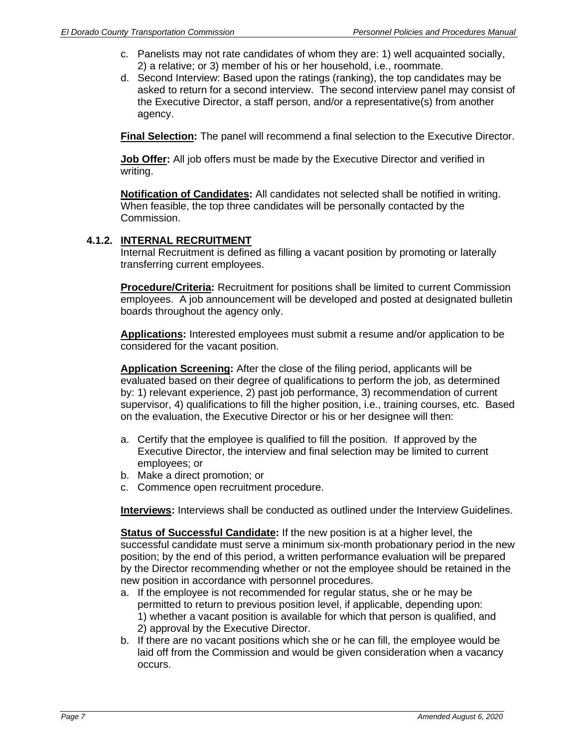c. Panelists may not rate candidates of whom they are: 1) well acquainted socially, 2) a relative; or 3) member of his or her household, i.e., roommate.
d. Second Interview: Based upon the ratings (ranking), the top candidates may be asked to return for a second interview. The second interview panel may consist of the Executive Director, a staff person, and/or a representative(s) from another agency.

**Final Selection:** The panel will recommend a final selection to the Executive Director.

**Job Offer:** All job offers must be made by the Executive Director and verified in writing.

**Notification of Candidates:** All candidates not selected shall be notified in writing. When feasible, the top three candidates will be personally contacted by the Commission.

### 4.1.2. INTERNAL RECRUITMENT

Internal Recruitment is defined as filling a vacant position by promoting or laterally transferring current employees.

**Procedure/Criteria:** Recruitment for positions shall be limited to current Commission employees. A job announcement will be developed and posted at designated bulletin boards throughout the agency only.

**Applications:** Interested employees must submit a resume and/or application to be considered for the vacant position.

**Application Screening:** After the close of the filing period, applicants will be evaluated based on their degree of qualifications to perform the job, as determined by: 1) relevant experience, 2) past job performance, 3) recommendation of current supervisor, 4) qualifications to fill the higher position, i.e., training courses, etc. Based on the evaluation, the Executive Director or his or her designee will then:

a. Certify that the employee is qualified to fill the position. If approved by the Executive Director, the interview and final selection may be limited to current employees; or
b. Make a direct promotion; or
c. Commence open recruitment procedure.

**Interviews:** Interviews shall be conducted as outlined under the Interview Guidelines.

**Status of Successful Candidate:** If the new position is at a higher level, the successful candidate must serve a minimum six-month probationary period in the new position; by the end of this period, a written performance evaluation will be prepared by the Director recommending whether or not the employee should be retained in the new position in accordance with personnel procedures.

a. If the employee is not recommended for regular status, she or he may be permitted to return to previous position level, if applicable, depending upon: 1) whether a vacant position is available for which that person is qualified, and 2) approval by the Executive Director.
b. If there are no vacant positions which she or he can fill, the employee would be laid off from the Commission and would be given consideration when a vacancy occurs.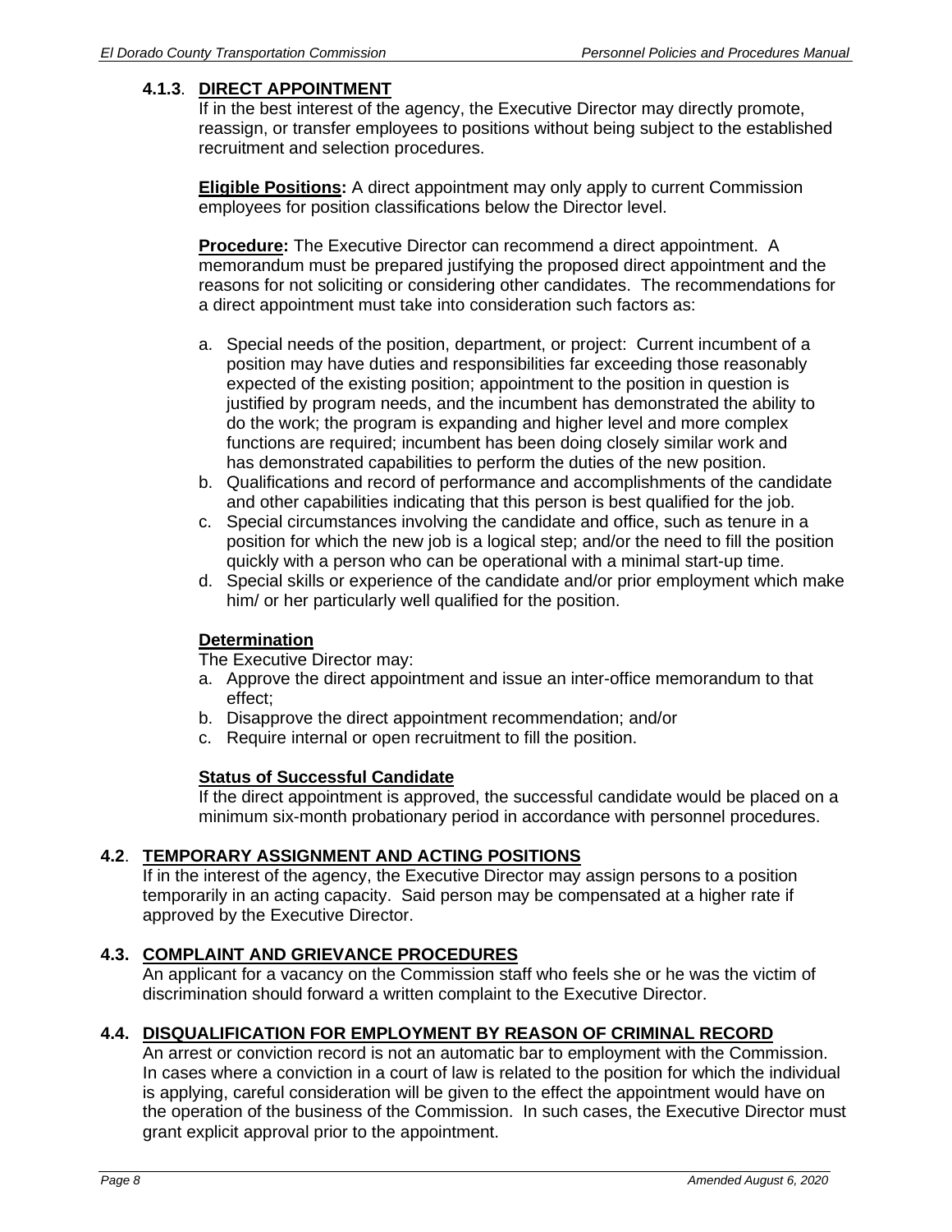### 4.1.3. DIRECT APPOINTMENT

If in the best interest of the agency, the Executive Director may directly promote, reassign, or transfer employees to positions without being subject to the established recruitment and selection procedures.

**Eligible Positions:** A direct appointment may only apply to current Commission employees for position classifications below the Director level.

**Procedure:** The Executive Director can recommend a direct appointment. A memorandum must be prepared justifying the proposed direct appointment and the reasons for not soliciting or considering other candidates. The recommendations for a direct appointment must take into consideration such factors as:

a. Special needs of the position, department, or project: Current incumbent of a position may have duties and responsibilities far exceeding those reasonably expected of the existing position; appointment to the position in question is justified by program needs, and the incumbent has demonstrated the ability to do the work; the program is expanding and higher level and more complex functions are required; incumbent has been doing closely similar work and has demonstrated capabilities to perform the duties of the new position.
b. Qualifications and record of performance and accomplishments of the candidate and other capabilities indicating that this person is best qualified for the job.
c. Special circumstances involving the candidate and office, such as tenure in a position for which the new job is a logical step; and/or the need to fill the position quickly with a person who can be operational with a minimal start-up time.
d. Special skills or experience of the candidate and/or prior employment which make him/ or her particularly well qualified for the position.

**Determination**

The Executive Director may:

a. Approve the direct appointment and issue an inter-office memorandum to that effect;
b. Disapprove the direct appointment recommendation; and/or
c. Require internal or open recruitment to fill the position.

**Status of Successful Candidate**

If the direct appointment is approved, the successful candidate would be placed on a minimum six-month probationary period in accordance with personnel procedures.

## 4.2. TEMPORARY ASSIGNMENT AND ACTING POSITIONS

If in the interest of the agency, the Executive Director may assign persons to a position temporarily in an acting capacity. Said person may be compensated at a higher rate if approved by the Executive Director.

## 4.3. COMPLAINT AND GRIEVANCE PROCEDURES

An applicant for a vacancy on the Commission staff who feels she or he was the victim of discrimination should forward a written complaint to the Executive Director.

## 4.4. DISQUALIFICATION FOR EMPLOYMENT BY REASON OF CRIMINAL RECORD

An arrest or conviction record is not an automatic bar to employment with the Commission. In cases where a conviction in a court of law is related to the position for which the individual is applying, careful consideration will be given to the effect the appointment would have on the operation of the business of the Commission. In such cases, the Executive Director must grant explicit approval prior to the appointment.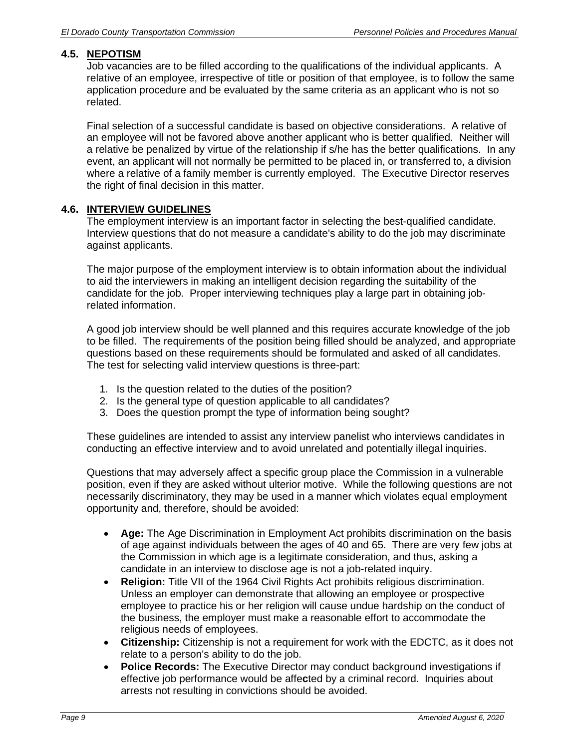### 4.5. NEPOTISM

Job vacancies are to be filled according to the qualifications of the individual applicants. A relative of an employee, irrespective of title or position of that employee, is to follow the same application procedure and be evaluated by the same criteria as an applicant who is not so related.

Final selection of a successful candidate is based on objective considerations. A relative of an employee will not be favored above another applicant who is better qualified. Neither will a relative be penalized by virtue of the relationship if s/he has the better qualifications. In any event, an applicant will not normally be permitted to be placed in, or transferred to, a division where a relative of a family member is currently employed. The Executive Director reserves the right of final decision in this matter.

### 4.6. INTERVIEW GUIDELINES

The employment interview is an important factor in selecting the best-qualified candidate. Interview questions that do not measure a candidate's ability to do the job may discriminate against applicants.

The major purpose of the employment interview is to obtain information about the individual to aid the interviewers in making an intelligent decision regarding the suitability of the candidate for the job. Proper interviewing techniques play a large part in obtaining job-related information.

A good job interview should be well planned and this requires accurate knowledge of the job to be filled. The requirements of the position being filled should be analyzed, and appropriate questions based on these requirements should be formulated and asked of all candidates. The test for selecting valid interview questions is three-part:

1. Is the question related to the duties of the position?
2. Is the general type of question applicable to all candidates?
3. Does the question prompt the type of information being sought?

These guidelines are intended to assist any interview panelist who interviews candidates in conducting an effective interview and to avoid unrelated and potentially illegal inquiries.

Questions that may adversely affect a specific group place the Commission in a vulnerable position, even if they are asked without ulterior motive. While the following questions are not necessarily discriminatory, they may be used in a manner which violates equal employment opportunity and, therefore, should be avoided:

- **Age:** The Age Discrimination in Employment Act prohibits discrimination on the basis of age against individuals between the ages of 40 and 65. There are very few jobs at the Commission in which age is a legitimate consideration, and thus, asking a candidate in an interview to disclose age is not a job-related inquiry.
- **Religion:** Title VII of the 1964 Civil Rights Act prohibits religious discrimination. Unless an employer can demonstrate that allowing an employee or prospective employee to practice his or her religion will cause undue hardship on the conduct of the business, the employer must make a reasonable effort to accommodate the religious needs of employees.
- **Citizenship:** Citizenship is not a requirement for work with the EDCTC, as it does not relate to a person's ability to do the job.
- **Police Records:** The Executive Director may conduct background investigations if effective job performance would be affected by a criminal record. Inquiries about arrests not resulting in convictions should be avoided.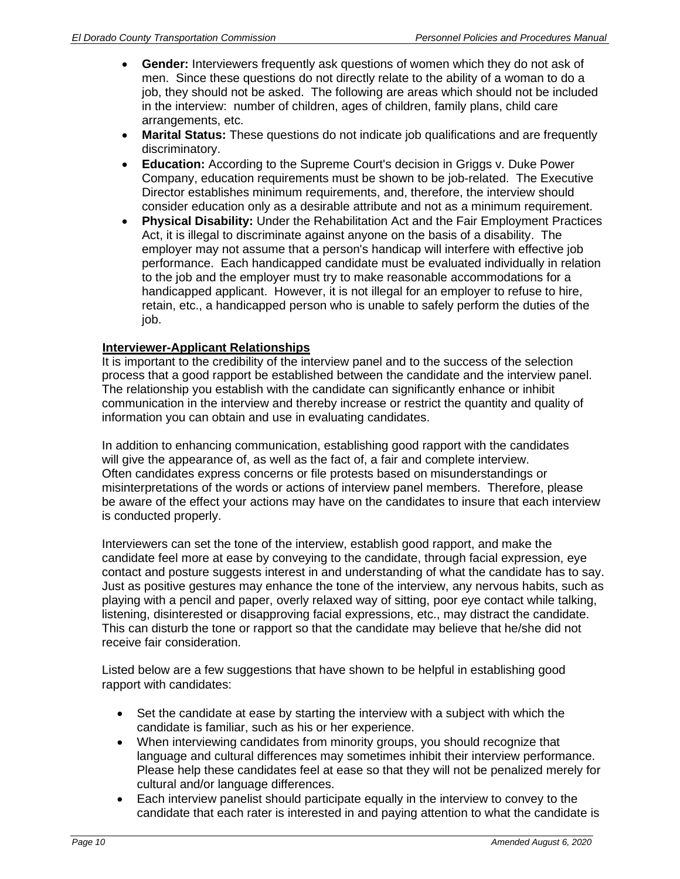- **Gender:** Interviewers frequently ask questions of women which they do not ask of men. Since these questions do not directly relate to the ability of a woman to do a job, they should not be asked. The following are areas which should not be included in the interview: number of children, ages of children, family plans, child care arrangements, etc.
- **Marital Status:** These questions do not indicate job qualifications and are frequently discriminatory.
- **Education:** According to the Supreme Court's decision in Griggs v. Duke Power Company, education requirements must be shown to be job-related. The Executive Director establishes minimum requirements, and, therefore, the interview should consider education only as a desirable attribute and not as a minimum requirement.
- **Physical Disability:** Under the Rehabilitation Act and the Fair Employment Practices Act, it is illegal to discriminate against anyone on the basis of a disability. The employer may not assume that a person's handicap will interfere with effective job performance. Each handicapped candidate must be evaluated individually in relation to the job and the employer must try to make reasonable accommodations for a handicapped applicant. However, it is not illegal for an employer to refuse to hire, retain, etc., a handicapped person who is unable to safely perform the duties of the job.

**Interviewer-Applicant Relationships**

It is important to the credibility of the interview panel and to the success of the selection process that a good rapport be established between the candidate and the interview panel. The relationship you establish with the candidate can significantly enhance or inhibit communication in the interview and thereby increase or restrict the quantity and quality of information you can obtain and use in evaluating candidates.

In addition to enhancing communication, establishing good rapport with the candidates will give the appearance of, as well as the fact of, a fair and complete interview. Often candidates express concerns or file protests based on misunderstandings or misinterpretations of the words or actions of interview panel members. Therefore, please be aware of the effect your actions may have on the candidates to insure that each interview is conducted properly.

Interviewers can set the tone of the interview, establish good rapport, and make the candidate feel more at ease by conveying to the candidate, through facial expression, eye contact and posture suggests interest in and understanding of what the candidate has to say. Just as positive gestures may enhance the tone of the interview, any nervous habits, such as playing with a pencil and paper, overly relaxed way of sitting, poor eye contact while talking, listening, disinterested or disapproving facial expressions, etc., may distract the candidate. This can disturb the tone or rapport so that the candidate may believe that he/she did not receive fair consideration.

Listed below are a few suggestions that have shown to be helpful in establishing good rapport with candidates:

- Set the candidate at ease by starting the interview with a subject with which the candidate is familiar, such as his or her experience.
- When interviewing candidates from minority groups, you should recognize that language and cultural differences may sometimes inhibit their interview performance. Please help these candidates feel at ease so that they will not be penalized merely for cultural and/or language differences.
- Each interview panelist should participate equally in the interview to convey to the candidate that each rater is interested in and paying attention to what the candidate is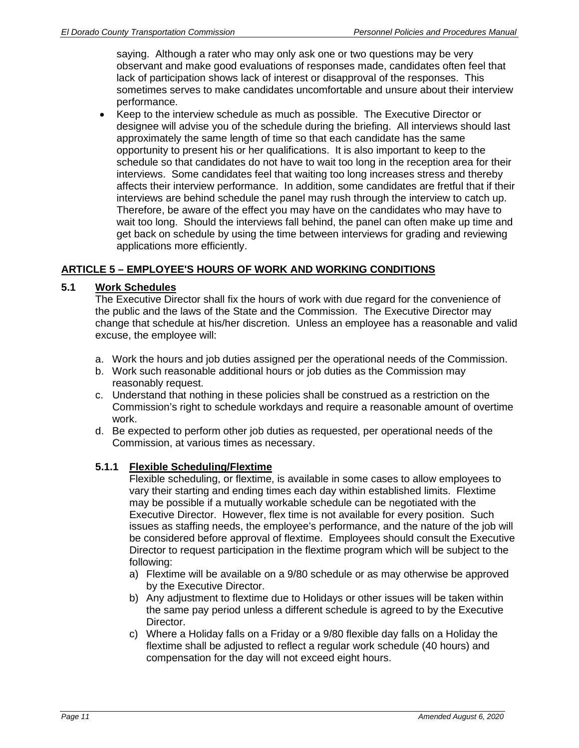saying. Although a rater who may only ask one or two questions may be very observant and make good evaluations of responses made, candidates often feel that lack of participation shows lack of interest or disapproval of the responses. This sometimes serves to make candidates uncomfortable and unsure about their interview performance.

- Keep to the interview schedule as much as possible. The Executive Director or designee will advise you of the schedule during the briefing. All interviews should last approximately the same length of time so that each candidate has the same opportunity to present his or her qualifications. It is also important to keep to the schedule so that candidates do not have to wait too long in the reception area for their interviews. Some candidates feel that waiting too long increases stress and thereby affects their interview performance. In addition, some candidates are fretful that if their interviews are behind schedule the panel may rush through the interview to catch up. Therefore, be aware of the effect you may have on the candidates who may have to wait too long. Should the interviews fall behind, the panel can often make up time and get back on schedule by using the time between interviews for grading and reviewing applications more efficiently.

## ARTICLE 5 – EMPLOYEE'S HOURS OF WORK AND WORKING CONDITIONS

### 5.1 Work Schedules

The Executive Director shall fix the hours of work with due regard for the convenience of the public and the laws of the State and the Commission. The Executive Director may change that schedule at his/her discretion. Unless an employee has a reasonable and valid excuse, the employee will:

a. Work the hours and job duties assigned per the operational needs of the Commission.
b. Work such reasonable additional hours or job duties as the Commission may reasonably request.
c. Understand that nothing in these policies shall be construed as a restriction on the Commission's right to schedule workdays and require a reasonable amount of overtime work.
d. Be expected to perform other job duties as requested, per operational needs of the Commission, at various times as necessary.

#### 5.1.1 Flexible Scheduling/Flextime

Flexible scheduling, or flextime, is available in some cases to allow employees to vary their starting and ending times each day within established limits. Flextime may be possible if a mutually workable schedule can be negotiated with the Executive Director. However, flex time is not available for every position. Such issues as staffing needs, the employee's performance, and the nature of the job will be considered before approval of flextime. Employees should consult the Executive Director to request participation in the flextime program which will be subject to the following:

a) Flextime will be available on a 9/80 schedule or as may otherwise be approved by the Executive Director.
b) Any adjustment to flextime due to Holidays or other issues will be taken within the same pay period unless a different schedule is agreed to by the Executive Director.
c) Where a Holiday falls on a Friday or a 9/80 flexible day falls on a Holiday the flextime shall be adjusted to reflect a regular work schedule (40 hours) and compensation for the day will not exceed eight hours.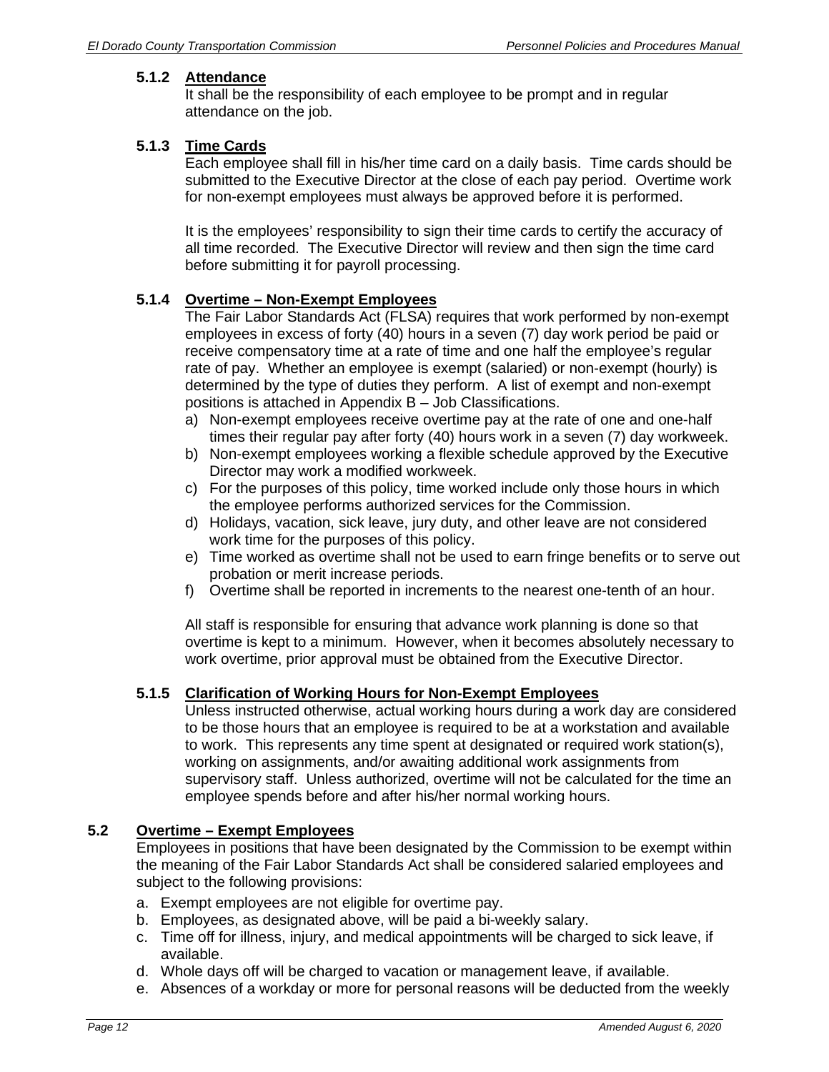#### 5.1.2 Attendance

It shall be the responsibility of each employee to be prompt and in regular attendance on the job.

#### 5.1.3 Time Cards

Each employee shall fill in his/her time card on a daily basis. Time cards should be submitted to the Executive Director at the close of each pay period. Overtime work for non-exempt employees must always be approved before it is performed.

It is the employees' responsibility to sign their time cards to certify the accuracy of all time recorded. The Executive Director will review and then sign the time card before submitting it for payroll processing.

#### 5.1.4 Overtime – Non-Exempt Employees

The Fair Labor Standards Act (FLSA) requires that work performed by non-exempt employees in excess of forty (40) hours in a seven (7) day work period be paid or receive compensatory time at a rate of time and one half the employee's regular rate of pay. Whether an employee is exempt (salaried) or non-exempt (hourly) is determined by the type of duties they perform. A list of exempt and non-exempt positions is attached in Appendix B – Job Classifications.

a) Non-exempt employees receive overtime pay at the rate of one and one-half times their regular pay after forty (40) hours work in a seven (7) day workweek.
b) Non-exempt employees working a flexible schedule approved by the Executive Director may work a modified workweek.
c) For the purposes of this policy, time worked include only those hours in which the employee performs authorized services for the Commission.
d) Holidays, vacation, sick leave, jury duty, and other leave are not considered work time for the purposes of this policy.
e) Time worked as overtime shall not be used to earn fringe benefits or to serve out probation or merit increase periods.
f) Overtime shall be reported in increments to the nearest one-tenth of an hour.

All staff is responsible for ensuring that advance work planning is done so that overtime is kept to a minimum. However, when it becomes absolutely necessary to work overtime, prior approval must be obtained from the Executive Director.

#### 5.1.5 Clarification of Working Hours for Non-Exempt Employees

Unless instructed otherwise, actual working hours during a work day are considered to be those hours that an employee is required to be at a workstation and available to work. This represents any time spent at designated or required work station(s), working on assignments, and/or awaiting additional work assignments from supervisory staff. Unless authorized, overtime will not be calculated for the time an employee spends before and after his/her normal working hours.

### 5.2 Overtime – Exempt Employees

Employees in positions that have been designated by the Commission to be exempt within the meaning of the Fair Labor Standards Act shall be considered salaried employees and subject to the following provisions:

a. Exempt employees are not eligible for overtime pay.
b. Employees, as designated above, will be paid a bi-weekly salary.
c. Time off for illness, injury, and medical appointments will be charged to sick leave, if available.
d. Whole days off will be charged to vacation or management leave, if available.
e. Absences of a workday or more for personal reasons will be deducted from the weekly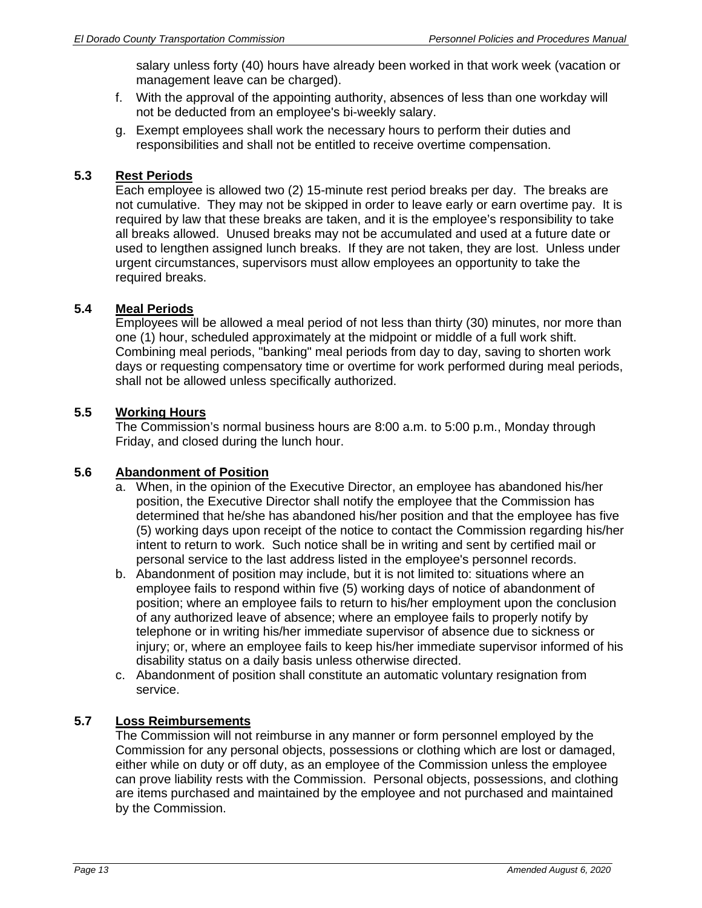salary unless forty (40) hours have already been worked in that work week (vacation or management leave can be charged).

f. With the approval of the appointing authority, absences of less than one workday will not be deducted from an employee's bi-weekly salary.

g. Exempt employees shall work the necessary hours to perform their duties and responsibilities and shall not be entitled to receive overtime compensation.

### 5.3 Rest Periods

Each employee is allowed two (2) 15-minute rest period breaks per day. The breaks are not cumulative. They may not be skipped in order to leave early or earn overtime pay. It is required by law that these breaks are taken, and it is the employee's responsibility to take all breaks allowed. Unused breaks may not be accumulated and used at a future date or used to lengthen assigned lunch breaks. If they are not taken, they are lost. Unless under urgent circumstances, supervisors must allow employees an opportunity to take the required breaks.

### 5.4 Meal Periods

Employees will be allowed a meal period of not less than thirty (30) minutes, nor more than one (1) hour, scheduled approximately at the midpoint or middle of a full work shift. Combining meal periods, "banking" meal periods from day to day, saving to shorten work days or requesting compensatory time or overtime for work performed during meal periods, shall not be allowed unless specifically authorized.

### 5.5 Working Hours

The Commission's normal business hours are 8:00 a.m. to 5:00 p.m., Monday through Friday, and closed during the lunch hour.

### 5.6 Abandonment of Position

a. When, in the opinion of the Executive Director, an employee has abandoned his/her position, the Executive Director shall notify the employee that the Commission has determined that he/she has abandoned his/her position and that the employee has five (5) working days upon receipt of the notice to contact the Commission regarding his/her intent to return to work. Such notice shall be in writing and sent by certified mail or personal service to the last address listed in the employee's personnel records.

b. Abandonment of position may include, but it is not limited to: situations where an employee fails to respond within five (5) working days of notice of abandonment of position; where an employee fails to return to his/her employment upon the conclusion of any authorized leave of absence; where an employee fails to properly notify by telephone or in writing his/her immediate supervisor of absence due to sickness or injury; or, where an employee fails to keep his/her immediate supervisor informed of his disability status on a daily basis unless otherwise directed.

c. Abandonment of position shall constitute an automatic voluntary resignation from service.

### 5.7 Loss Reimbursements

The Commission will not reimburse in any manner or form personnel employed by the Commission for any personal objects, possessions or clothing which are lost or damaged, either while on duty or off duty, as an employee of the Commission unless the employee can prove liability rests with the Commission. Personal objects, possessions, and clothing are items purchased and maintained by the employee and not purchased and maintained by the Commission.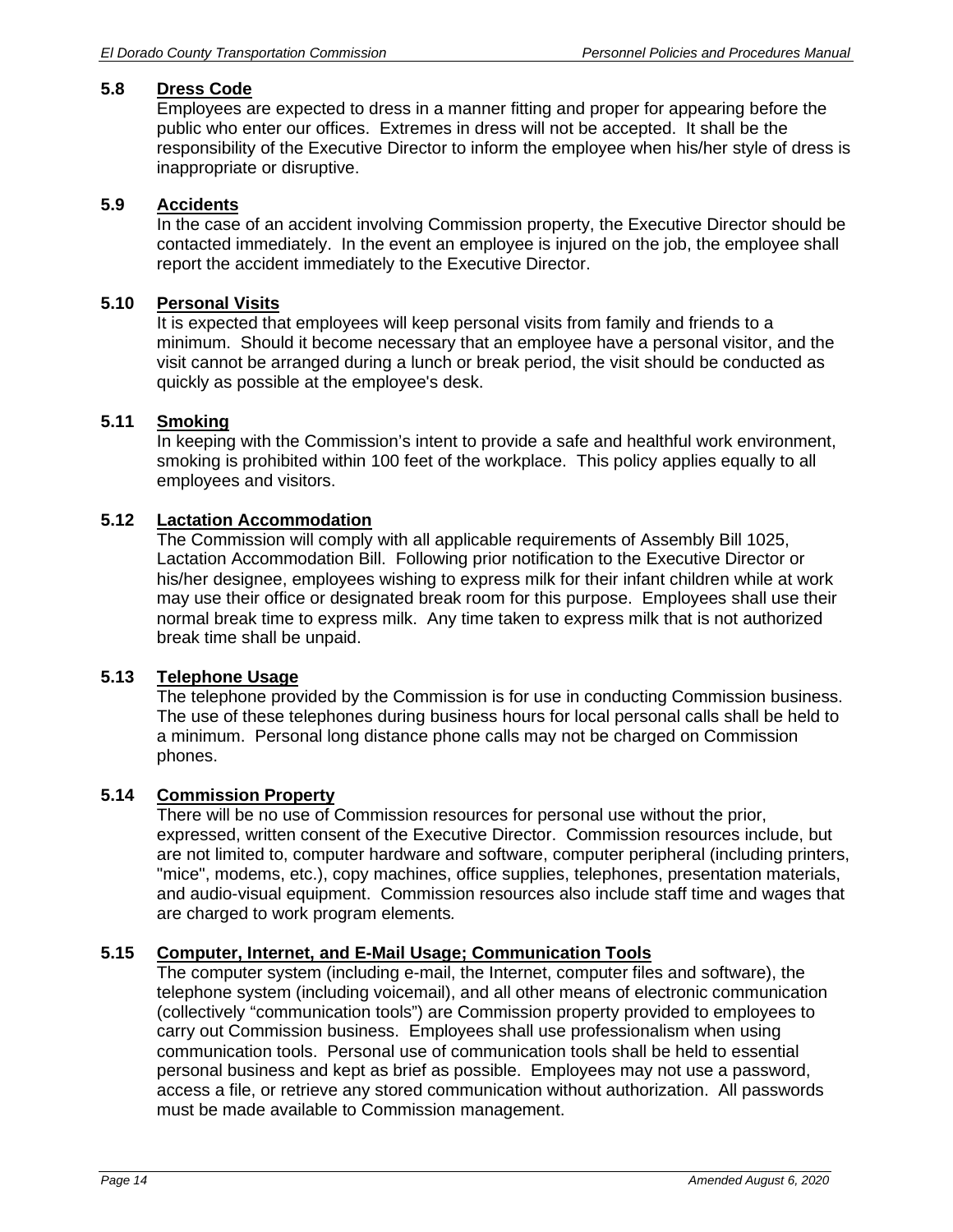### 5.8 Dress Code

Employees are expected to dress in a manner fitting and proper for appearing before the public who enter our offices. Extremes in dress will not be accepted. It shall be the responsibility of the Executive Director to inform the employee when his/her style of dress is inappropriate or disruptive.

### 5.9 Accidents

In the case of an accident involving Commission property, the Executive Director should be contacted immediately. In the event an employee is injured on the job, the employee shall report the accident immediately to the Executive Director.

### 5.10 Personal Visits

It is expected that employees will keep personal visits from family and friends to a minimum. Should it become necessary that an employee have a personal visitor, and the visit cannot be arranged during a lunch or break period, the visit should be conducted as quickly as possible at the employee's desk.

### 5.11 Smoking

In keeping with the Commission's intent to provide a safe and healthful work environment, smoking is prohibited within 100 feet of the workplace. This policy applies equally to all employees and visitors.

### 5.12 Lactation Accommodation

The Commission will comply with all applicable requirements of Assembly Bill 1025, Lactation Accommodation Bill. Following prior notification to the Executive Director or his/her designee, employees wishing to express milk for their infant children while at work may use their office or designated break room for this purpose. Employees shall use their normal break time to express milk. Any time taken to express milk that is not authorized break time shall be unpaid.

### 5.13 Telephone Usage

The telephone provided by the Commission is for use in conducting Commission business. The use of these telephones during business hours for local personal calls shall be held to a minimum. Personal long distance phone calls may not be charged on Commission phones.

### 5.14 Commission Property

There will be no use of Commission resources for personal use without the prior, expressed, written consent of the Executive Director. Commission resources include, but are not limited to, computer hardware and software, computer peripheral (including printers, "mice", modems, etc.), copy machines, office supplies, telephones, presentation materials, and audio-visual equipment. Commission resources also include staff time and wages that are charged to work program elements.

### 5.15 Computer, Internet, and E-Mail Usage; Communication Tools

The computer system (including e-mail, the Internet, computer files and software), the telephone system (including voicemail), and all other means of electronic communication (collectively "communication tools") are Commission property provided to employees to carry out Commission business. Employees shall use professionalism when using communication tools. Personal use of communication tools shall be held to essential personal business and kept as brief as possible. Employees may not use a password, access a file, or retrieve any stored communication without authorization. All passwords must be made available to Commission management.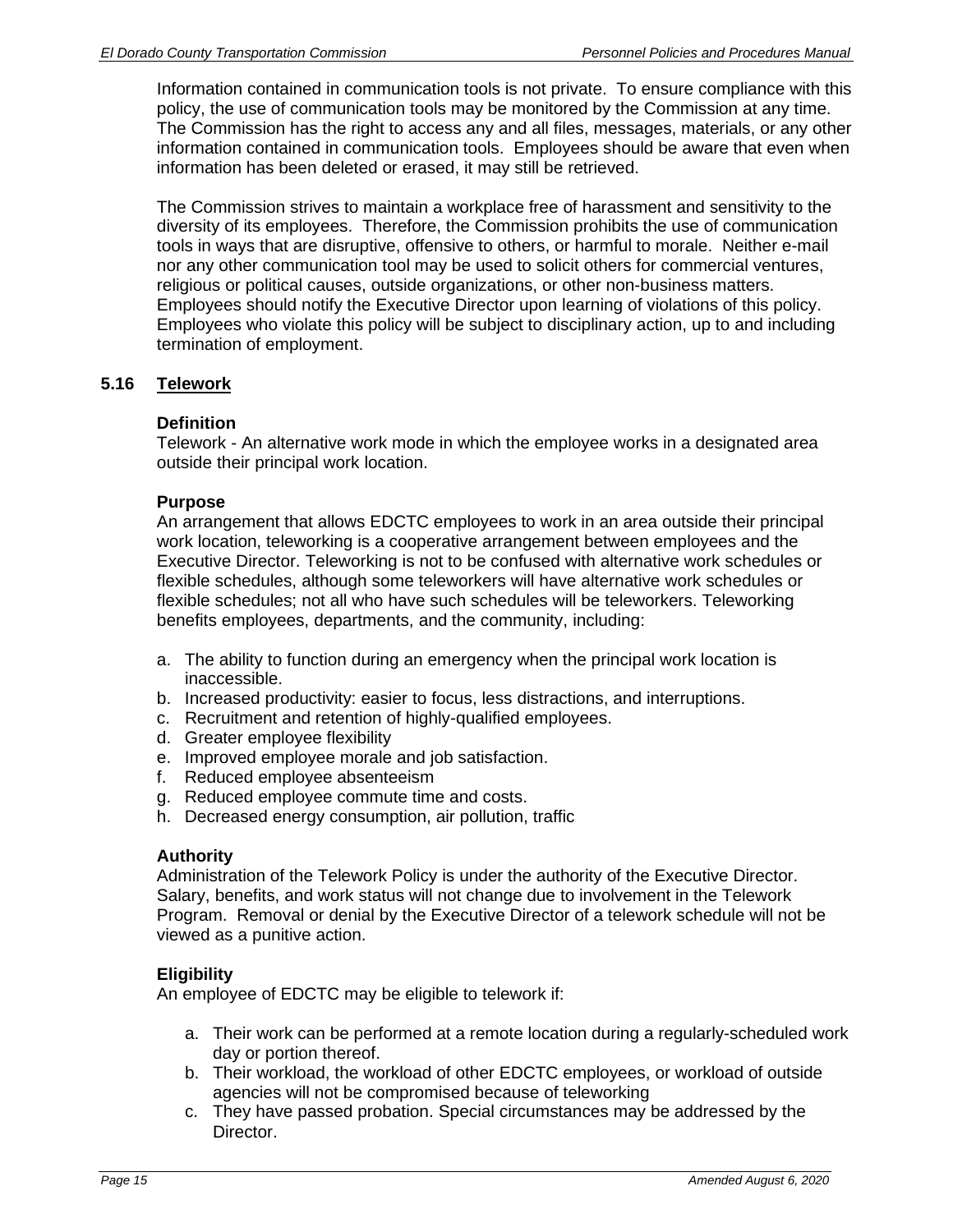Information contained in communication tools is not private. To ensure compliance with this policy, the use of communication tools may be monitored by the Commission at any time. The Commission has the right to access any and all files, messages, materials, or any other information contained in communication tools. Employees should be aware that even when information has been deleted or erased, it may still be retrieved.

The Commission strives to maintain a workplace free of harassment and sensitivity to the diversity of its employees. Therefore, the Commission prohibits the use of communication tools in ways that are disruptive, offensive to others, or harmful to morale. Neither e-mail nor any other communication tool may be used to solicit others for commercial ventures, religious or political causes, outside organizations, or other non-business matters. Employees should notify the Executive Director upon learning of violations of this policy. Employees who violate this policy will be subject to disciplinary action, up to and including termination of employment.

## 5.16 Telework

**Definition**

Telework - An alternative work mode in which the employee works in a designated area outside their principal work location.

**Purpose**

An arrangement that allows EDCTC employees to work in an area outside their principal work location, teleworking is a cooperative arrangement between employees and the Executive Director. Teleworking is not to be confused with alternative work schedules or flexible schedules, although some teleworkers will have alternative work schedules or flexible schedules; not all who have such schedules will be teleworkers. Teleworking benefits employees, departments, and the community, including:

a. The ability to function during an emergency when the principal work location is inaccessible.
b. Increased productivity: easier to focus, less distractions, and interruptions.
c. Recruitment and retention of highly-qualified employees.
d. Greater employee flexibility
e. Improved employee morale and job satisfaction.
f. Reduced employee absenteeism
g. Reduced employee commute time and costs.
h. Decreased energy consumption, air pollution, traffic

**Authority**

Administration of the Telework Policy is under the authority of the Executive Director. Salary, benefits, and work status will not change due to involvement in the Telework Program. Removal or denial by the Executive Director of a telework schedule will not be viewed as a punitive action.

**Eligibility**

An employee of EDCTC may be eligible to telework if:

a. Their work can be performed at a remote location during a regularly-scheduled work day or portion thereof.
b. Their workload, the workload of other EDCTC employees, or workload of outside agencies will not be compromised because of teleworking
c. They have passed probation. Special circumstances may be addressed by the Director.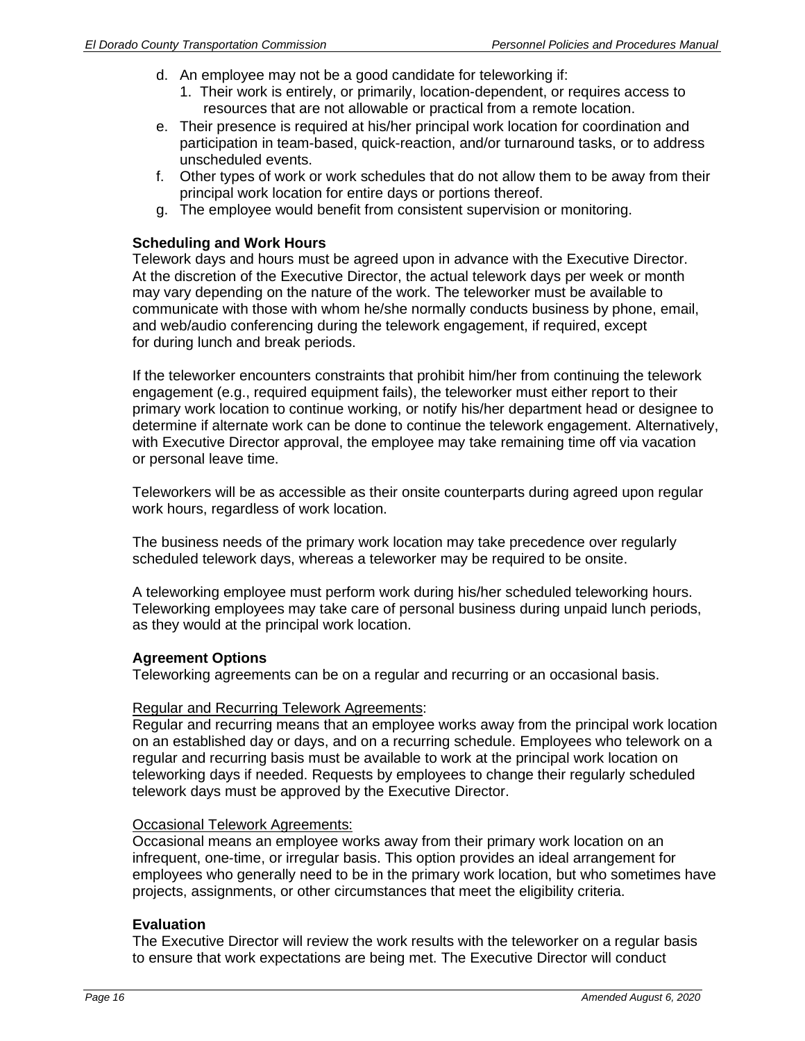d. An employee may not be a good candidate for teleworking if:
   1. Their work is entirely, or primarily, location-dependent, or requires access to resources that are not allowable or practical from a remote location.
e. Their presence is required at his/her principal work location for coordination and participation in team-based, quick-reaction, and/or turnaround tasks, or to address unscheduled events.
f. Other types of work or work schedules that do not allow them to be away from their principal work location for entire days or portions thereof.
g. The employee would benefit from consistent supervision or monitoring.

**Scheduling and Work Hours**

Telework days and hours must be agreed upon in advance with the Executive Director. At the discretion of the Executive Director, the actual telework days per week or month may vary depending on the nature of the work. The teleworker must be available to communicate with those with whom he/she normally conducts business by phone, email, and web/audio conferencing during the telework engagement, if required, except for during lunch and break periods.

If the teleworker encounters constraints that prohibit him/her from continuing the telework engagement (e.g., required equipment fails), the teleworker must either report to their primary work location to continue working, or notify his/her department head or designee to determine if alternate work can be done to continue the telework engagement. Alternatively, with Executive Director approval, the employee may take remaining time off via vacation or personal leave time.

Teleworkers will be as accessible as their onsite counterparts during agreed upon regular work hours, regardless of work location.

The business needs of the primary work location may take precedence over regularly scheduled telework days, whereas a teleworker may be required to be onsite.

A teleworking employee must perform work during his/her scheduled teleworking hours. Teleworking employees may take care of personal business during unpaid lunch periods, as they would at the principal work location.

**Agreement Options**

Teleworking agreements can be on a regular and recurring or an occasional basis.

Regular and Recurring Telework Agreements:

Regular and recurring means that an employee works away from the principal work location on an established day or days, and on a recurring schedule. Employees who telework on a regular and recurring basis must be available to work at the principal work location on teleworking days if needed. Requests by employees to change their regularly scheduled telework days must be approved by the Executive Director.

Occasional Telework Agreements:

Occasional means an employee works away from their primary work location on an infrequent, one-time, or irregular basis. This option provides an ideal arrangement for employees who generally need to be in the primary work location, but who sometimes have projects, assignments, or other circumstances that meet the eligibility criteria.

**Evaluation**

The Executive Director will review the work results with the teleworker on a regular basis to ensure that work expectations are being met. The Executive Director will conduct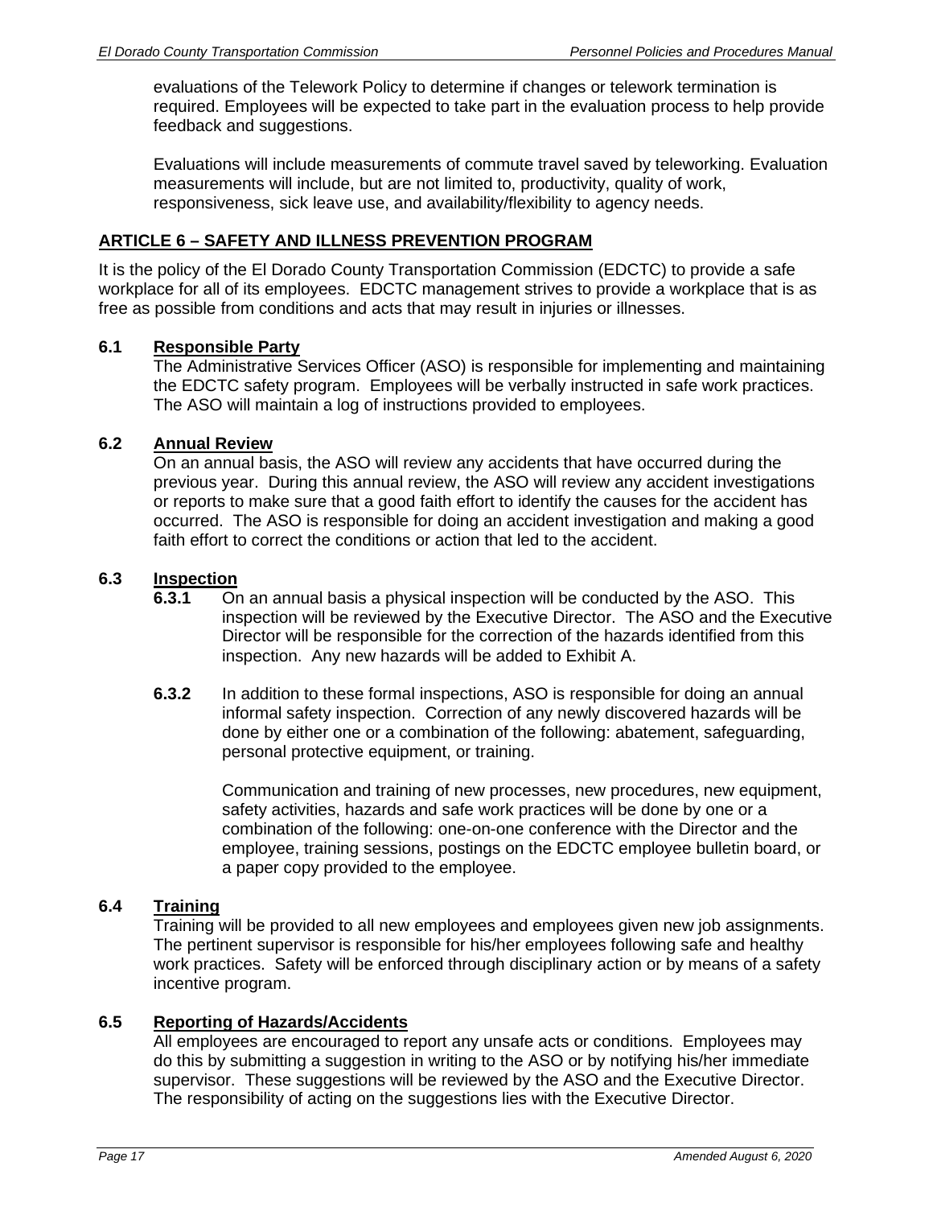evaluations of the Telework Policy to determine if changes or telework termination is required. Employees will be expected to take part in the evaluation process to help provide feedback and suggestions.

Evaluations will include measurements of commute travel saved by teleworking. Evaluation measurements will include, but are not limited to, productivity, quality of work, responsiveness, sick leave use, and availability/flexibility to agency needs.

## ARTICLE 6 – SAFETY AND ILLNESS PREVENTION PROGRAM

It is the policy of the El Dorado County Transportation Commission (EDCTC) to provide a safe workplace for all of its employees. EDCTC management strives to provide a workplace that is as free as possible from conditions and acts that may result in injuries or illnesses.

### 6.1 Responsible Party

The Administrative Services Officer (ASO) is responsible for implementing and maintaining the EDCTC safety program. Employees will be verbally instructed in safe work practices. The ASO will maintain a log of instructions provided to employees.

### 6.2 Annual Review

On an annual basis, the ASO will review any accidents that have occurred during the previous year. During this annual review, the ASO will review any accident investigations or reports to make sure that a good faith effort to identify the causes for the accident has occurred. The ASO is responsible for doing an accident investigation and making a good faith effort to correct the conditions or action that led to the accident.

### 6.3 Inspection

**6.3.1** On an annual basis a physical inspection will be conducted by the ASO. This inspection will be reviewed by the Executive Director. The ASO and the Executive Director will be responsible for the correction of the hazards identified from this inspection. Any new hazards will be added to Exhibit A.

**6.3.2** In addition to these formal inspections, ASO is responsible for doing an annual informal safety inspection. Correction of any newly discovered hazards will be done by either one or a combination of the following: abatement, safeguarding, personal protective equipment, or training.

Communication and training of new processes, new procedures, new equipment, safety activities, hazards and safe work practices will be done by one or a combination of the following: one-on-one conference with the Director and the employee, training sessions, postings on the EDCTC employee bulletin board, or a paper copy provided to the employee.

### 6.4 Training

Training will be provided to all new employees and employees given new job assignments. The pertinent supervisor is responsible for his/her employees following safe and healthy work practices. Safety will be enforced through disciplinary action or by means of a safety incentive program.

### 6.5 Reporting of Hazards/Accidents

All employees are encouraged to report any unsafe acts or conditions. Employees may do this by submitting a suggestion in writing to the ASO or by notifying his/her immediate supervisor. These suggestions will be reviewed by the ASO and the Executive Director. The responsibility of acting on the suggestions lies with the Executive Director.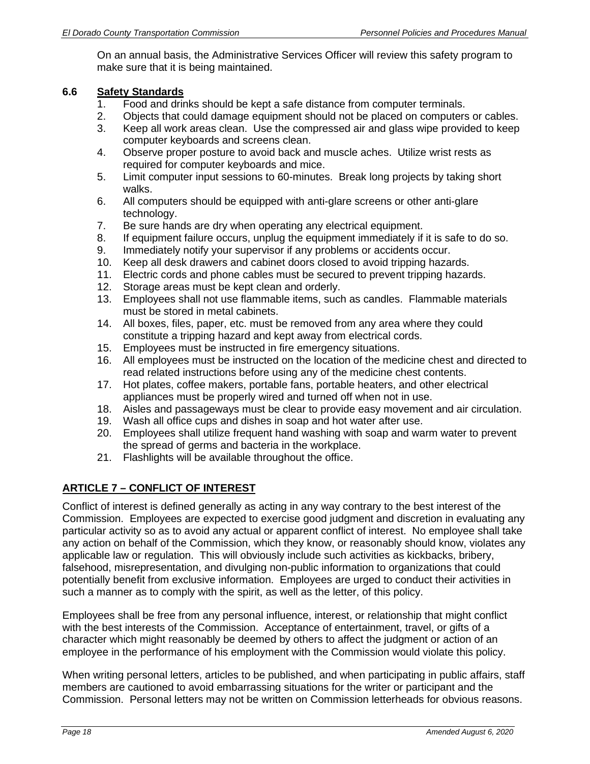On an annual basis, the Administrative Services Officer will review this safety program to make sure that it is being maintained.

### 6.6 Safety Standards

1. Food and drinks should be kept a safe distance from computer terminals.
2. Objects that could damage equipment should not be placed on computers or cables.
3. Keep all work areas clean. Use the compressed air and glass wipe provided to keep computer keyboards and screens clean.
4. Observe proper posture to avoid back and muscle aches. Utilize wrist rests as required for computer keyboards and mice.
5. Limit computer input sessions to 60-minutes. Break long projects by taking short walks.
6. All computers should be equipped with anti-glare screens or other anti-glare technology.
7. Be sure hands are dry when operating any electrical equipment.
8. If equipment failure occurs, unplug the equipment immediately if it is safe to do so.
9. Immediately notify your supervisor if any problems or accidents occur.
10. Keep all desk drawers and cabinet doors closed to avoid tripping hazards.
11. Electric cords and phone cables must be secured to prevent tripping hazards.
12. Storage areas must be kept clean and orderly.
13. Employees shall not use flammable items, such as candles. Flammable materials must be stored in metal cabinets.
14. All boxes, files, paper, etc. must be removed from any area where they could constitute a tripping hazard and kept away from electrical cords.
15. Employees must be instructed in fire emergency situations.
16. All employees must be instructed on the location of the medicine chest and directed to read related instructions before using any of the medicine chest contents.
17. Hot plates, coffee makers, portable fans, portable heaters, and other electrical appliances must be properly wired and turned off when not in use.
18. Aisles and passageways must be clear to provide easy movement and air circulation.
19. Wash all office cups and dishes in soap and hot water after use.
20. Employees shall utilize frequent hand washing with soap and warm water to prevent the spread of germs and bacteria in the workplace.
21. Flashlights will be available throughout the office.

## ARTICLE 7 – CONFLICT OF INTEREST

Conflict of interest is defined generally as acting in any way contrary to the best interest of the Commission. Employees are expected to exercise good judgment and discretion in evaluating any particular activity so as to avoid any actual or apparent conflict of interest. No employee shall take any action on behalf of the Commission, which they know, or reasonably should know, violates any applicable law or regulation. This will obviously include such activities as kickbacks, bribery, falsehood, misrepresentation, and divulging non-public information to organizations that could potentially benefit from exclusive information. Employees are urged to conduct their activities in such a manner as to comply with the spirit, as well as the letter, of this policy.

Employees shall be free from any personal influence, interest, or relationship that might conflict with the best interests of the Commission. Acceptance of entertainment, travel, or gifts of a character which might reasonably be deemed by others to affect the judgment or action of an employee in the performance of his employment with the Commission would violate this policy.

When writing personal letters, articles to be published, and when participating in public affairs, staff members are cautioned to avoid embarrassing situations for the writer or participant and the Commission. Personal letters may not be written on Commission letterheads for obvious reasons.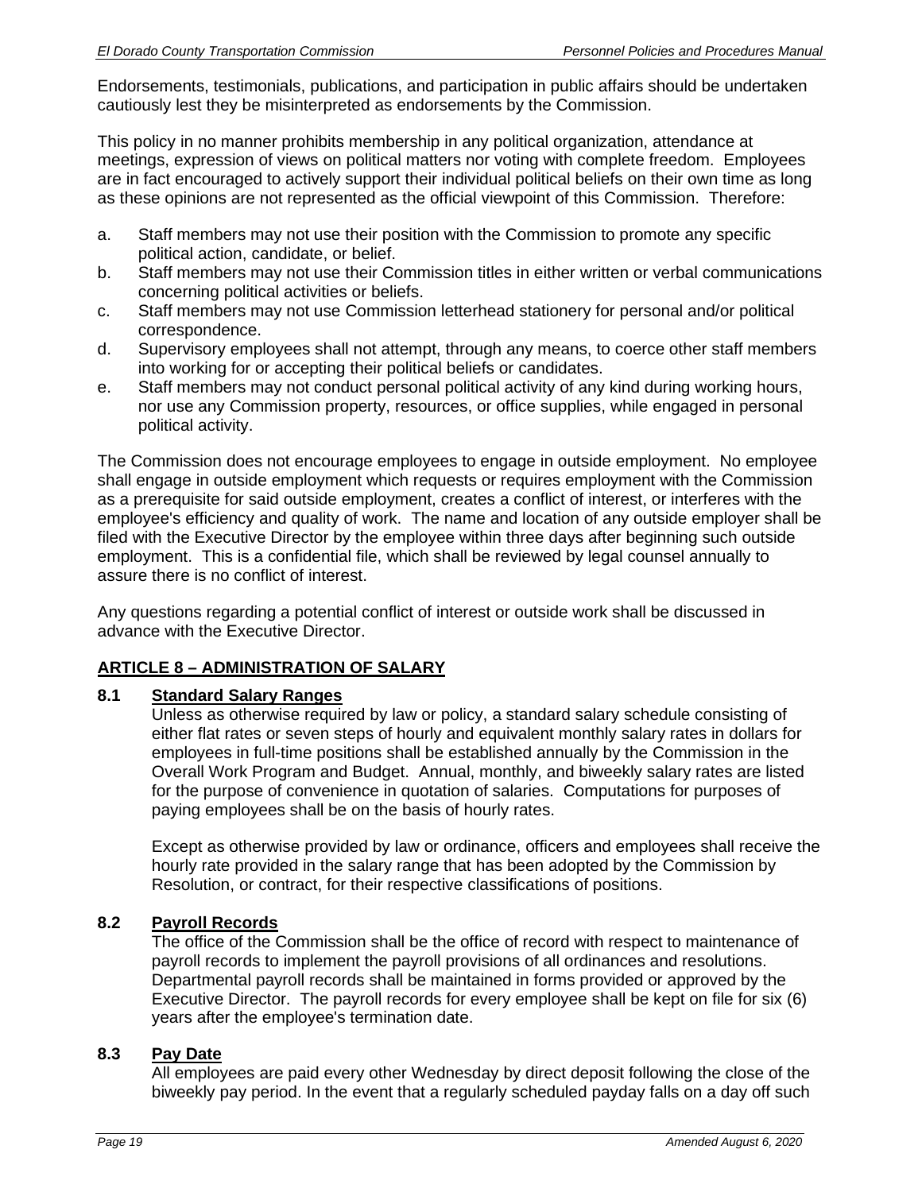Endorsements, testimonials, publications, and participation in public affairs should be undertaken cautiously lest they be misinterpreted as endorsements by the Commission.

This policy in no manner prohibits membership in any political organization, attendance at meetings, expression of views on political matters nor voting with complete freedom. Employees are in fact encouraged to actively support their individual political beliefs on their own time as long as these opinions are not represented as the official viewpoint of this Commission. Therefore:

a. Staff members may not use their position with the Commission to promote any specific political action, candidate, or belief.
b. Staff members may not use their Commission titles in either written or verbal communications concerning political activities or beliefs.
c. Staff members may not use Commission letterhead stationery for personal and/or political correspondence.
d. Supervisory employees shall not attempt, through any means, to coerce other staff members into working for or accepting their political beliefs or candidates.
e. Staff members may not conduct personal political activity of any kind during working hours, nor use any Commission property, resources, or office supplies, while engaged in personal political activity.

The Commission does not encourage employees to engage in outside employment. No employee shall engage in outside employment which requests or requires employment with the Commission as a prerequisite for said outside employment, creates a conflict of interest, or interferes with the employee's efficiency and quality of work. The name and location of any outside employer shall be filed with the Executive Director by the employee within three days after beginning such outside employment. This is a confidential file, which shall be reviewed by legal counsel annually to assure there is no conflict of interest.

Any questions regarding a potential conflict of interest or outside work shall be discussed in advance with the Executive Director.

## ARTICLE 8 – ADMINISTRATION OF SALARY

### 8.1 Standard Salary Ranges

Unless as otherwise required by law or policy, a standard salary schedule consisting of either flat rates or seven steps of hourly and equivalent monthly salary rates in dollars for employees in full-time positions shall be established annually by the Commission in the Overall Work Program and Budget. Annual, monthly, and biweekly salary rates are listed for the purpose of convenience in quotation of salaries. Computations for purposes of paying employees shall be on the basis of hourly rates.

Except as otherwise provided by law or ordinance, officers and employees shall receive the hourly rate provided in the salary range that has been adopted by the Commission by Resolution, or contract, for their respective classifications of positions.

### 8.2 Payroll Records

The office of the Commission shall be the office of record with respect to maintenance of payroll records to implement the payroll provisions of all ordinances and resolutions. Departmental payroll records shall be maintained in forms provided or approved by the Executive Director. The payroll records for every employee shall be kept on file for six (6) years after the employee's termination date.

### 8.3 Pay Date

All employees are paid every other Wednesday by direct deposit following the close of the biweekly pay period. In the event that a regularly scheduled payday falls on a day off such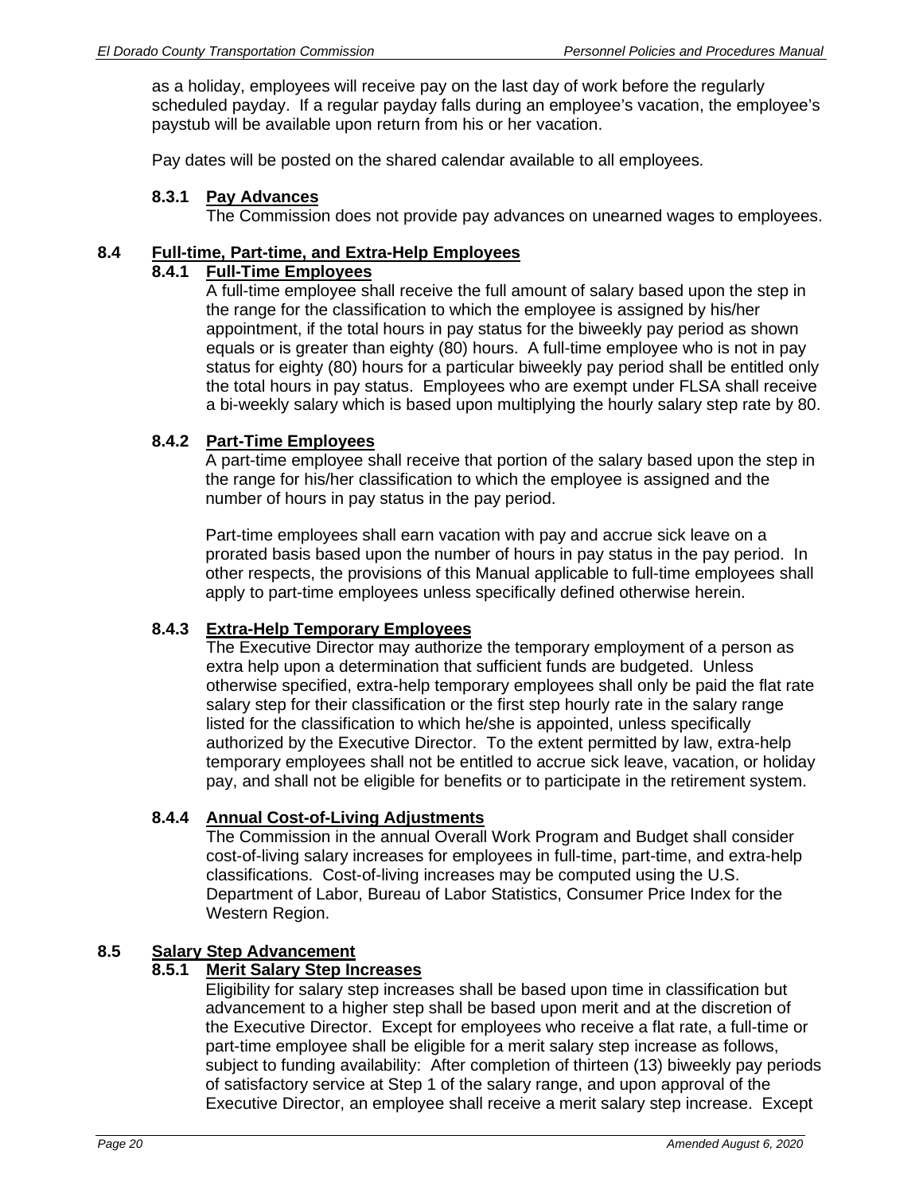as a holiday, employees will receive pay on the last day of work before the regularly scheduled payday. If a regular payday falls during an employee's vacation, the employee's paystub will be available upon return from his or her vacation.

Pay dates will be posted on the shared calendar available to all employees.

#### 8.3.1 Pay Advances

The Commission does not provide pay advances on unearned wages to employees.

### 8.4 Full-time, Part-time, and Extra-Help Employees

#### 8.4.1 Full-Time Employees

A full-time employee shall receive the full amount of salary based upon the step in the range for the classification to which the employee is assigned by his/her appointment, if the total hours in pay status for the biweekly pay period as shown equals or is greater than eighty (80) hours. A full-time employee who is not in pay status for eighty (80) hours for a particular biweekly pay period shall be entitled only the total hours in pay status. Employees who are exempt under FLSA shall receive a bi-weekly salary which is based upon multiplying the hourly salary step rate by 80.

#### 8.4.2 Part-Time Employees

A part-time employee shall receive that portion of the salary based upon the step in the range for his/her classification to which the employee is assigned and the number of hours in pay status in the pay period.

Part-time employees shall earn vacation with pay and accrue sick leave on a prorated basis based upon the number of hours in pay status in the pay period. In other respects, the provisions of this Manual applicable to full-time employees shall apply to part-time employees unless specifically defined otherwise herein.

#### 8.4.3 Extra-Help Temporary Employees

The Executive Director may authorize the temporary employment of a person as extra help upon a determination that sufficient funds are budgeted. Unless otherwise specified, extra-help temporary employees shall only be paid the flat rate salary step for their classification or the first step hourly rate in the salary range listed for the classification to which he/she is appointed, unless specifically authorized by the Executive Director. To the extent permitted by law, extra-help temporary employees shall not be entitled to accrue sick leave, vacation, or holiday pay, and shall not be eligible for benefits or to participate in the retirement system.

#### 8.4.4 Annual Cost-of-Living Adjustments

The Commission in the annual Overall Work Program and Budget shall consider cost-of-living salary increases for employees in full-time, part-time, and extra-help classifications. Cost-of-living increases may be computed using the U.S. Department of Labor, Bureau of Labor Statistics, Consumer Price Index for the Western Region.

### 8.5 Salary Step Advancement

#### 8.5.1 Merit Salary Step Increases

Eligibility for salary step increases shall be based upon time in classification but advancement to a higher step shall be based upon merit and at the discretion of the Executive Director. Except for employees who receive a flat rate, a full-time or part-time employee shall be eligible for a merit salary step increase as follows, subject to funding availability: After completion of thirteen (13) biweekly pay periods of satisfactory service at Step 1 of the salary range, and upon approval of the Executive Director, an employee shall receive a merit salary step increase. Except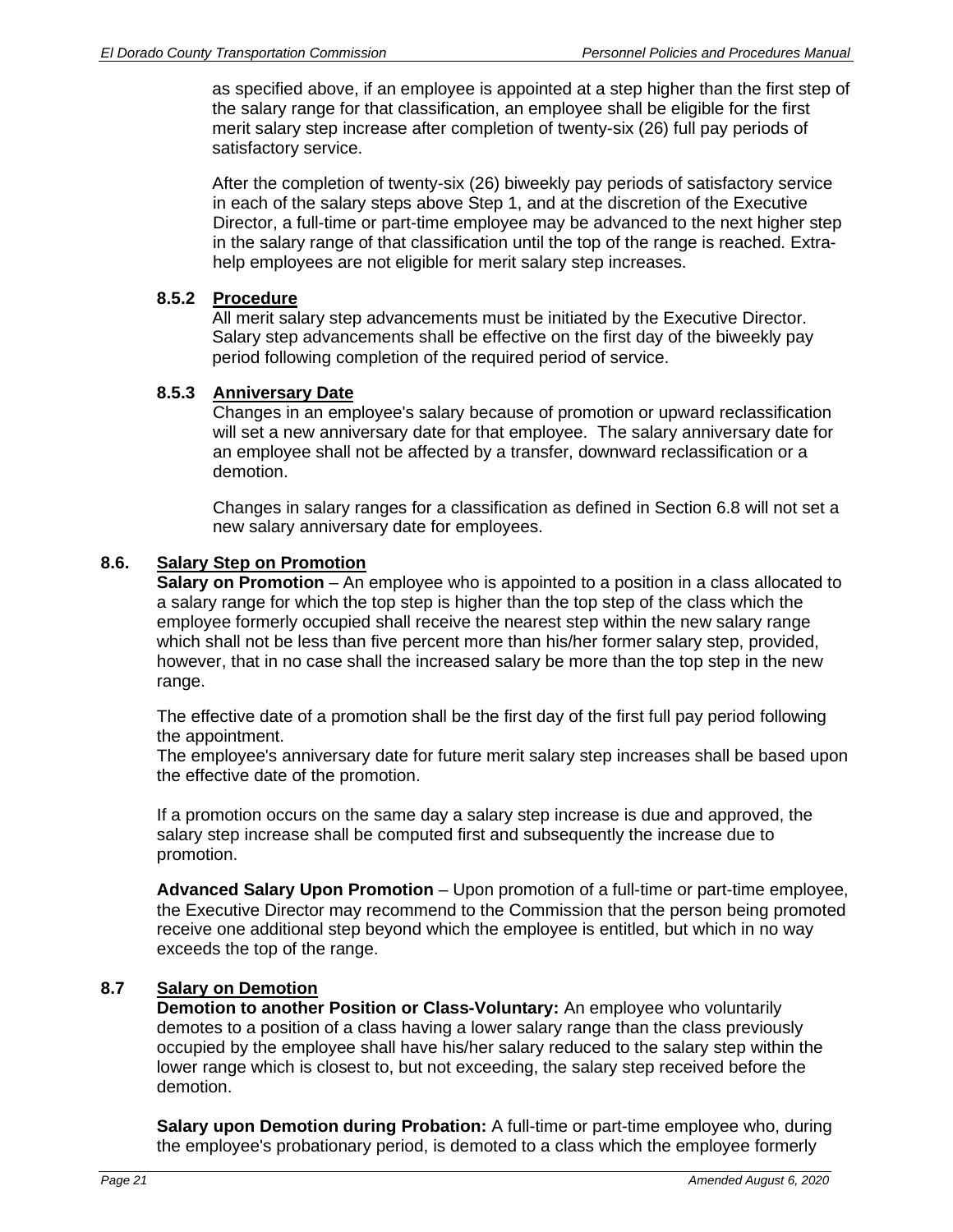as specified above, if an employee is appointed at a step higher than the first step of the salary range for that classification, an employee shall be eligible for the first merit salary step increase after completion of twenty-six (26) full pay periods of satisfactory service.

After the completion of twenty-six (26) biweekly pay periods of satisfactory service in each of the salary steps above Step 1, and at the discretion of the Executive Director, a full-time or part-time employee may be advanced to the next higher step in the salary range of that classification until the top of the range is reached. Extra-help employees are not eligible for merit salary step increases.

### 8.5.2 Procedure

All merit salary step advancements must be initiated by the Executive Director. Salary step advancements shall be effective on the first day of the biweekly pay period following completion of the required period of service.

### 8.5.3 Anniversary Date

Changes in an employee's salary because of promotion or upward reclassification will set a new anniversary date for that employee. The salary anniversary date for an employee shall not be affected by a transfer, downward reclassification or a demotion.

Changes in salary ranges for a classification as defined in Section 6.8 will not set a new salary anniversary date for employees.

## 8.6. Salary Step on Promotion

**Salary on Promotion** – An employee who is appointed to a position in a class allocated to a salary range for which the top step is higher than the top step of the class which the employee formerly occupied shall receive the nearest step within the new salary range which shall not be less than five percent more than his/her former salary step, provided, however, that in no case shall the increased salary be more than the top step in the new range.

The effective date of a promotion shall be the first day of the first full pay period following the appointment.
The employee's anniversary date for future merit salary step increases shall be based upon the effective date of the promotion.

If a promotion occurs on the same day a salary step increase is due and approved, the salary step increase shall be computed first and subsequently the increase due to promotion.

**Advanced Salary Upon Promotion** – Upon promotion of a full-time or part-time employee, the Executive Director may recommend to the Commission that the person being promoted receive one additional step beyond which the employee is entitled, but which in no way exceeds the top of the range.

## 8.7 Salary on Demotion

**Demotion to another Position or Class-Voluntary:** An employee who voluntarily demotes to a position of a class having a lower salary range than the class previously occupied by the employee shall have his/her salary reduced to the salary step within the lower range which is closest to, but not exceeding, the salary step received before the demotion.

**Salary upon Demotion during Probation:** A full-time or part-time employee who, during the employee's probationary period, is demoted to a class which the employee formerly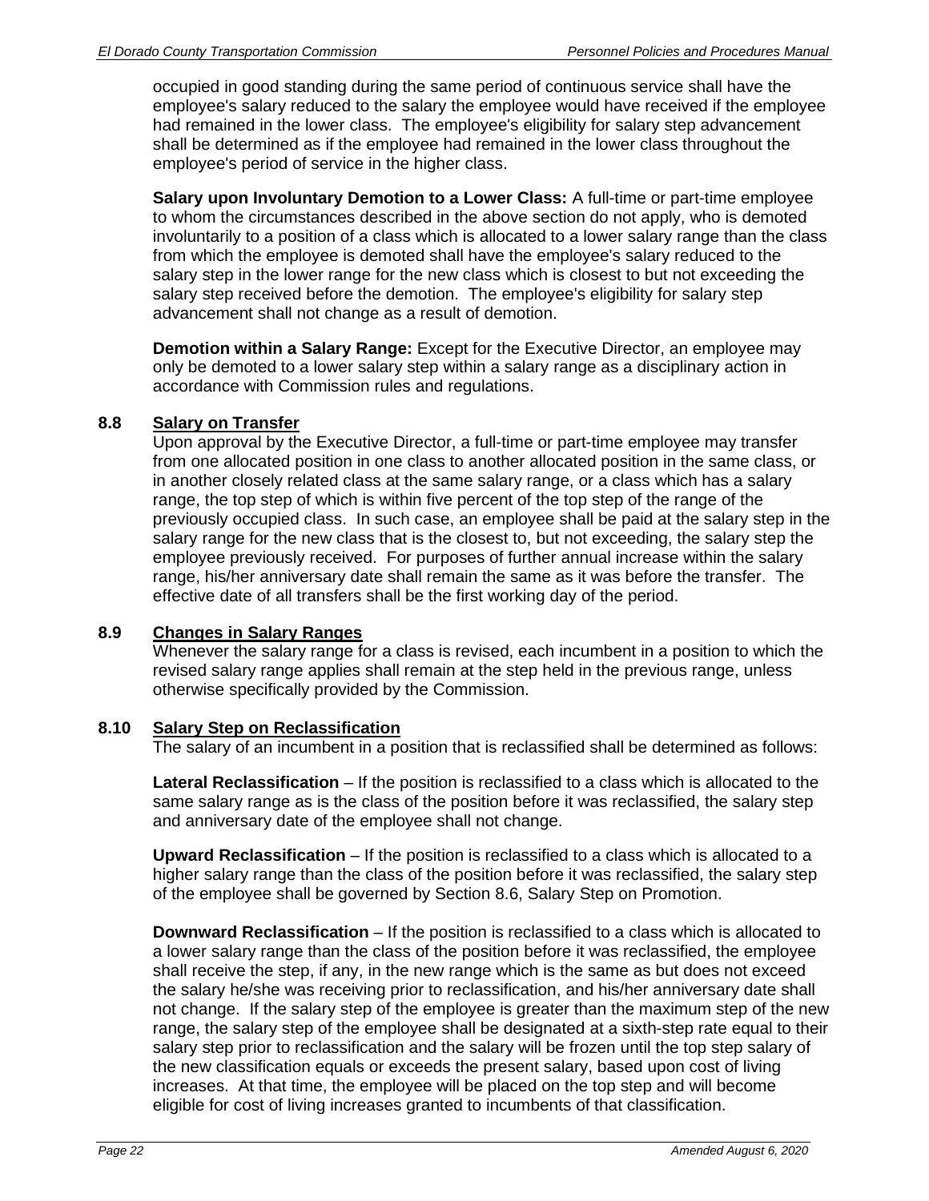occupied in good standing during the same period of continuous service shall have the employee's salary reduced to the salary the employee would have received if the employee had remained in the lower class. The employee's eligibility for salary step advancement shall be determined as if the employee had remained in the lower class throughout the employee's period of service in the higher class.

**Salary upon Involuntary Demotion to a Lower Class:** A full-time or part-time employee to whom the circumstances described in the above section do not apply, who is demoted involuntarily to a position of a class which is allocated to a lower salary range than the class from which the employee is demoted shall have the employee's salary reduced to the salary step in the lower range for the new class which is closest to but not exceeding the salary step received before the demotion. The employee's eligibility for salary step advancement shall not change as a result of demotion.

**Demotion within a Salary Range:** Except for the Executive Director, an employee may only be demoted to a lower salary step within a salary range as a disciplinary action in accordance with Commission rules and regulations.

### 8.8 Salary on Transfer

Upon approval by the Executive Director, a full-time or part-time employee may transfer from one allocated position in one class to another allocated position in the same class, or in another closely related class at the same salary range, or a class which has a salary range, the top step of which is within five percent of the top step of the range of the previously occupied class. In such case, an employee shall be paid at the salary step in the salary range for the new class that is the closest to, but not exceeding, the salary step the employee previously received. For purposes of further annual increase within the salary range, his/her anniversary date shall remain the same as it was before the transfer. The effective date of all transfers shall be the first working day of the period.

### 8.9 Changes in Salary Ranges

Whenever the salary range for a class is revised, each incumbent in a position to which the revised salary range applies shall remain at the step held in the previous range, unless otherwise specifically provided by the Commission.

### 8.10 Salary Step on Reclassification

The salary of an incumbent in a position that is reclassified shall be determined as follows:

**Lateral Reclassification** – If the position is reclassified to a class which is allocated to the same salary range as is the class of the position before it was reclassified, the salary step and anniversary date of the employee shall not change.

**Upward Reclassification** – If the position is reclassified to a class which is allocated to a higher salary range than the class of the position before it was reclassified, the salary step of the employee shall be governed by Section 8.6, Salary Step on Promotion.

**Downward Reclassification** – If the position is reclassified to a class which is allocated to a lower salary range than the class of the position before it was reclassified, the employee shall receive the step, if any, in the new range which is the same as but does not exceed the salary he/she was receiving prior to reclassification, and his/her anniversary date shall not change. If the salary step of the employee is greater than the maximum step of the new range, the salary step of the employee shall be designated at a sixth-step rate equal to their salary step prior to reclassification and the salary will be frozen until the top step salary of the new classification equals or exceeds the present salary, based upon cost of living increases. At that time, the employee will be placed on the top step and will become eligible for cost of living increases granted to incumbents of that classification.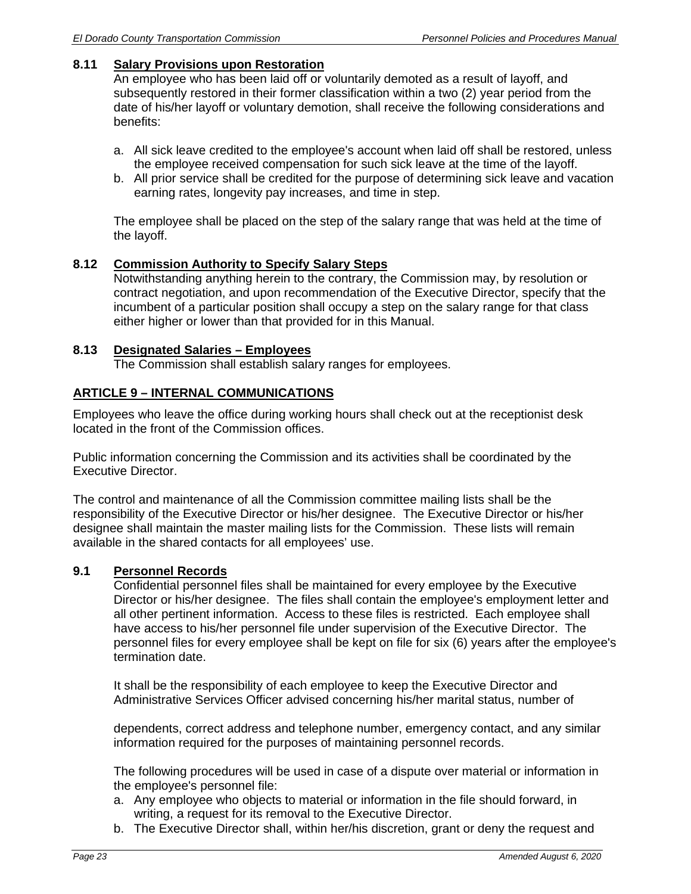### 8.11 Salary Provisions upon Restoration

An employee who has been laid off or voluntarily demoted as a result of layoff, and subsequently restored in their former classification within a two (2) year period from the date of his/her layoff or voluntary demotion, shall receive the following considerations and benefits:

a. All sick leave credited to the employee's account when laid off shall be restored, unless the employee received compensation for such sick leave at the time of the layoff.
b. All prior service shall be credited for the purpose of determining sick leave and vacation earning rates, longevity pay increases, and time in step.

The employee shall be placed on the step of the salary range that was held at the time of the layoff.

### 8.12 Commission Authority to Specify Salary Steps

Notwithstanding anything herein to the contrary, the Commission may, by resolution or contract negotiation, and upon recommendation of the Executive Director, specify that the incumbent of a particular position shall occupy a step on the salary range for that class either higher or lower than that provided for in this Manual.

### 8.13 Designated Salaries – Employees

The Commission shall establish salary ranges for employees.

## ARTICLE 9 – INTERNAL COMMUNICATIONS

Employees who leave the office during working hours shall check out at the receptionist desk located in the front of the Commission offices.

Public information concerning the Commission and its activities shall be coordinated by the Executive Director.

The control and maintenance of all the Commission committee mailing lists shall be the responsibility of the Executive Director or his/her designee. The Executive Director or his/her designee shall maintain the master mailing lists for the Commission. These lists will remain available in the shared contacts for all employees' use.

### 9.1 Personnel Records

Confidential personnel files shall be maintained for every employee by the Executive Director or his/her designee. The files shall contain the employee's employment letter and all other pertinent information. Access to these files is restricted. Each employee shall have access to his/her personnel file under supervision of the Executive Director. The personnel files for every employee shall be kept on file for six (6) years after the employee's termination date.

It shall be the responsibility of each employee to keep the Executive Director and Administrative Services Officer advised concerning his/her marital status, number of dependents, correct address and telephone number, emergency contact, and any similar information required for the purposes of maintaining personnel records.

The following procedures will be used in case of a dispute over material or information in the employee's personnel file:

a. Any employee who objects to material or information in the file should forward, in writing, a request for its removal to the Executive Director.
b. The Executive Director shall, within her/his discretion, grant or deny the request and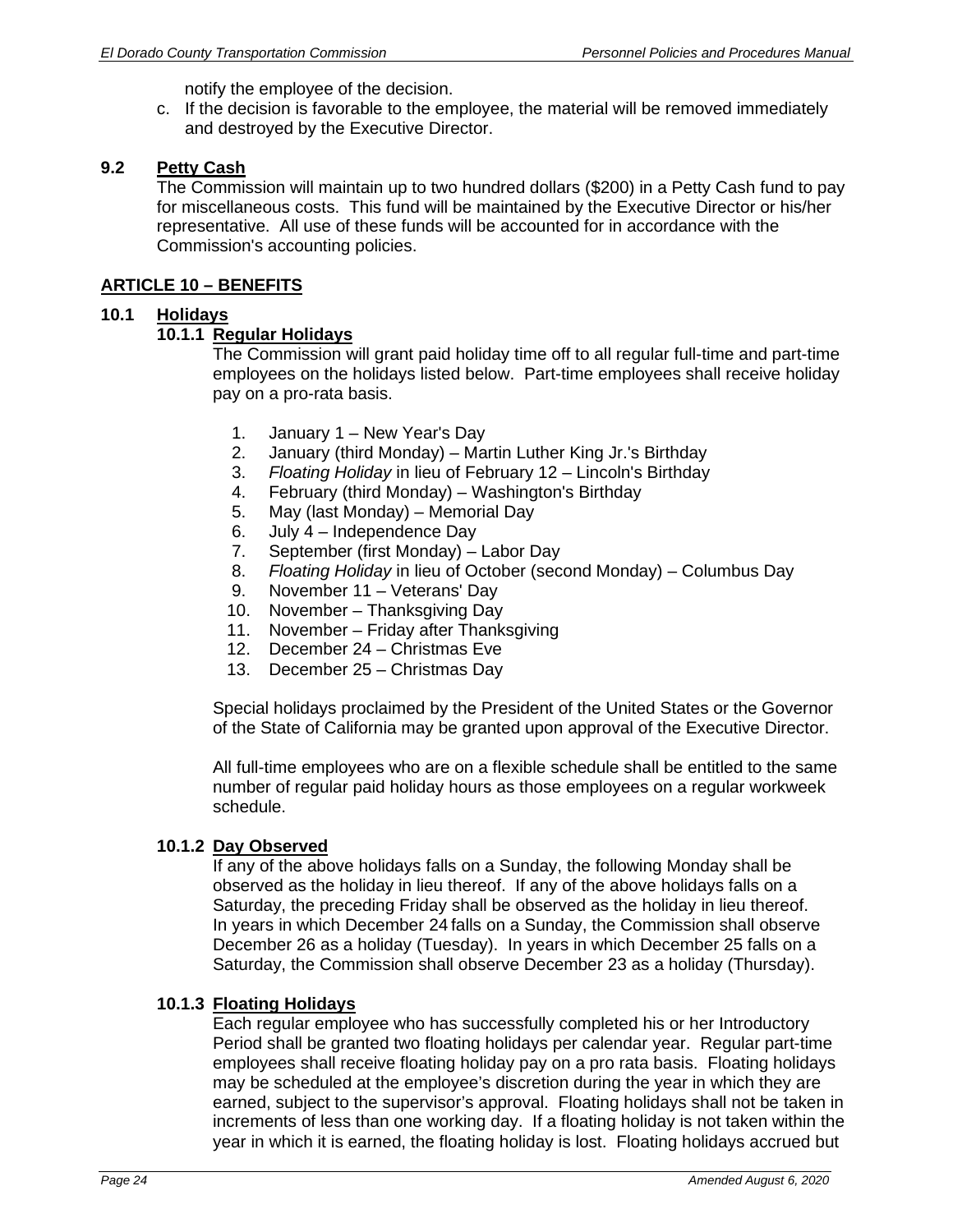notify the employee of the decision.

c. If the decision is favorable to the employee, the material will be removed immediately and destroyed by the Executive Director.

### 9.2 Petty Cash

The Commission will maintain up to two hundred dollars ($200) in a Petty Cash fund to pay for miscellaneous costs. This fund will be maintained by the Executive Director or his/her representative. All use of these funds will be accounted for in accordance with the Commission's accounting policies.

## ARTICLE 10 – BENEFITS

### 10.1 Holidays

#### 10.1.1 Regular Holidays

The Commission will grant paid holiday time off to all regular full-time and part-time employees on the holidays listed below. Part-time employees shall receive holiday pay on a pro-rata basis.

1. January 1 – New Year's Day
2. January (third Monday) – Martin Luther King Jr.'s Birthday
3. *Floating Holiday* in lieu of February 12 – Lincoln's Birthday
4. February (third Monday) – Washington's Birthday
5. May (last Monday) – Memorial Day
6. July 4 – Independence Day
7. September (first Monday) – Labor Day
8. *Floating Holiday* in lieu of October (second Monday) – Columbus Day
9. November 11 – Veterans' Day
10. November – Thanksgiving Day
11. November – Friday after Thanksgiving
12. December 24 – Christmas Eve
13. December 25 – Christmas Day

Special holidays proclaimed by the President of the United States or the Governor of the State of California may be granted upon approval of the Executive Director.

All full-time employees who are on a flexible schedule shall be entitled to the same number of regular paid holiday hours as those employees on a regular workweek schedule.

#### 10.1.2 Day Observed

If any of the above holidays falls on a Sunday, the following Monday shall be observed as the holiday in lieu thereof. If any of the above holidays falls on a Saturday, the preceding Friday shall be observed as the holiday in lieu thereof. In years in which December 24 falls on a Sunday, the Commission shall observe December 26 as a holiday (Tuesday). In years in which December 25 falls on a Saturday, the Commission shall observe December 23 as a holiday (Thursday).

#### 10.1.3 Floating Holidays

Each regular employee who has successfully completed his or her Introductory Period shall be granted two floating holidays per calendar year. Regular part-time employees shall receive floating holiday pay on a pro rata basis. Floating holidays may be scheduled at the employee's discretion during the year in which they are earned, subject to the supervisor's approval. Floating holidays shall not be taken in increments of less than one working day. If a floating holiday is not taken within the year in which it is earned, the floating holiday is lost. Floating holidays accrued but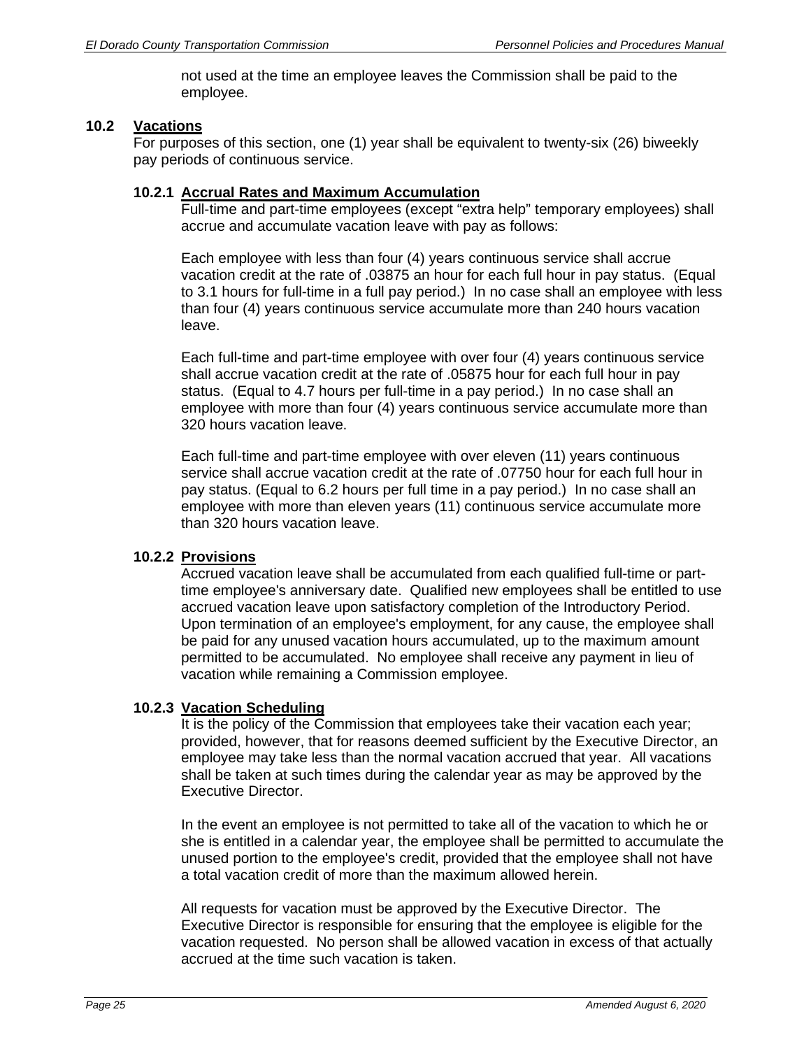not used at the time an employee leaves the Commission shall be paid to the employee.

## 10.2 Vacations

For purposes of this section, one (1) year shall be equivalent to twenty-six (26) biweekly pay periods of continuous service.

### 10.2.1 Accrual Rates and Maximum Accumulation

Full-time and part-time employees (except "extra help" temporary employees) shall accrue and accumulate vacation leave with pay as follows:

Each employee with less than four (4) years continuous service shall accrue vacation credit at the rate of .03875 an hour for each full hour in pay status. (Equal to 3.1 hours for full-time in a full pay period.) In no case shall an employee with less than four (4) years continuous service accumulate more than 240 hours vacation leave.

Each full-time and part-time employee with over four (4) years continuous service shall accrue vacation credit at the rate of .05875 hour for each full hour in pay status. (Equal to 4.7 hours per full-time in a pay period.) In no case shall an employee with more than four (4) years continuous service accumulate more than 320 hours vacation leave.

Each full-time and part-time employee with over eleven (11) years continuous service shall accrue vacation credit at the rate of .07750 hour for each full hour in pay status. (Equal to 6.2 hours per full time in a pay period.) In no case shall an employee with more than eleven years (11) continuous service accumulate more than 320 hours vacation leave.

### 10.2.2 Provisions

Accrued vacation leave shall be accumulated from each qualified full-time or part-time employee's anniversary date. Qualified new employees shall be entitled to use accrued vacation leave upon satisfactory completion of the Introductory Period. Upon termination of an employee's employment, for any cause, the employee shall be paid for any unused vacation hours accumulated, up to the maximum amount permitted to be accumulated. No employee shall receive any payment in lieu of vacation while remaining a Commission employee.

### 10.2.3 Vacation Scheduling

It is the policy of the Commission that employees take their vacation each year; provided, however, that for reasons deemed sufficient by the Executive Director, an employee may take less than the normal vacation accrued that year. All vacations shall be taken at such times during the calendar year as may be approved by the Executive Director.

In the event an employee is not permitted to take all of the vacation to which he or she is entitled in a calendar year, the employee shall be permitted to accumulate the unused portion to the employee's credit, provided that the employee shall not have a total vacation credit of more than the maximum allowed herein.

All requests for vacation must be approved by the Executive Director. The Executive Director is responsible for ensuring that the employee is eligible for the vacation requested. No person shall be allowed vacation in excess of that actually accrued at the time such vacation is taken.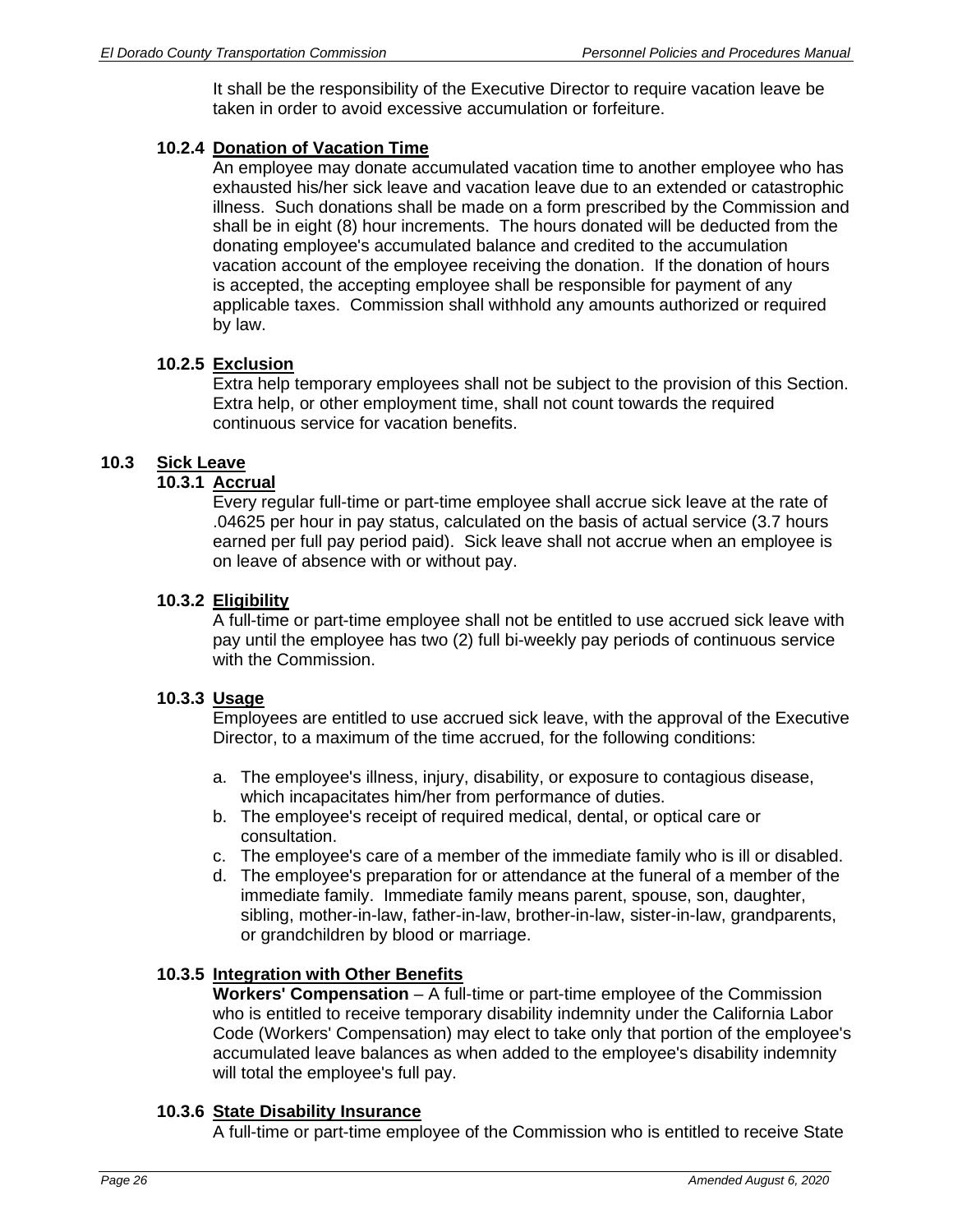It shall be the responsibility of the Executive Director to require vacation leave be taken in order to avoid excessive accumulation or forfeiture.

#### 10.2.4 Donation of Vacation Time

An employee may donate accumulated vacation time to another employee who has exhausted his/her sick leave and vacation leave due to an extended or catastrophic illness. Such donations shall be made on a form prescribed by the Commission and shall be in eight (8) hour increments. The hours donated will be deducted from the donating employee's accumulated balance and credited to the accumulation vacation account of the employee receiving the donation. If the donation of hours is accepted, the accepting employee shall be responsible for payment of any applicable taxes. Commission shall withhold any amounts authorized or required by law.

#### 10.2.5 Exclusion

Extra help temporary employees shall not be subject to the provision of this Section. Extra help, or other employment time, shall not count towards the required continuous service for vacation benefits.

### 10.3 Sick Leave

#### 10.3.1 Accrual

Every regular full-time or part-time employee shall accrue sick leave at the rate of .04625 per hour in pay status, calculated on the basis of actual service (3.7 hours earned per full pay period paid). Sick leave shall not accrue when an employee is on leave of absence with or without pay.

#### 10.3.2 Eligibility

A full-time or part-time employee shall not be entitled to use accrued sick leave with pay until the employee has two (2) full bi-weekly pay periods of continuous service with the Commission.

#### 10.3.3 Usage

Employees are entitled to use accrued sick leave, with the approval of the Executive Director, to a maximum of the time accrued, for the following conditions:

a. The employee's illness, injury, disability, or exposure to contagious disease, which incapacitates him/her from performance of duties.
b. The employee's receipt of required medical, dental, or optical care or consultation.
c. The employee's care of a member of the immediate family who is ill or disabled.
d. The employee's preparation for or attendance at the funeral of a member of the immediate family. Immediate family means parent, spouse, son, daughter, sibling, mother-in-law, father-in-law, brother-in-law, sister-in-law, grandparents, or grandchildren by blood or marriage.

#### 10.3.5 Integration with Other Benefits

**Workers' Compensation** – A full-time or part-time employee of the Commission who is entitled to receive temporary disability indemnity under the California Labor Code (Workers' Compensation) may elect to take only that portion of the employee's accumulated leave balances as when added to the employee's disability indemnity will total the employee's full pay.

#### 10.3.6 State Disability Insurance

A full-time or part-time employee of the Commission who is entitled to receive State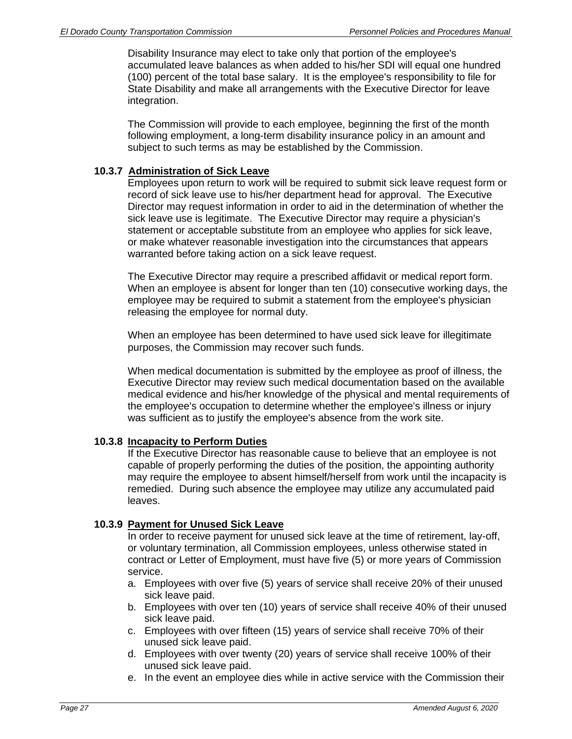Disability Insurance may elect to take only that portion of the employee's accumulated leave balances as when added to his/her SDI will equal one hundred (100) percent of the total base salary. It is the employee's responsibility to file for State Disability and make all arrangements with the Executive Director for leave integration.

The Commission will provide to each employee, beginning the first of the month following employment, a long-term disability insurance policy in an amount and subject to such terms as may be established by the Commission.

### 10.3.7 Administration of Sick Leave

Employees upon return to work will be required to submit sick leave request form or record of sick leave use to his/her department head for approval. The Executive Director may request information in order to aid in the determination of whether the sick leave use is legitimate. The Executive Director may require a physician's statement or acceptable substitute from an employee who applies for sick leave, or make whatever reasonable investigation into the circumstances that appears warranted before taking action on a sick leave request.

The Executive Director may require a prescribed affidavit or medical report form. When an employee is absent for longer than ten (10) consecutive working days, the employee may be required to submit a statement from the employee's physician releasing the employee for normal duty.

When an employee has been determined to have used sick leave for illegitimate purposes, the Commission may recover such funds.

When medical documentation is submitted by the employee as proof of illness, the Executive Director may review such medical documentation based on the available medical evidence and his/her knowledge of the physical and mental requirements of the employee's occupation to determine whether the employee's illness or injury was sufficient as to justify the employee's absence from the work site.

### 10.3.8 Incapacity to Perform Duties

If the Executive Director has reasonable cause to believe that an employee is not capable of properly performing the duties of the position, the appointing authority may require the employee to absent himself/herself from work until the incapacity is remedied. During such absence the employee may utilize any accumulated paid leaves.

### 10.3.9 Payment for Unused Sick Leave

In order to receive payment for unused sick leave at the time of retirement, lay-off, or voluntary termination, all Commission employees, unless otherwise stated in contract or Letter of Employment, must have five (5) or more years of Commission service.

a. Employees with over five (5) years of service shall receive 20% of their unused sick leave paid.
b. Employees with over ten (10) years of service shall receive 40% of their unused sick leave paid.
c. Employees with over fifteen (15) years of service shall receive 70% of their unused sick leave paid.
d. Employees with over twenty (20) years of service shall receive 100% of their unused sick leave paid.
e. In the event an employee dies while in active service with the Commission their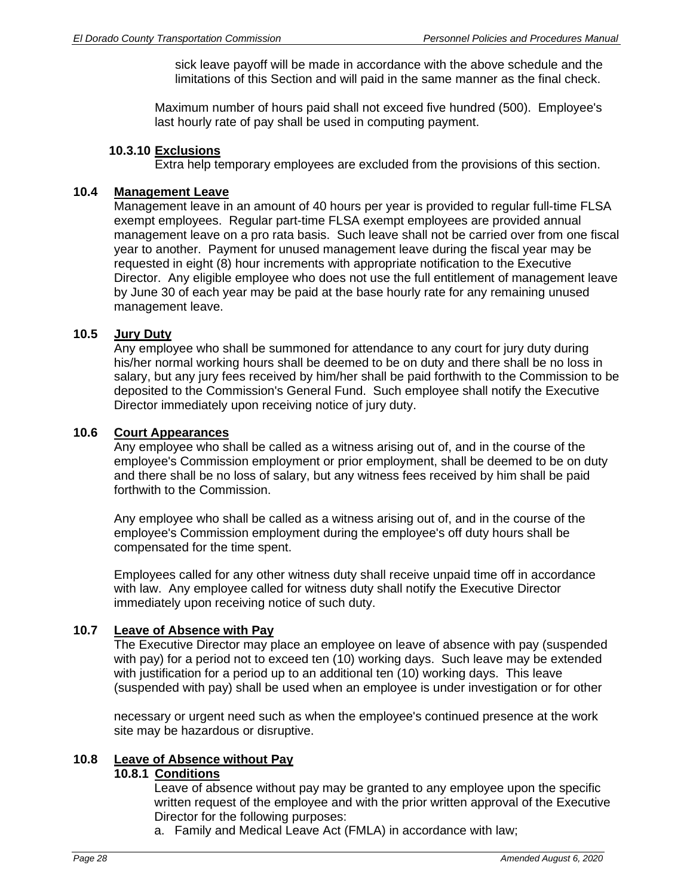sick leave payoff will be made in accordance with the above schedule and the limitations of this Section and will paid in the same manner as the final check.

Maximum number of hours paid shall not exceed five hundred (500). Employee's last hourly rate of pay shall be used in computing payment.

#### 10.3.10 Exclusions

Extra help temporary employees are excluded from the provisions of this section.

### 10.4 Management Leave

Management leave in an amount of 40 hours per year is provided to regular full-time FLSA exempt employees. Regular part-time FLSA exempt employees are provided annual management leave on a pro rata basis. Such leave shall not be carried over from one fiscal year to another. Payment for unused management leave during the fiscal year may be requested in eight (8) hour increments with appropriate notification to the Executive Director. Any eligible employee who does not use the full entitlement of management leave by June 30 of each year may be paid at the base hourly rate for any remaining unused management leave.

### 10.5 Jury Duty

Any employee who shall be summoned for attendance to any court for jury duty during his/her normal working hours shall be deemed to be on duty and there shall be no loss in salary, but any jury fees received by him/her shall be paid forthwith to the Commission to be deposited to the Commission's General Fund. Such employee shall notify the Executive Director immediately upon receiving notice of jury duty.

### 10.6 Court Appearances

Any employee who shall be called as a witness arising out of, and in the course of the employee's Commission employment or prior employment, shall be deemed to be on duty and there shall be no loss of salary, but any witness fees received by him shall be paid forthwith to the Commission.

Any employee who shall be called as a witness arising out of, and in the course of the employee's Commission employment during the employee's off duty hours shall be compensated for the time spent.

Employees called for any other witness duty shall receive unpaid time off in accordance with law. Any employee called for witness duty shall notify the Executive Director immediately upon receiving notice of such duty.

### 10.7 Leave of Absence with Pay

The Executive Director may place an employee on leave of absence with pay (suspended with pay) for a period not to exceed ten (10) working days. Such leave may be extended with justification for a period up to an additional ten (10) working days. This leave (suspended with pay) shall be used when an employee is under investigation or for other necessary or urgent need such as when the employee's continued presence at the work site may be hazardous or disruptive.

### 10.8 Leave of Absence without Pay

#### 10.8.1 Conditions

Leave of absence without pay may be granted to any employee upon the specific written request of the employee and with the prior written approval of the Executive Director for the following purposes:

a. Family and Medical Leave Act (FMLA) in accordance with law;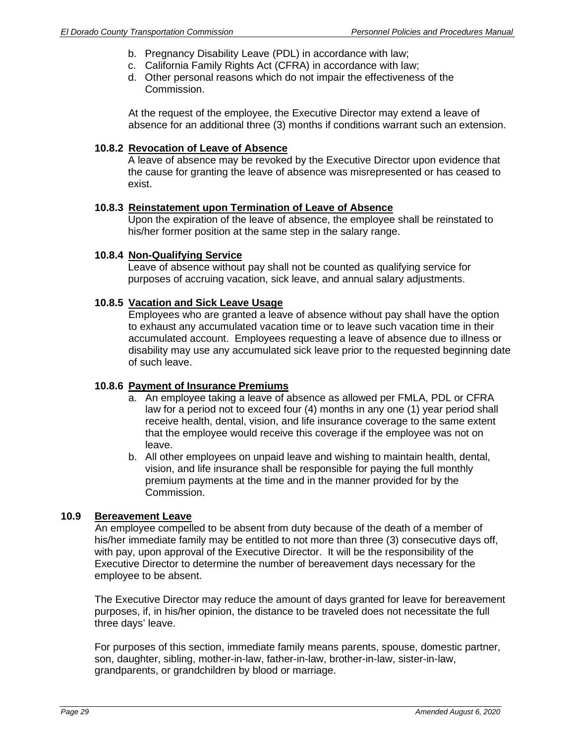b. Pregnancy Disability Leave (PDL) in accordance with law;
c. California Family Rights Act (CFRA) in accordance with law;
d. Other personal reasons which do not impair the effectiveness of the Commission.

At the request of the employee, the Executive Director may extend a leave of absence for an additional three (3) months if conditions warrant such an extension.

### 10.8.2 Revocation of Leave of Absence

A leave of absence may be revoked by the Executive Director upon evidence that the cause for granting the leave of absence was misrepresented or has ceased to exist.

### 10.8.3 Reinstatement upon Termination of Leave of Absence

Upon the expiration of the leave of absence, the employee shall be reinstated to his/her former position at the same step in the salary range.

### 10.8.4 Non-Qualifying Service

Leave of absence without pay shall not be counted as qualifying service for purposes of accruing vacation, sick leave, and annual salary adjustments.

### 10.8.5 Vacation and Sick Leave Usage

Employees who are granted a leave of absence without pay shall have the option to exhaust any accumulated vacation time or to leave such vacation time in their accumulated account. Employees requesting a leave of absence due to illness or disability may use any accumulated sick leave prior to the requested beginning date of such leave.

### 10.8.6 Payment of Insurance Premiums

a. An employee taking a leave of absence as allowed per FMLA, PDL or CFRA law for a period not to exceed four (4) months in any one (1) year period shall receive health, dental, vision, and life insurance coverage to the same extent that the employee would receive this coverage if the employee was not on leave.
b. All other employees on unpaid leave and wishing to maintain health, dental, vision, and life insurance shall be responsible for paying the full monthly premium payments at the time and in the manner provided for by the Commission.

## 10.9 Bereavement Leave

An employee compelled to be absent from duty because of the death of a member of his/her immediate family may be entitled to not more than three (3) consecutive days off, with pay, upon approval of the Executive Director. It will be the responsibility of the Executive Director to determine the number of bereavement days necessary for the employee to be absent.

The Executive Director may reduce the amount of days granted for leave for bereavement purposes, if, in his/her opinion, the distance to be traveled does not necessitate the full three days' leave.

For purposes of this section, immediate family means parents, spouse, domestic partner, son, daughter, sibling, mother-in-law, father-in-law, brother-in-law, sister-in-law, grandparents, or grandchildren by blood or marriage.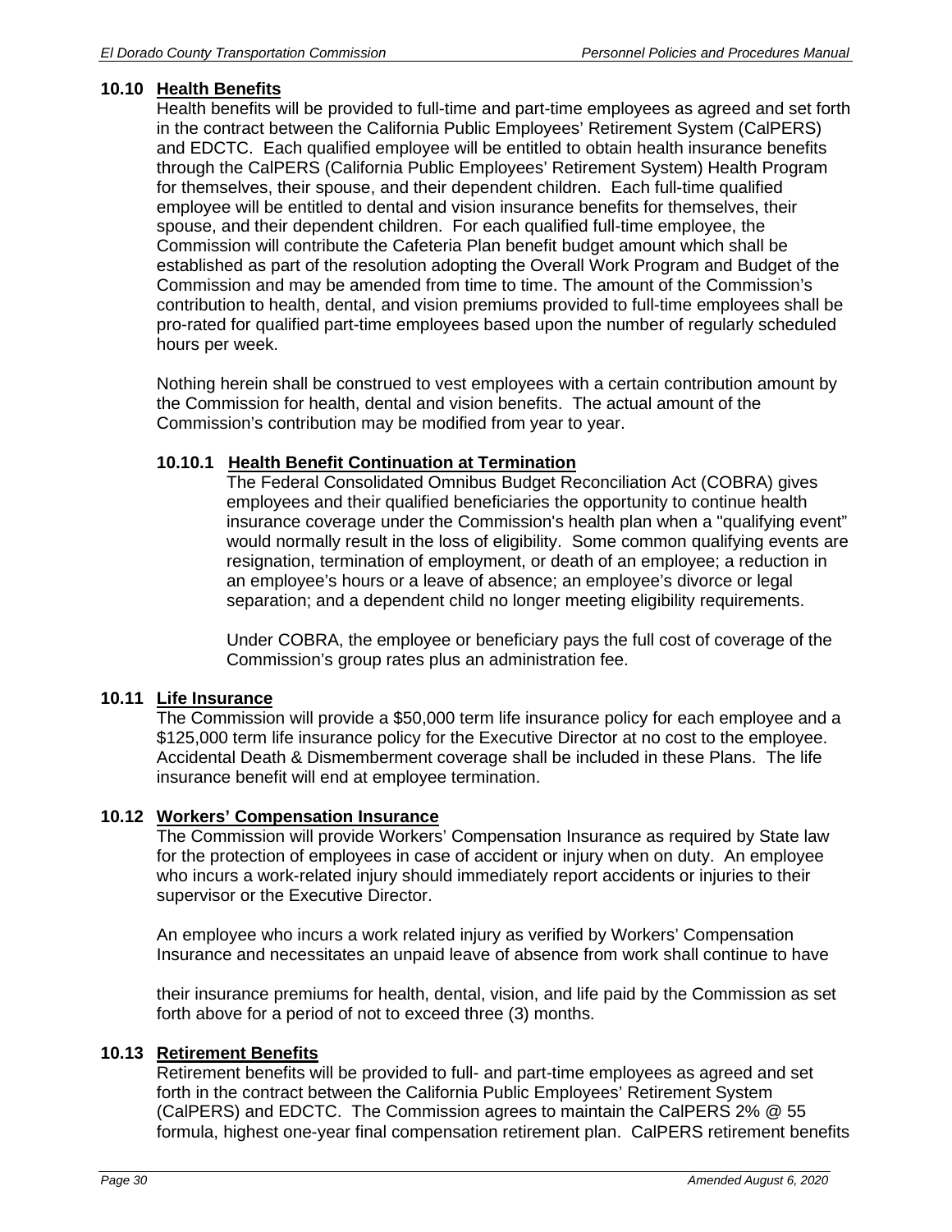## 10.10 Health Benefits

Health benefits will be provided to full-time and part-time employees as agreed and set forth in the contract between the California Public Employees' Retirement System (CalPERS) and EDCTC. Each qualified employee will be entitled to obtain health insurance benefits through the CalPERS (California Public Employees' Retirement System) Health Program for themselves, their spouse, and their dependent children. Each full-time qualified employee will be entitled to dental and vision insurance benefits for themselves, their spouse, and their dependent children. For each qualified full-time employee, the Commission will contribute the Cafeteria Plan benefit budget amount which shall be established as part of the resolution adopting the Overall Work Program and Budget of the Commission and may be amended from time to time. The amount of the Commission's contribution to health, dental, and vision premiums provided to full-time employees shall be pro-rated for qualified part-time employees based upon the number of regularly scheduled hours per week.

Nothing herein shall be construed to vest employees with a certain contribution amount by the Commission for health, dental and vision benefits. The actual amount of the Commission's contribution may be modified from year to year.

### 10.10.1 Health Benefit Continuation at Termination

The Federal Consolidated Omnibus Budget Reconciliation Act (COBRA) gives employees and their qualified beneficiaries the opportunity to continue health insurance coverage under the Commission's health plan when a "qualifying event" would normally result in the loss of eligibility. Some common qualifying events are resignation, termination of employment, or death of an employee; a reduction in an employee's hours or a leave of absence; an employee's divorce or legal separation; and a dependent child no longer meeting eligibility requirements.

Under COBRA, the employee or beneficiary pays the full cost of coverage of the Commission's group rates plus an administration fee.

## 10.11 Life Insurance

The Commission will provide a $50,000 term life insurance policy for each employee and a $125,000 term life insurance policy for the Executive Director at no cost to the employee. Accidental Death & Dismemberment coverage shall be included in these Plans. The life insurance benefit will end at employee termination.

## 10.12 Workers' Compensation Insurance

The Commission will provide Workers' Compensation Insurance as required by State law for the protection of employees in case of accident or injury when on duty. An employee who incurs a work-related injury should immediately report accidents or injuries to their supervisor or the Executive Director.

An employee who incurs a work related injury as verified by Workers' Compensation Insurance and necessitates an unpaid leave of absence from work shall continue to have their insurance premiums for health, dental, vision, and life paid by the Commission as set forth above for a period of not to exceed three (3) months.

## 10.13 Retirement Benefits

Retirement benefits will be provided to full- and part-time employees as agreed and set forth in the contract between the California Public Employees' Retirement System (CalPERS) and EDCTC. The Commission agrees to maintain the CalPERS 2% @ 55 formula, highest one-year final compensation retirement plan. CalPERS retirement benefits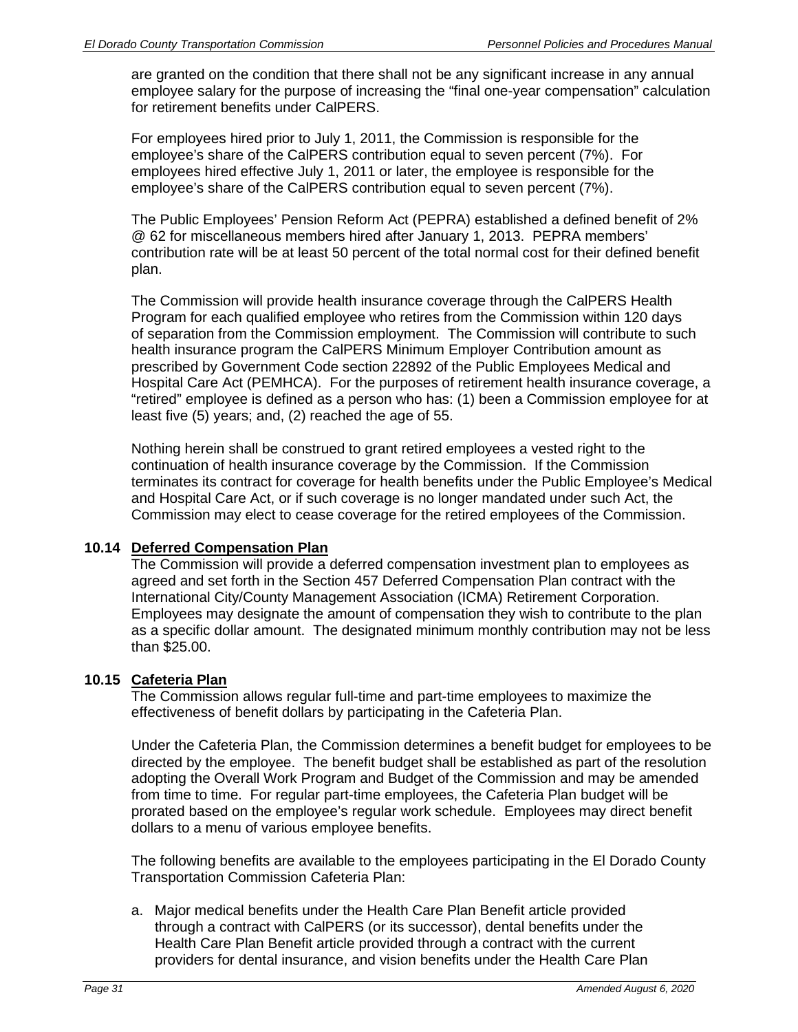are granted on the condition that there shall not be any significant increase in any annual employee salary for the purpose of increasing the "final one-year compensation" calculation for retirement benefits under CalPERS.

For employees hired prior to July 1, 2011, the Commission is responsible for the employee's share of the CalPERS contribution equal to seven percent (7%). For employees hired effective July 1, 2011 or later, the employee is responsible for the employee's share of the CalPERS contribution equal to seven percent (7%).

The Public Employees' Pension Reform Act (PEPRA) established a defined benefit of 2% @ 62 for miscellaneous members hired after January 1, 2013. PEPRA members' contribution rate will be at least 50 percent of the total normal cost for their defined benefit plan.

The Commission will provide health insurance coverage through the CalPERS Health Program for each qualified employee who retires from the Commission within 120 days of separation from the Commission employment. The Commission will contribute to such health insurance program the CalPERS Minimum Employer Contribution amount as prescribed by Government Code section 22892 of the Public Employees Medical and Hospital Care Act (PEMHCA). For the purposes of retirement health insurance coverage, a "retired" employee is defined as a person who has: (1) been a Commission employee for at least five (5) years; and, (2) reached the age of 55.

Nothing herein shall be construed to grant retired employees a vested right to the continuation of health insurance coverage by the Commission. If the Commission terminates its contract for coverage for health benefits under the Public Employee's Medical and Hospital Care Act, or if such coverage is no longer mandated under such Act, the Commission may elect to cease coverage for the retired employees of the Commission.

### 10.14 Deferred Compensation Plan

The Commission will provide a deferred compensation investment plan to employees as agreed and set forth in the Section 457 Deferred Compensation Plan contract with the International City/County Management Association (ICMA) Retirement Corporation. Employees may designate the amount of compensation they wish to contribute to the plan as a specific dollar amount. The designated minimum monthly contribution may not be less than $25.00.

### 10.15 Cafeteria Plan

The Commission allows regular full-time and part-time employees to maximize the effectiveness of benefit dollars by participating in the Cafeteria Plan.

Under the Cafeteria Plan, the Commission determines a benefit budget for employees to be directed by the employee. The benefit budget shall be established as part of the resolution adopting the Overall Work Program and Budget of the Commission and may be amended from time to time. For regular part-time employees, the Cafeteria Plan budget will be prorated based on the employee's regular work schedule. Employees may direct benefit dollars to a menu of various employee benefits.

The following benefits are available to the employees participating in the El Dorado County Transportation Commission Cafeteria Plan:

a. Major medical benefits under the Health Care Plan Benefit article provided through a contract with CalPERS (or its successor), dental benefits under the Health Care Plan Benefit article provided through a contract with the current providers for dental insurance, and vision benefits under the Health Care Plan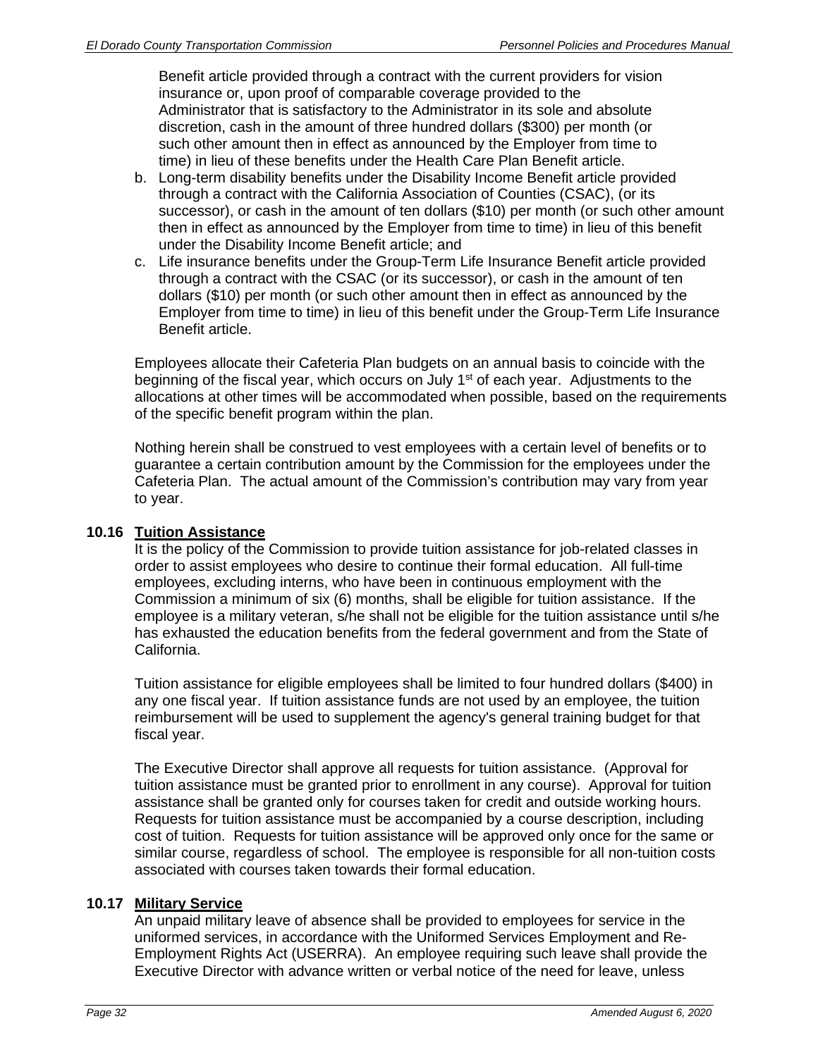Benefit article provided through a contract with the current providers for vision insurance or, upon proof of comparable coverage provided to the Administrator that is satisfactory to the Administrator in its sole and absolute discretion, cash in the amount of three hundred dollars ($300) per month (or such other amount then in effect as announced by the Employer from time to time) in lieu of these benefits under the Health Care Plan Benefit article.

b. Long-term disability benefits under the Disability Income Benefit article provided through a contract with the California Association of Counties (CSAC), (or its successor), or cash in the amount of ten dollars ($10) per month (or such other amount then in effect as announced by the Employer from time to time) in lieu of this benefit under the Disability Income Benefit article; and
c. Life insurance benefits under the Group-Term Life Insurance Benefit article provided through a contract with the CSAC (or its successor), or cash in the amount of ten dollars ($10) per month (or such other amount then in effect as announced by the Employer from time to time) in lieu of this benefit under the Group-Term Life Insurance Benefit article.

Employees allocate their Cafeteria Plan budgets on an annual basis to coincide with the beginning of the fiscal year, which occurs on July 1st of each year. Adjustments to the allocations at other times will be accommodated when possible, based on the requirements of the specific benefit program within the plan.

Nothing herein shall be construed to vest employees with a certain level of benefits or to guarantee a certain contribution amount by the Commission for the employees under the Cafeteria Plan. The actual amount of the Commission's contribution may vary from year to year.

### 10.16 Tuition Assistance

It is the policy of the Commission to provide tuition assistance for job-related classes in order to assist employees who desire to continue their formal education. All full-time employees, excluding interns, who have been in continuous employment with the Commission a minimum of six (6) months, shall be eligible for tuition assistance. If the employee is a military veteran, s/he shall not be eligible for the tuition assistance until s/he has exhausted the education benefits from the federal government and from the State of California.

Tuition assistance for eligible employees shall be limited to four hundred dollars ($400) in any one fiscal year. If tuition assistance funds are not used by an employee, the tuition reimbursement will be used to supplement the agency's general training budget for that fiscal year.

The Executive Director shall approve all requests for tuition assistance. (Approval for tuition assistance must be granted prior to enrollment in any course). Approval for tuition assistance shall be granted only for courses taken for credit and outside working hours. Requests for tuition assistance must be accompanied by a course description, including cost of tuition. Requests for tuition assistance will be approved only once for the same or similar course, regardless of school. The employee is responsible for all non-tuition costs associated with courses taken towards their formal education.

### 10.17 Military Service

An unpaid military leave of absence shall be provided to employees for service in the uniformed services, in accordance with the Uniformed Services Employment and Re-Employment Rights Act (USERRA). An employee requiring such leave shall provide the Executive Director with advance written or verbal notice of the need for leave, unless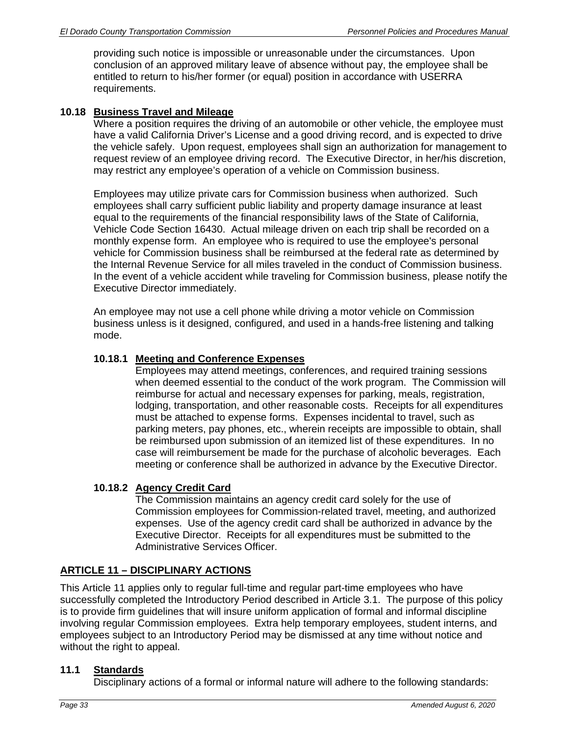providing such notice is impossible or unreasonable under the circumstances. Upon conclusion of an approved military leave of absence without pay, the employee shall be entitled to return to his/her former (or equal) position in accordance with USERRA requirements.

### 10.18 Business Travel and Mileage

Where a position requires the driving of an automobile or other vehicle, the employee must have a valid California Driver's License and a good driving record, and is expected to drive the vehicle safely. Upon request, employees shall sign an authorization for management to request review of an employee driving record. The Executive Director, in her/his discretion, may restrict any employee's operation of a vehicle on Commission business.

Employees may utilize private cars for Commission business when authorized. Such employees shall carry sufficient public liability and property damage insurance at least equal to the requirements of the financial responsibility laws of the State of California, Vehicle Code Section 16430. Actual mileage driven on each trip shall be recorded on a monthly expense form. An employee who is required to use the employee's personal vehicle for Commission business shall be reimbursed at the federal rate as determined by the Internal Revenue Service for all miles traveled in the conduct of Commission business. In the event of a vehicle accident while traveling for Commission business, please notify the Executive Director immediately.

An employee may not use a cell phone while driving a motor vehicle on Commission business unless is it designed, configured, and used in a hands-free listening and talking mode.

#### 10.18.1 Meeting and Conference Expenses

Employees may attend meetings, conferences, and required training sessions when deemed essential to the conduct of the work program. The Commission will reimburse for actual and necessary expenses for parking, meals, registration, lodging, transportation, and other reasonable costs. Receipts for all expenditures must be attached to expense forms. Expenses incidental to travel, such as parking meters, pay phones, etc., wherein receipts are impossible to obtain, shall be reimbursed upon submission of an itemized list of these expenditures. In no case will reimbursement be made for the purchase of alcoholic beverages. Each meeting or conference shall be authorized in advance by the Executive Director.

#### 10.18.2 Agency Credit Card

The Commission maintains an agency credit card solely for the use of Commission employees for Commission-related travel, meeting, and authorized expenses. Use of the agency credit card shall be authorized in advance by the Executive Director. Receipts for all expenditures must be submitted to the Administrative Services Officer.

## ARTICLE 11 – DISCIPLINARY ACTIONS

This Article 11 applies only to regular full-time and regular part-time employees who have successfully completed the Introductory Period described in Article 3.1. The purpose of this policy is to provide firm guidelines that will insure uniform application of formal and informal discipline involving regular Commission employees. Extra help temporary employees, student interns, and employees subject to an Introductory Period may be dismissed at any time without notice and without the right to appeal.

### 11.1 Standards

Disciplinary actions of a formal or informal nature will adhere to the following standards: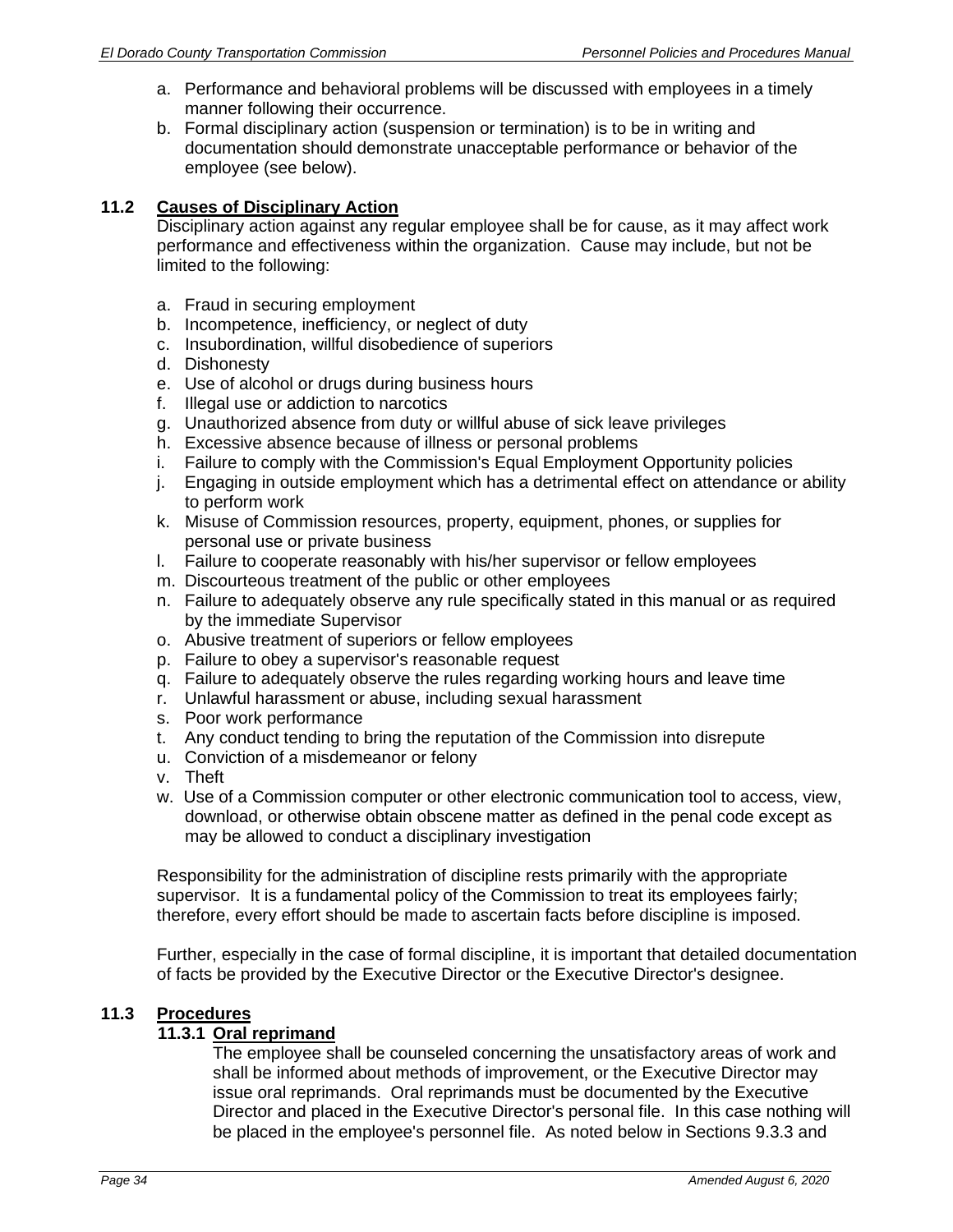a. Performance and behavioral problems will be discussed with employees in a timely manner following their occurrence.
b. Formal disciplinary action (suspension or termination) is to be in writing and documentation should demonstrate unacceptable performance or behavior of the employee (see below).

### 11.2 Causes of Disciplinary Action

Disciplinary action against any regular employee shall be for cause, as it may affect work performance and effectiveness within the organization. Cause may include, but not be limited to the following:

a. Fraud in securing employment
b. Incompetence, inefficiency, or neglect of duty
c. Insubordination, willful disobedience of superiors
d. Dishonesty
e. Use of alcohol or drugs during business hours
f. Illegal use or addiction to narcotics
g. Unauthorized absence from duty or willful abuse of sick leave privileges
h. Excessive absence because of illness or personal problems
i. Failure to comply with the Commission's Equal Employment Opportunity policies
j. Engaging in outside employment which has a detrimental effect on attendance or ability to perform work
k. Misuse of Commission resources, property, equipment, phones, or supplies for personal use or private business
l. Failure to cooperate reasonably with his/her supervisor or fellow employees
m. Discourteous treatment of the public or other employees
n. Failure to adequately observe any rule specifically stated in this manual or as required by the immediate Supervisor
o. Abusive treatment of superiors or fellow employees
p. Failure to obey a supervisor's reasonable request
q. Failure to adequately observe the rules regarding working hours and leave time
r. Unlawful harassment or abuse, including sexual harassment
s. Poor work performance
t. Any conduct tending to bring the reputation of the Commission into disrepute
u. Conviction of a misdemeanor or felony
v. Theft
w. Use of a Commission computer or other electronic communication tool to access, view, download, or otherwise obtain obscene matter as defined in the penal code except as may be allowed to conduct a disciplinary investigation

Responsibility for the administration of discipline rests primarily with the appropriate supervisor. It is a fundamental policy of the Commission to treat its employees fairly; therefore, every effort should be made to ascertain facts before discipline is imposed.

Further, especially in the case of formal discipline, it is important that detailed documentation of facts be provided by the Executive Director or the Executive Director's designee.

### 11.3 Procedures

#### 11.3.1 Oral reprimand

The employee shall be counseled concerning the unsatisfactory areas of work and shall be informed about methods of improvement, or the Executive Director may issue oral reprimands. Oral reprimands must be documented by the Executive Director and placed in the Executive Director's personal file. In this case nothing will be placed in the employee's personnel file. As noted below in Sections 9.3.3 and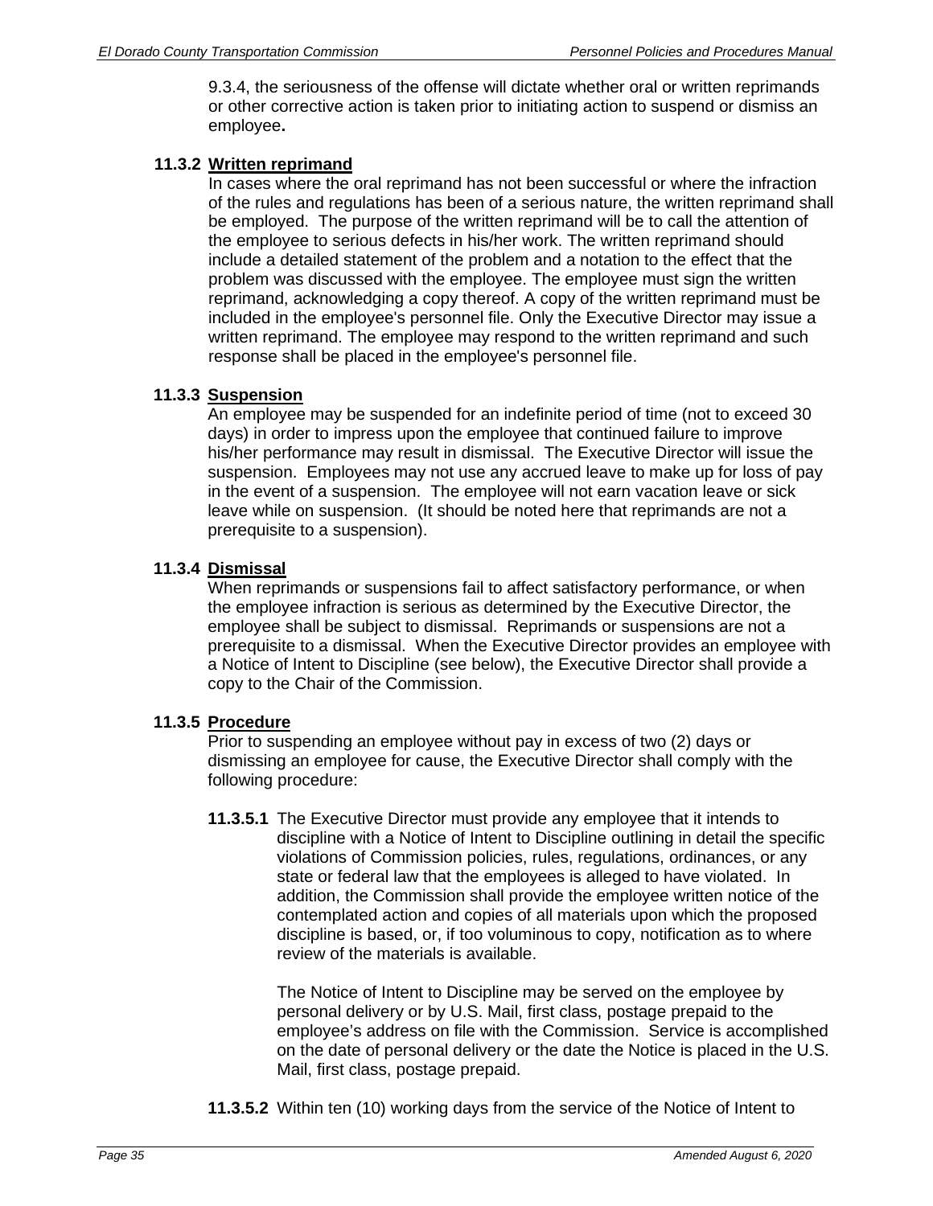9.3.4, the seriousness of the offense will dictate whether oral or written reprimands or other corrective action is taken prior to initiating action to suspend or dismiss an employee**.**

### 11.3.2 Written reprimand

In cases where the oral reprimand has not been successful or where the infraction of the rules and regulations has been of a serious nature, the written reprimand shall be employed. The purpose of the written reprimand will be to call the attention of the employee to serious defects in his/her work. The written reprimand should include a detailed statement of the problem and a notation to the effect that the problem was discussed with the employee. The employee must sign the written reprimand, acknowledging a copy thereof. A copy of the written reprimand must be included in the employee's personnel file. Only the Executive Director may issue a written reprimand. The employee may respond to the written reprimand and such response shall be placed in the employee's personnel file.

### 11.3.3 Suspension

An employee may be suspended for an indefinite period of time (not to exceed 30 days) in order to impress upon the employee that continued failure to improve his/her performance may result in dismissal. The Executive Director will issue the suspension. Employees may not use any accrued leave to make up for loss of pay in the event of a suspension. The employee will not earn vacation leave or sick leave while on suspension. (It should be noted here that reprimands are not a prerequisite to a suspension).

### 11.3.4 Dismissal

When reprimands or suspensions fail to affect satisfactory performance, or when the employee infraction is serious as determined by the Executive Director, the employee shall be subject to dismissal. Reprimands or suspensions are not a prerequisite to a dismissal. When the Executive Director provides an employee with a Notice of Intent to Discipline (see below), the Executive Director shall provide a copy to the Chair of the Commission.

### 11.3.5 Procedure

Prior to suspending an employee without pay in excess of two (2) days or dismissing an employee for cause, the Executive Director shall comply with the following procedure:

**11.3.5.1** The Executive Director must provide any employee that it intends to discipline with a Notice of Intent to Discipline outlining in detail the specific violations of Commission policies, rules, regulations, ordinances, or any state or federal law that the employees is alleged to have violated. In addition, the Commission shall provide the employee written notice of the contemplated action and copies of all materials upon which the proposed discipline is based, or, if too voluminous to copy, notification as to where review of the materials is available.

The Notice of Intent to Discipline may be served on the employee by personal delivery or by U.S. Mail, first class, postage prepaid to the employee's address on file with the Commission. Service is accomplished on the date of personal delivery or the date the Notice is placed in the U.S. Mail, first class, postage prepaid.

**11.3.5.2** Within ten (10) working days from the service of the Notice of Intent to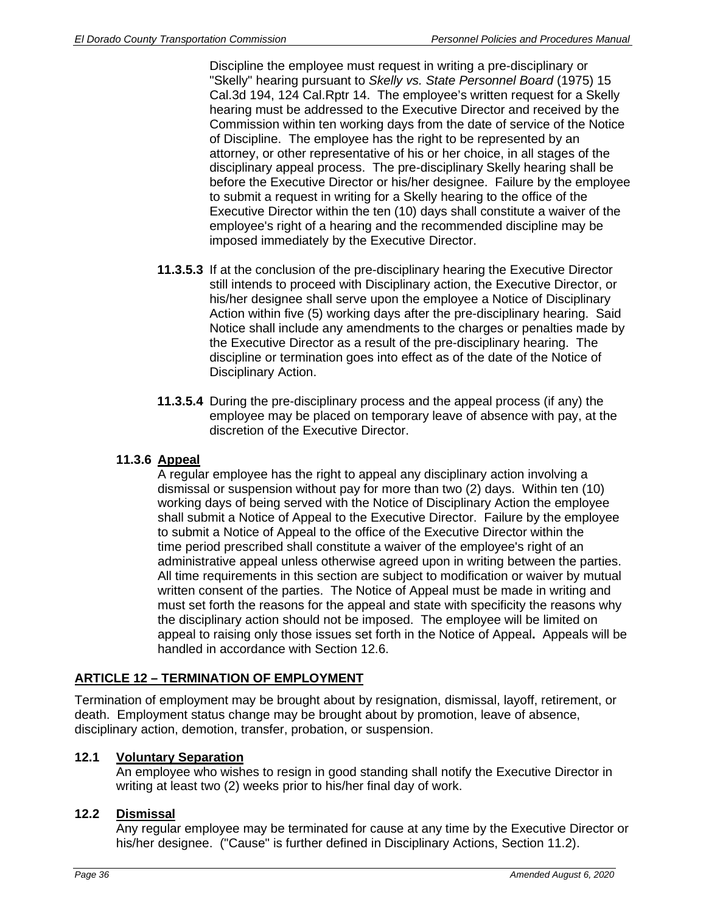Discipline the employee must request in writing a pre-disciplinary or "Skelly" hearing pursuant to *Skelly vs. State Personnel Board* (1975) 15 Cal.3d 194, 124 Cal.Rptr 14. The employee's written request for a Skelly hearing must be addressed to the Executive Director and received by the Commission within ten working days from the date of service of the Notice of Discipline. The employee has the right to be represented by an attorney, or other representative of his or her choice, in all stages of the disciplinary appeal process. The pre-disciplinary Skelly hearing shall be before the Executive Director or his/her designee. Failure by the employee to submit a request in writing for a Skelly hearing to the office of the Executive Director within the ten (10) days shall constitute a waiver of the employee's right of a hearing and the recommended discipline may be imposed immediately by the Executive Director.

**11.3.5.3** If at the conclusion of the pre-disciplinary hearing the Executive Director still intends to proceed with Disciplinary action, the Executive Director, or his/her designee shall serve upon the employee a Notice of Disciplinary Action within five (5) working days after the pre-disciplinary hearing. Said Notice shall include any amendments to the charges or penalties made by the Executive Director as a result of the pre-disciplinary hearing. The discipline or termination goes into effect as of the date of the Notice of Disciplinary Action.

**11.3.5.4** During the pre-disciplinary process and the appeal process (if any) the employee may be placed on temporary leave of absence with pay, at the discretion of the Executive Director.

### 11.3.6 Appeal

A regular employee has the right to appeal any disciplinary action involving a dismissal or suspension without pay for more than two (2) days. Within ten (10) working days of being served with the Notice of Disciplinary Action the employee shall submit a Notice of Appeal to the Executive Director. Failure by the employee to submit a Notice of Appeal to the office of the Executive Director within the time period prescribed shall constitute a waiver of the employee's right of an administrative appeal unless otherwise agreed upon in writing between the parties. All time requirements in this section are subject to modification or waiver by mutual written consent of the parties. The Notice of Appeal must be made in writing and must set forth the reasons for the appeal and state with specificity the reasons why the disciplinary action should not be imposed. The employee will be limited on appeal to raising only those issues set forth in the Notice of Appeal**.** Appeals will be handled in accordance with Section 12.6.

## ARTICLE 12 – TERMINATION OF EMPLOYMENT

Termination of employment may be brought about by resignation, dismissal, layoff, retirement, or death. Employment status change may be brought about by promotion, leave of absence, disciplinary action, demotion, transfer, probation, or suspension.

### 12.1 Voluntary Separation

An employee who wishes to resign in good standing shall notify the Executive Director in writing at least two (2) weeks prior to his/her final day of work.

### 12.2 Dismissal

Any regular employee may be terminated for cause at any time by the Executive Director or his/her designee. ("Cause" is further defined in Disciplinary Actions, Section 11.2).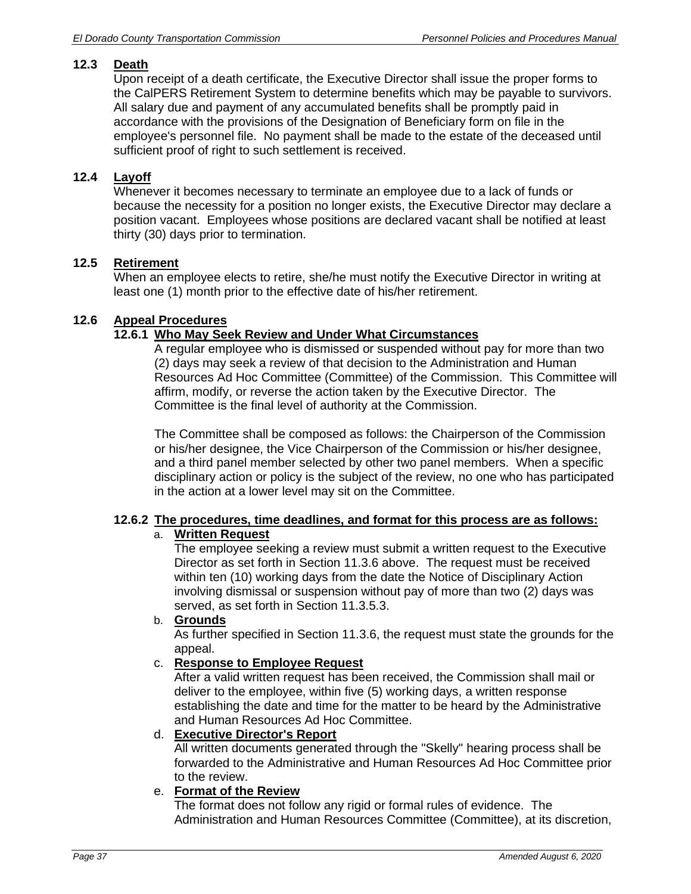## 12.3 Death

Upon receipt of a death certificate, the Executive Director shall issue the proper forms to the CalPERS Retirement System to determine benefits which may be payable to survivors. All salary due and payment of any accumulated benefits shall be promptly paid in accordance with the provisions of the Designation of Beneficiary form on file in the employee's personnel file. No payment shall be made to the estate of the deceased until sufficient proof of right to such settlement is received.

## 12.4 Layoff

Whenever it becomes necessary to terminate an employee due to a lack of funds or because the necessity for a position no longer exists, the Executive Director may declare a position vacant. Employees whose positions are declared vacant shall be notified at least thirty (30) days prior to termination.

## 12.5 Retirement

When an employee elects to retire, she/he must notify the Executive Director in writing at least one (1) month prior to the effective date of his/her retirement.

## 12.6 Appeal Procedures

### 12.6.1 Who May Seek Review and Under What Circumstances

A regular employee who is dismissed or suspended without pay for more than two (2) days may seek a review of that decision to the Administration and Human Resources Ad Hoc Committee (Committee) of the Commission. This Committee will affirm, modify, or reverse the action taken by the Executive Director. The Committee is the final level of authority at the Commission.

The Committee shall be composed as follows: the Chairperson of the Commission or his/her designee, the Vice Chairperson of the Commission or his/her designee, and a third panel member selected by other two panel members. When a specific disciplinary action or policy is the subject of the review, no one who has participated in the action at a lower level may sit on the Committee.

### 12.6.2 The procedures, time deadlines, and format for this process are as follows:

a. **Written Request**

The employee seeking a review must submit a written request to the Executive Director as set forth in Section 11.3.6 above. The request must be received within ten (10) working days from the date the Notice of Disciplinary Action involving dismissal or suspension without pay of more than two (2) days was served, as set forth in Section 11.3.5.3.

b. **Grounds**

As further specified in Section 11.3.6, the request must state the grounds for the appeal.

c. **Response to Employee Request**

After a valid written request has been received, the Commission shall mail or deliver to the employee, within five (5) working days, a written response establishing the date and time for the matter to be heard by the Administrative and Human Resources Ad Hoc Committee.

d. **Executive Director's Report**

All written documents generated through the "Skelly" hearing process shall be forwarded to the Administrative and Human Resources Ad Hoc Committee prior to the review.

e. **Format of the Review**

The format does not follow any rigid or formal rules of evidence. The Administration and Human Resources Committee (Committee), at its discretion,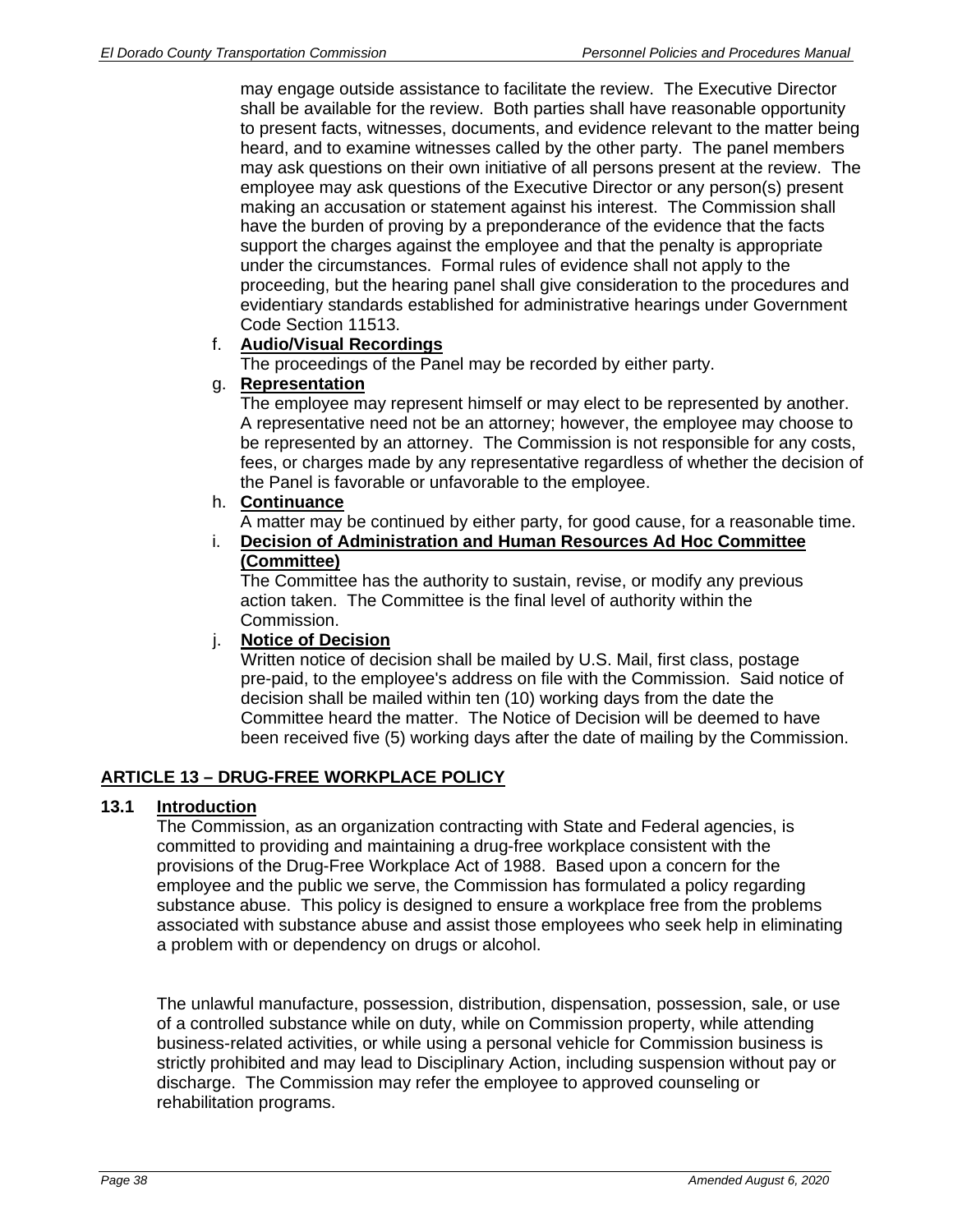may engage outside assistance to facilitate the review. The Executive Director shall be available for the review. Both parties shall have reasonable opportunity to present facts, witnesses, documents, and evidence relevant to the matter being heard, and to examine witnesses called by the other party. The panel members may ask questions on their own initiative of all persons present at the review. The employee may ask questions of the Executive Director or any person(s) present making an accusation or statement against his interest. The Commission shall have the burden of proving by a preponderance of the evidence that the facts support the charges against the employee and that the penalty is appropriate under the circumstances. Formal rules of evidence shall not apply to the proceeding, but the hearing panel shall give consideration to the procedures and evidentiary standards established for administrative hearings under Government Code Section 11513.

f. **Audio/Visual Recordings**
The proceedings of the Panel may be recorded by either party.

g. **Representation**
The employee may represent himself or may elect to be represented by another. A representative need not be an attorney; however, the employee may choose to be represented by an attorney. The Commission is not responsible for any costs, fees, or charges made by any representative regardless of whether the decision of the Panel is favorable or unfavorable to the employee.

h. **Continuance**
A matter may be continued by either party, for good cause, for a reasonable time.

i. **Decision of Administration and Human Resources Ad Hoc Committee (Committee)**
The Committee has the authority to sustain, revise, or modify any previous action taken. The Committee is the final level of authority within the Commission.

j. **Notice of Decision**
Written notice of decision shall be mailed by U.S. Mail, first class, postage pre-paid, to the employee's address on file with the Commission. Said notice of decision shall be mailed within ten (10) working days from the date the Committee heard the matter. The Notice of Decision will be deemed to have been received five (5) working days after the date of mailing by the Commission.

## ARTICLE 13 – DRUG-FREE WORKPLACE POLICY

### 13.1 Introduction

The Commission, as an organization contracting with State and Federal agencies, is committed to providing and maintaining a drug-free workplace consistent with the provisions of the Drug-Free Workplace Act of 1988. Based upon a concern for the employee and the public we serve, the Commission has formulated a policy regarding substance abuse. This policy is designed to ensure a workplace free from the problems associated with substance abuse and assist those employees who seek help in eliminating a problem with or dependency on drugs or alcohol.

The unlawful manufacture, possession, distribution, dispensation, possession, sale, or use of a controlled substance while on duty, while on Commission property, while attending business-related activities, or while using a personal vehicle for Commission business is strictly prohibited and may lead to Disciplinary Action, including suspension without pay or discharge. The Commission may refer the employee to approved counseling or rehabilitation programs.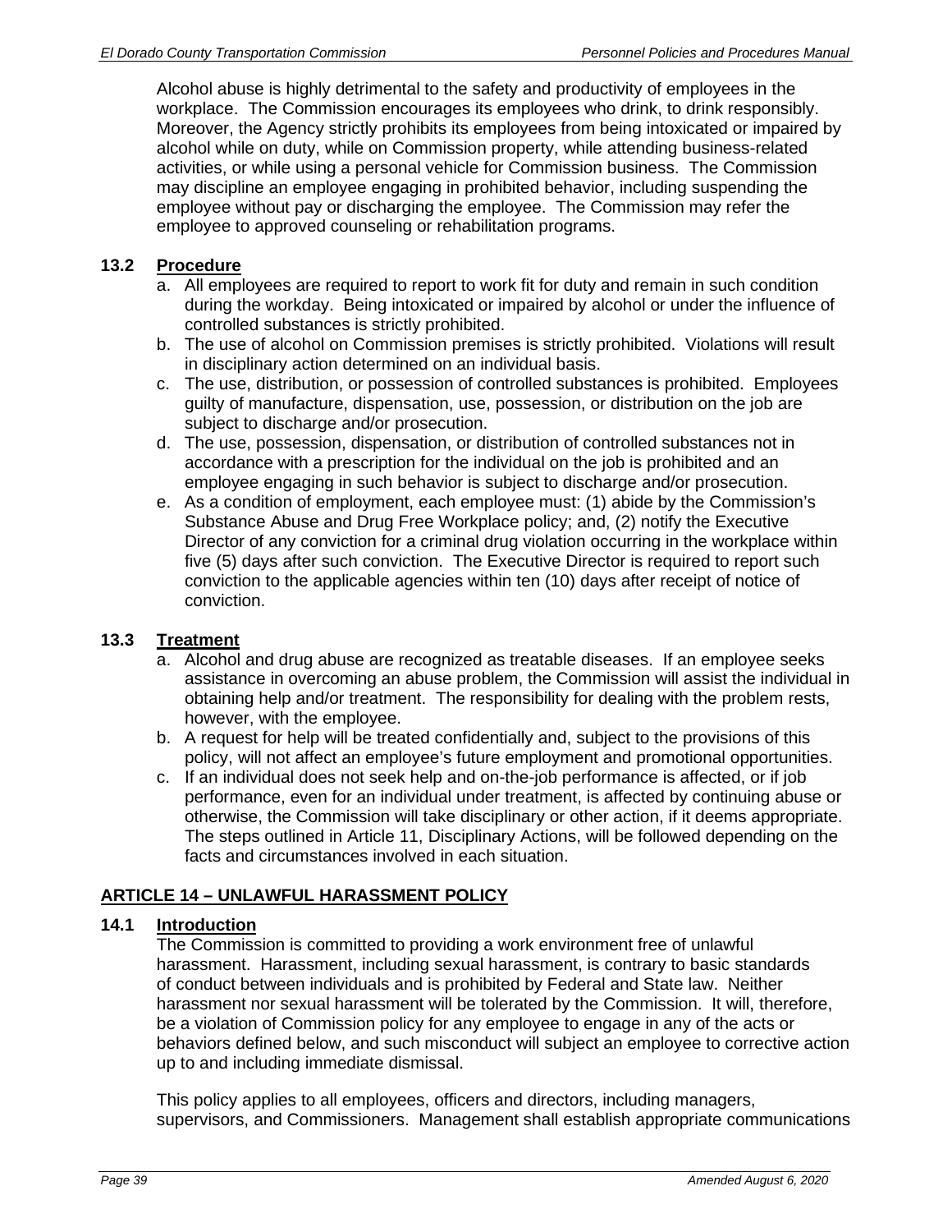Alcohol abuse is highly detrimental to the safety and productivity of employees in the workplace. The Commission encourages its employees who drink, to drink responsibly. Moreover, the Agency strictly prohibits its employees from being intoxicated or impaired by alcohol while on duty, while on Commission property, while attending business-related activities, or while using a personal vehicle for Commission business. The Commission may discipline an employee engaging in prohibited behavior, including suspending the employee without pay or discharging the employee. The Commission may refer the employee to approved counseling or rehabilitation programs.

### 13.2 Procedure

a. All employees are required to report to work fit for duty and remain in such condition during the workday. Being intoxicated or impaired by alcohol or under the influence of controlled substances is strictly prohibited.

b. The use of alcohol on Commission premises is strictly prohibited. Violations will result in disciplinary action determined on an individual basis.

c. The use, distribution, or possession of controlled substances is prohibited. Employees guilty of manufacture, dispensation, use, possession, or distribution on the job are subject to discharge and/or prosecution.

d. The use, possession, dispensation, or distribution of controlled substances not in accordance with a prescription for the individual on the job is prohibited and an employee engaging in such behavior is subject to discharge and/or prosecution.

e. As a condition of employment, each employee must: (1) abide by the Commission's Substance Abuse and Drug Free Workplace policy; and, (2) notify the Executive Director of any conviction for a criminal drug violation occurring in the workplace within five (5) days after such conviction. The Executive Director is required to report such conviction to the applicable agencies within ten (10) days after receipt of notice of conviction.

### 13.3 Treatment

a. Alcohol and drug abuse are recognized as treatable diseases. If an employee seeks assistance in overcoming an abuse problem, the Commission will assist the individual in obtaining help and/or treatment. The responsibility for dealing with the problem rests, however, with the employee.

b. A request for help will be treated confidentially and, subject to the provisions of this policy, will not affect an employee's future employment and promotional opportunities.

c. If an individual does not seek help and on-the-job performance is affected, or if job performance, even for an individual under treatment, is affected by continuing abuse or otherwise, the Commission will take disciplinary or other action, if it deems appropriate. The steps outlined in Article 11, Disciplinary Actions, will be followed depending on the facts and circumstances involved in each situation.

## ARTICLE 14 – UNLAWFUL HARASSMENT POLICY

### 14.1 Introduction

The Commission is committed to providing a work environment free of unlawful harassment. Harassment, including sexual harassment, is contrary to basic standards of conduct between individuals and is prohibited by Federal and State law. Neither harassment nor sexual harassment will be tolerated by the Commission. It will, therefore, be a violation of Commission policy for any employee to engage in any of the acts or behaviors defined below, and such misconduct will subject an employee to corrective action up to and including immediate dismissal.

This policy applies to all employees, officers and directors, including managers, supervisors, and Commissioners. Management shall establish appropriate communications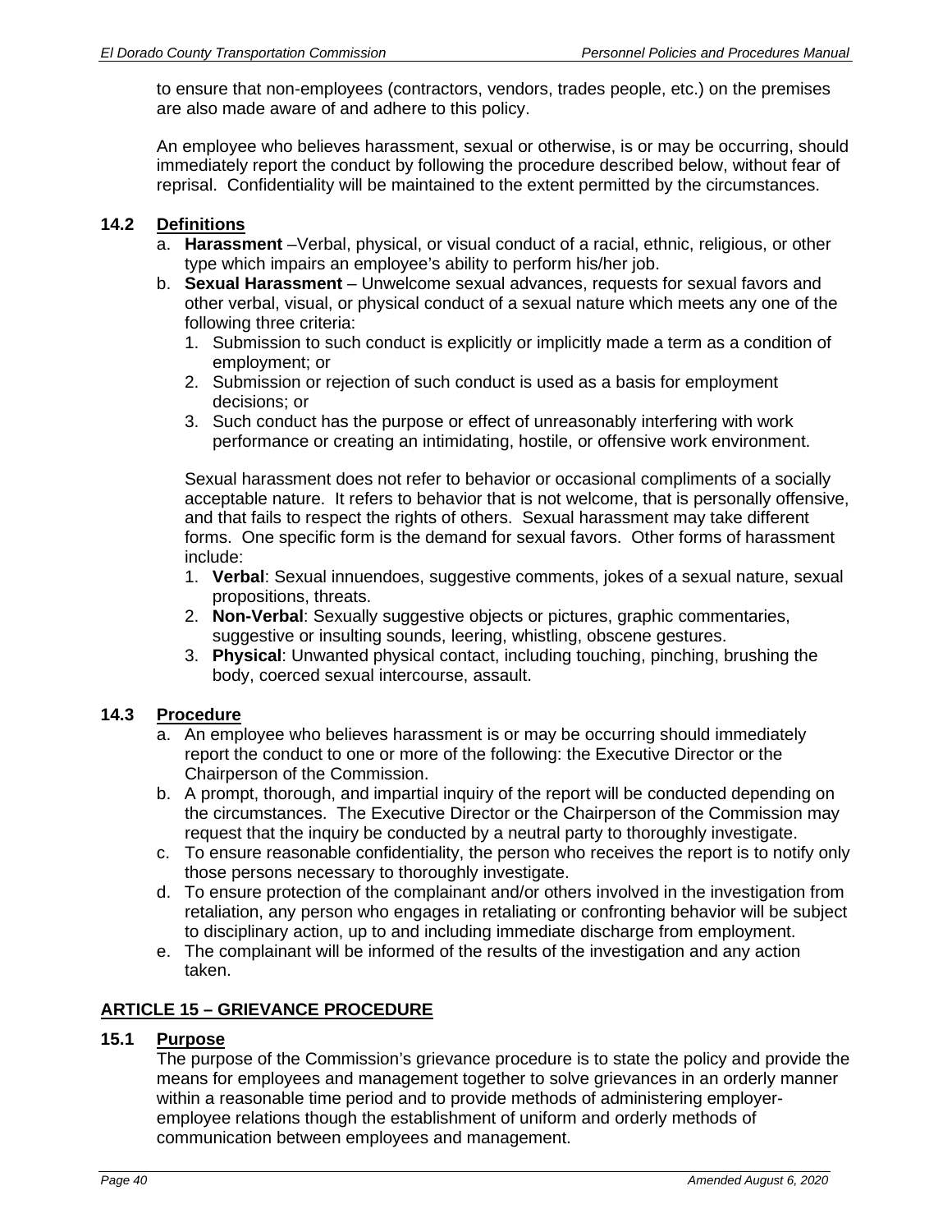to ensure that non-employees (contractors, vendors, trades people, etc.) on the premises are also made aware of and adhere to this policy.

An employee who believes harassment, sexual or otherwise, is or may be occurring, should immediately report the conduct by following the procedure described below, without fear of reprisal. Confidentiality will be maintained to the extent permitted by the circumstances.

### 14.2 Definitions

a. **Harassment** –Verbal, physical, or visual conduct of a racial, ethnic, religious, or other type which impairs an employee's ability to perform his/her job.
b. **Sexual Harassment** – Unwelcome sexual advances, requests for sexual favors and other verbal, visual, or physical conduct of a sexual nature which meets any one of the following three criteria:
   1. Submission to such conduct is explicitly or implicitly made a term as a condition of employment; or
   2. Submission or rejection of such conduct is used as a basis for employment decisions; or
   3. Such conduct has the purpose or effect of unreasonably interfering with work performance or creating an intimidating, hostile, or offensive work environment.

   Sexual harassment does not refer to behavior or occasional compliments of a socially acceptable nature. It refers to behavior that is not welcome, that is personally offensive, and that fails to respect the rights of others. Sexual harassment may take different forms. One specific form is the demand for sexual favors. Other forms of harassment include:
   1. **Verbal**: Sexual innuendoes, suggestive comments, jokes of a sexual nature, sexual propositions, threats.
   2. **Non-Verbal**: Sexually suggestive objects or pictures, graphic commentaries, suggestive or insulting sounds, leering, whistling, obscene gestures.
   3. **Physical**: Unwanted physical contact, including touching, pinching, brushing the body, coerced sexual intercourse, assault.

### 14.3 Procedure

a. An employee who believes harassment is or may be occurring should immediately report the conduct to one or more of the following: the Executive Director or the Chairperson of the Commission.
b. A prompt, thorough, and impartial inquiry of the report will be conducted depending on the circumstances. The Executive Director or the Chairperson of the Commission may request that the inquiry be conducted by a neutral party to thoroughly investigate.
c. To ensure reasonable confidentiality, the person who receives the report is to notify only those persons necessary to thoroughly investigate.
d. To ensure protection of the complainant and/or others involved in the investigation from retaliation, any person who engages in retaliating or confronting behavior will be subject to disciplinary action, up to and including immediate discharge from employment.
e. The complainant will be informed of the results of the investigation and any action taken.

## ARTICLE 15 – GRIEVANCE PROCEDURE

### 15.1 Purpose

The purpose of the Commission's grievance procedure is to state the policy and provide the means for employees and management together to solve grievances in an orderly manner within a reasonable time period and to provide methods of administering employer-employee relations though the establishment of uniform and orderly methods of communication between employees and management.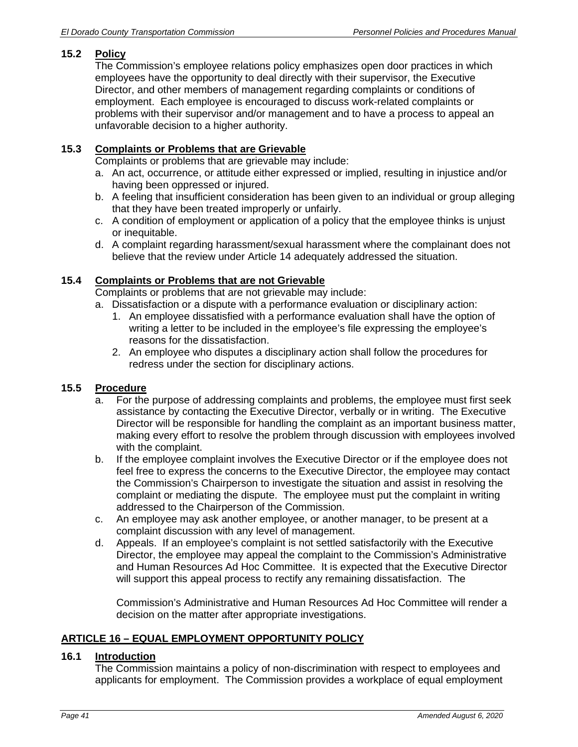### 15.2 Policy

The Commission's employee relations policy emphasizes open door practices in which employees have the opportunity to deal directly with their supervisor, the Executive Director, and other members of management regarding complaints or conditions of employment. Each employee is encouraged to discuss work-related complaints or problems with their supervisor and/or management and to have a process to appeal an unfavorable decision to a higher authority.

### 15.3 Complaints or Problems that are Grievable

Complaints or problems that are grievable may include:

a. An act, occurrence, or attitude either expressed or implied, resulting in injustice and/or having been oppressed or injured.
b. A feeling that insufficient consideration has been given to an individual or group alleging that they have been treated improperly or unfairly.
c. A condition of employment or application of a policy that the employee thinks is unjust or inequitable.
d. A complaint regarding harassment/sexual harassment where the complainant does not believe that the review under Article 14 adequately addressed the situation.

### 15.4 Complaints or Problems that are not Grievable

Complaints or problems that are not grievable may include:

a. Dissatisfaction or a dispute with a performance evaluation or disciplinary action:
   1. An employee dissatisfied with a performance evaluation shall have the option of writing a letter to be included in the employee's file expressing the employee's reasons for the dissatisfaction.
   2. An employee who disputes a disciplinary action shall follow the procedures for redress under the section for disciplinary actions.

### 15.5 Procedure

a. For the purpose of addressing complaints and problems, the employee must first seek assistance by contacting the Executive Director, verbally or in writing. The Executive Director will be responsible for handling the complaint as an important business matter, making every effort to resolve the problem through discussion with employees involved with the complaint.
b. If the employee complaint involves the Executive Director or if the employee does not feel free to express the concerns to the Executive Director, the employee may contact the Commission's Chairperson to investigate the situation and assist in resolving the complaint or mediating the dispute. The employee must put the complaint in writing addressed to the Chairperson of the Commission.
c. An employee may ask another employee, or another manager, to be present at a complaint discussion with any level of management.
d. Appeals. If an employee's complaint is not settled satisfactorily with the Executive Director, the employee may appeal the complaint to the Commission's Administrative and Human Resources Ad Hoc Committee. It is expected that the Executive Director will support this appeal process to rectify any remaining dissatisfaction. The

   Commission's Administrative and Human Resources Ad Hoc Committee will render a decision on the matter after appropriate investigations.

## ARTICLE 16 – EQUAL EMPLOYMENT OPPORTUNITY POLICY

### 16.1 Introduction

The Commission maintains a policy of non-discrimination with respect to employees and applicants for employment. The Commission provides a workplace of equal employment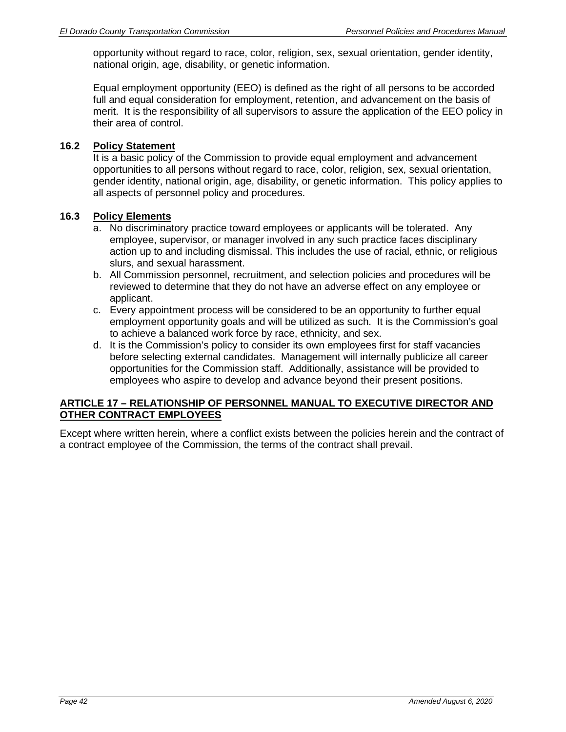opportunity without regard to race, color, religion, sex, sexual orientation, gender identity, national origin, age, disability, or genetic information.

Equal employment opportunity (EEO) is defined as the right of all persons to be accorded full and equal consideration for employment, retention, and advancement on the basis of merit. It is the responsibility of all supervisors to assure the application of the EEO policy in their area of control.

### 16.2 Policy Statement

It is a basic policy of the Commission to provide equal employment and advancement opportunities to all persons without regard to race, color, religion, sex, sexual orientation, gender identity, national origin, age, disability, or genetic information. This policy applies to all aspects of personnel policy and procedures.

### 16.3 Policy Elements

a. No discriminatory practice toward employees or applicants will be tolerated. Any employee, supervisor, or manager involved in any such practice faces disciplinary action up to and including dismissal. This includes the use of racial, ethnic, or religious slurs, and sexual harassment.
b. All Commission personnel, recruitment, and selection policies and procedures will be reviewed to determine that they do not have an adverse effect on any employee or applicant.
c. Every appointment process will be considered to be an opportunity to further equal employment opportunity goals and will be utilized as such. It is the Commission's goal to achieve a balanced work force by race, ethnicity, and sex.
d. It is the Commission's policy to consider its own employees first for staff vacancies before selecting external candidates. Management will internally publicize all career opportunities for the Commission staff. Additionally, assistance will be provided to employees who aspire to develop and advance beyond their present positions.

## ARTICLE 17 – RELATIONSHIP OF PERSONNEL MANUAL TO EXECUTIVE DIRECTOR AND OTHER CONTRACT EMPLOYEES

Except where written herein, where a conflict exists between the policies herein and the contract of a contract employee of the Commission, the terms of the contract shall prevail.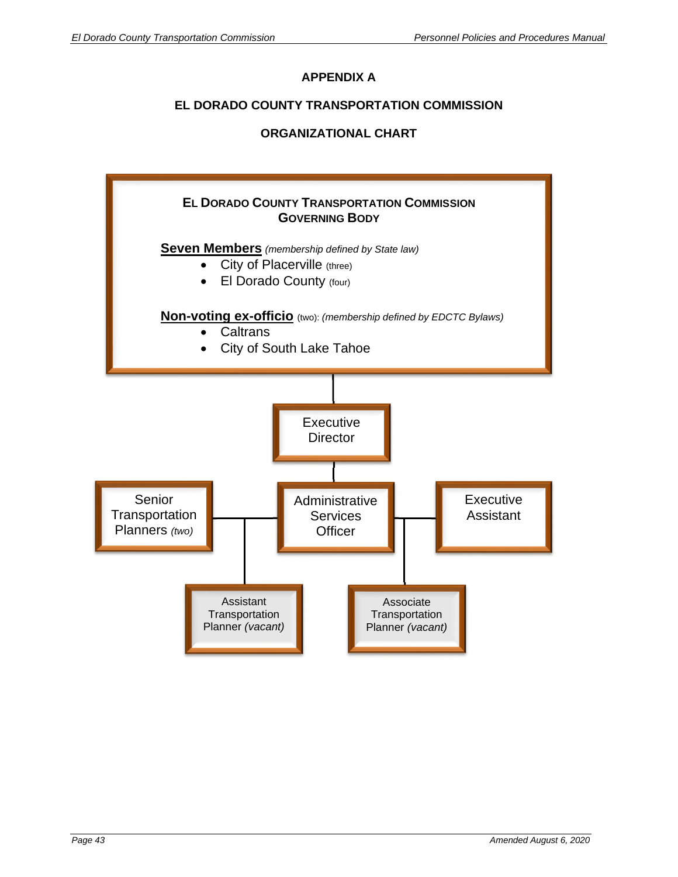# APPENDIX A

## EL DORADO COUNTY TRANSPORTATION COMMISSION

## ORGANIZATIONAL CHART

**EL DORADO COUNTY TRANSPORTATION COMMISSION GOVERNING BODY**

**Seven Members** *(membership defined by State law)*

- City of Placerville (three)
- El Dorado County (four)

**Non-voting ex-officio** (two): *(membership defined by EDCTC Bylaws)*

- Caltrans
- City of South Lake Tahoe

Executive Director

Senior Transportation Planners *(two)*

Administrative Services Officer

Executive Assistant

Assistant Transportation Planner *(vacant)*

Associate Transportation Planner *(vacant)*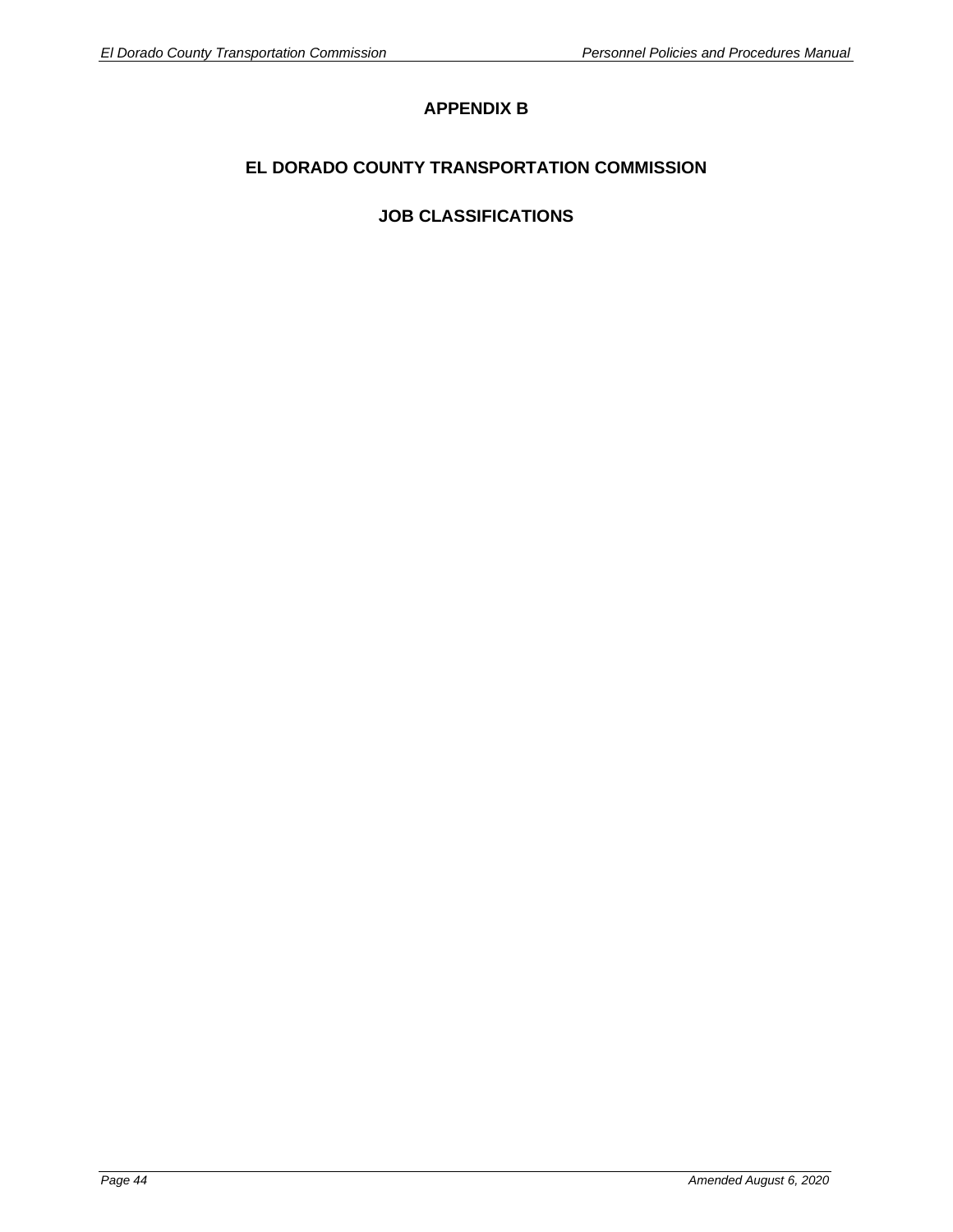# APPENDIX B

## EL DORADO COUNTY TRANSPORTATION COMMISSION

## JOB CLASSIFICATIONS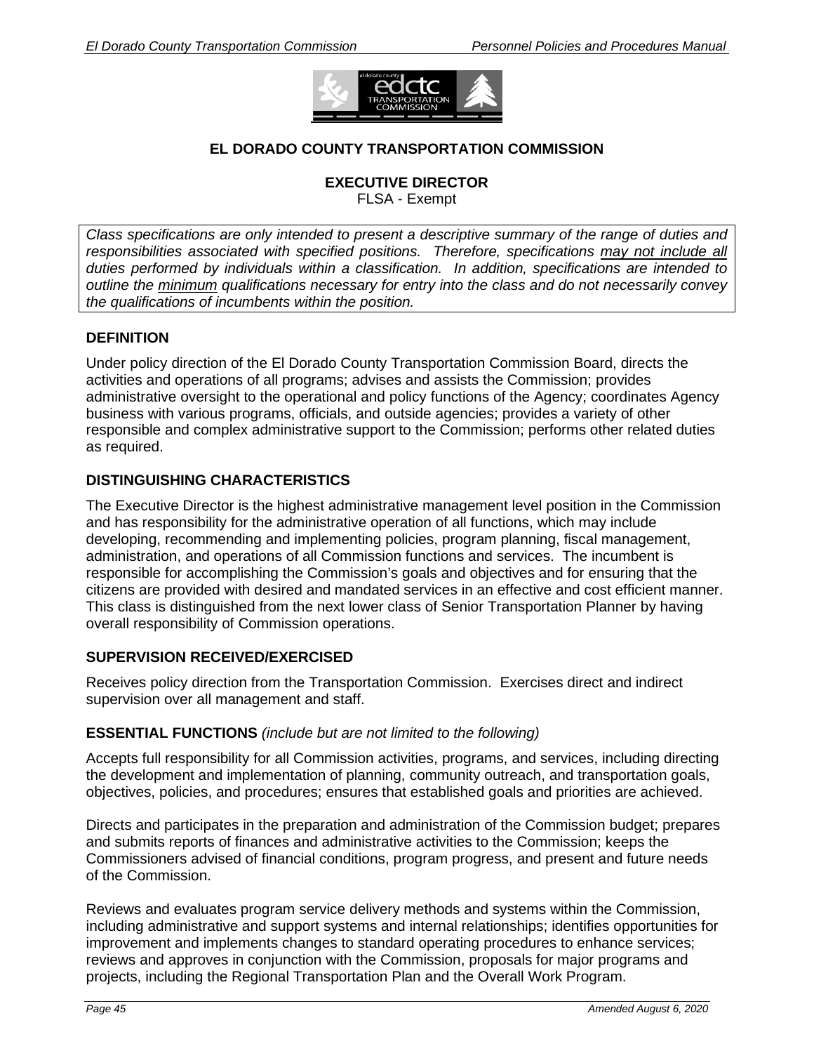## EL DORADO COUNTY TRANSPORTATION COMMISSION

### EXECUTIVE DIRECTOR

FLSA - Exempt

*Class specifications are only intended to present a descriptive summary of the range of duties and responsibilities associated with specified positions. Therefore, specifications may not include all duties performed by individuals within a classification. In addition, specifications are intended to outline the minimum qualifications necessary for entry into the class and do not necessarily convey the qualifications of incumbents within the position.*

**DEFINITION**

Under policy direction of the El Dorado County Transportation Commission Board, directs the activities and operations of all programs; advises and assists the Commission; provides administrative oversight to the operational and policy functions of the Agency; coordinates Agency business with various programs, officials, and outside agencies; provides a variety of other responsible and complex administrative support to the Commission; performs other related duties as required.

**DISTINGUISHING CHARACTERISTICS**

The Executive Director is the highest administrative management level position in the Commission and has responsibility for the administrative operation of all functions, which may include developing, recommending and implementing policies, program planning, fiscal management, administration, and operations of all Commission functions and services. The incumbent is responsible for accomplishing the Commission's goals and objectives and for ensuring that the citizens are provided with desired and mandated services in an effective and cost efficient manner. This class is distinguished from the next lower class of Senior Transportation Planner by having overall responsibility of Commission operations.

**SUPERVISION RECEIVED/EXERCISED**

Receives policy direction from the Transportation Commission. Exercises direct and indirect supervision over all management and staff.

**ESSENTIAL FUNCTIONS** *(include but are not limited to the following)*

Accepts full responsibility for all Commission activities, programs, and services, including directing the development and implementation of planning, community outreach, and transportation goals, objectives, policies, and procedures; ensures that established goals and priorities are achieved.

Directs and participates in the preparation and administration of the Commission budget; prepares and submits reports of finances and administrative activities to the Commission; keeps the Commissioners advised of financial conditions, program progress, and present and future needs of the Commission.

Reviews and evaluates program service delivery methods and systems within the Commission, including administrative and support systems and internal relationships; identifies opportunities for improvement and implements changes to standard operating procedures to enhance services; reviews and approves in conjunction with the Commission, proposals for major programs and projects, including the Regional Transportation Plan and the Overall Work Program.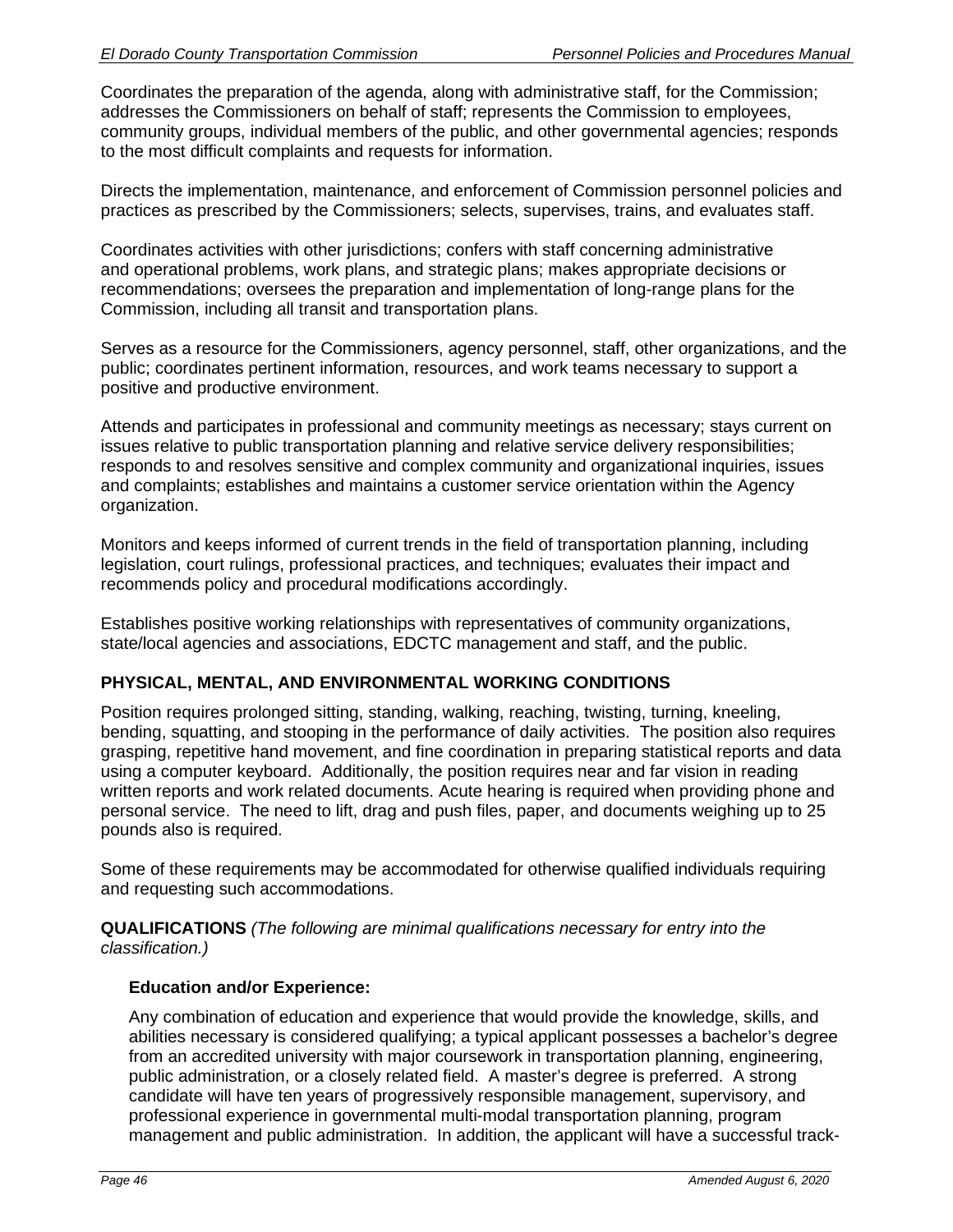Coordinates the preparation of the agenda, along with administrative staff, for the Commission; addresses the Commissioners on behalf of staff; represents the Commission to employees, community groups, individual members of the public, and other governmental agencies; responds to the most difficult complaints and requests for information.

Directs the implementation, maintenance, and enforcement of Commission personnel policies and practices as prescribed by the Commissioners; selects, supervises, trains, and evaluates staff.

Coordinates activities with other jurisdictions; confers with staff concerning administrative and operational problems, work plans, and strategic plans; makes appropriate decisions or recommendations; oversees the preparation and implementation of long-range plans for the Commission, including all transit and transportation plans.

Serves as a resource for the Commissioners, agency personnel, staff, other organizations, and the public; coordinates pertinent information, resources, and work teams necessary to support a positive and productive environment.

Attends and participates in professional and community meetings as necessary; stays current on issues relative to public transportation planning and relative service delivery responsibilities; responds to and resolves sensitive and complex community and organizational inquiries, issues and complaints; establishes and maintains a customer service orientation within the Agency organization.

Monitors and keeps informed of current trends in the field of transportation planning, including legislation, court rulings, professional practices, and techniques; evaluates their impact and recommends policy and procedural modifications accordingly.

Establishes positive working relationships with representatives of community organizations, state/local agencies and associations, EDCTC management and staff, and the public.

**PHYSICAL, MENTAL, AND ENVIRONMENTAL WORKING CONDITIONS**

Position requires prolonged sitting, standing, walking, reaching, twisting, turning, kneeling, bending, squatting, and stooping in the performance of daily activities. The position also requires grasping, repetitive hand movement, and fine coordination in preparing statistical reports and data using a computer keyboard. Additionally, the position requires near and far vision in reading written reports and work related documents. Acute hearing is required when providing phone and personal service. The need to lift, drag and push files, paper, and documents weighing up to 25 pounds also is required.

Some of these requirements may be accommodated for otherwise qualified individuals requiring and requesting such accommodations.

**QUALIFICATIONS** *(The following are minimal qualifications necessary for entry into the classification.)*

**Education and/or Experience:**

Any combination of education and experience that would provide the knowledge, skills, and abilities necessary is considered qualifying; a typical applicant possesses a bachelor's degree from an accredited university with major coursework in transportation planning, engineering, public administration, or a closely related field. A master's degree is preferred. A strong candidate will have ten years of progressively responsible management, supervisory, and professional experience in governmental multi-modal transportation planning, program management and public administration. In addition, the applicant will have a successful track-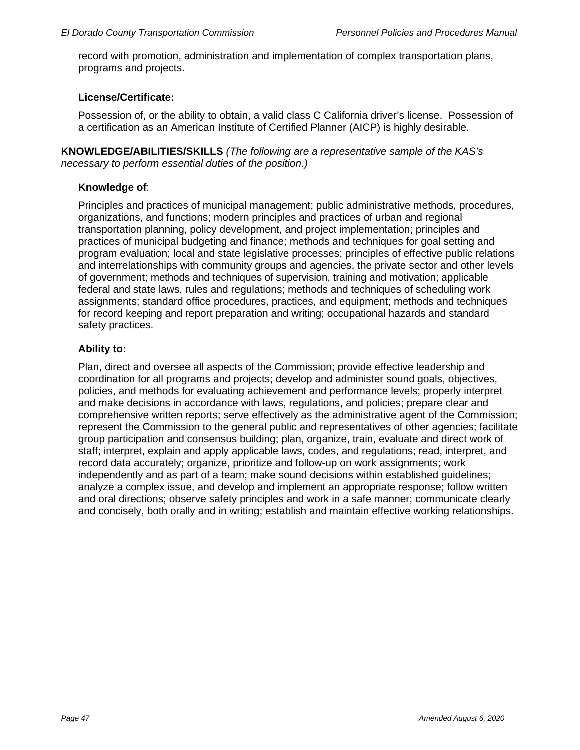record with promotion, administration and implementation of complex transportation plans, programs and projects.

**License/Certificate:**

Possession of, or the ability to obtain, a valid class C California driver's license. Possession of a certification as an American Institute of Certified Planner (AICP) is highly desirable.

**KNOWLEDGE/ABILITIES/SKILLS** *(The following are a representative sample of the KAS's necessary to perform essential duties of the position.)*

**Knowledge of**:

Principles and practices of municipal management; public administrative methods, procedures, organizations, and functions; modern principles and practices of urban and regional transportation planning, policy development, and project implementation; principles and practices of municipal budgeting and finance; methods and techniques for goal setting and program evaluation; local and state legislative processes; principles of effective public relations and interrelationships with community groups and agencies, the private sector and other levels of government; methods and techniques of supervision, training and motivation; applicable federal and state laws, rules and regulations; methods and techniques of scheduling work assignments; standard office procedures, practices, and equipment; methods and techniques for record keeping and report preparation and writing; occupational hazards and standard safety practices.

**Ability to:**

Plan, direct and oversee all aspects of the Commission; provide effective leadership and coordination for all programs and projects; develop and administer sound goals, objectives, policies, and methods for evaluating achievement and performance levels; properly interpret and make decisions in accordance with laws, regulations, and policies; prepare clear and comprehensive written reports; serve effectively as the administrative agent of the Commission; represent the Commission to the general public and representatives of other agencies; facilitate group participation and consensus building; plan, organize, train, evaluate and direct work of staff; interpret, explain and apply applicable laws, codes, and regulations; read, interpret, and record data accurately; organize, prioritize and follow-up on work assignments; work independently and as part of a team; make sound decisions within established guidelines; analyze a complex issue, and develop and implement an appropriate response; follow written and oral directions; observe safety principles and work in a safe manner; communicate clearly and concisely, both orally and in writing; establish and maintain effective working relationships.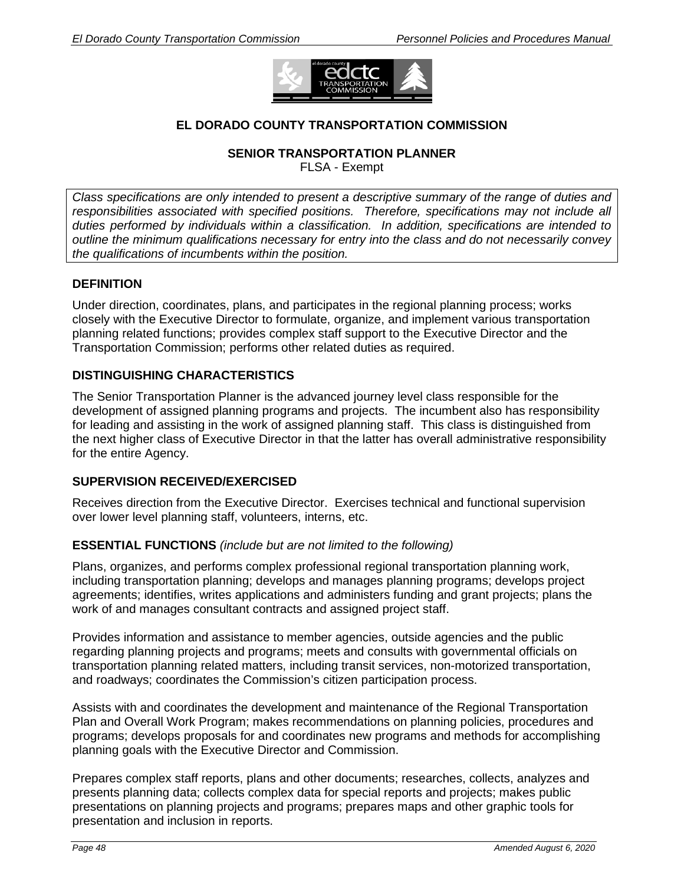# EL DORADO COUNTY TRANSPORTATION COMMISSION

## SENIOR TRANSPORTATION PLANNER

FLSA - Exempt

*Class specifications are only intended to present a descriptive summary of the range of duties and responsibilities associated with specified positions. Therefore, specifications may not include all duties performed by individuals within a classification. In addition, specifications are intended to outline the minimum qualifications necessary for entry into the class and do not necessarily convey the qualifications of incumbents within the position.*

### DEFINITION

Under direction, coordinates, plans, and participates in the regional planning process; works closely with the Executive Director to formulate, organize, and implement various transportation planning related functions; provides complex staff support to the Executive Director and the Transportation Commission; performs other related duties as required.

### DISTINGUISHING CHARACTERISTICS

The Senior Transportation Planner is the advanced journey level class responsible for the development of assigned planning programs and projects. The incumbent also has responsibility for leading and assisting in the work of assigned planning staff. This class is distinguished from the next higher class of Executive Director in that the latter has overall administrative responsibility for the entire Agency.

### SUPERVISION RECEIVED/EXERCISED

Receives direction from the Executive Director. Exercises technical and functional supervision over lower level planning staff, volunteers, interns, etc.

### ESSENTIAL FUNCTIONS *(include but are not limited to the following)*

Plans, organizes, and performs complex professional regional transportation planning work, including transportation planning; develops and manages planning programs; develops project agreements; identifies, writes applications and administers funding and grant projects; plans the work of and manages consultant contracts and assigned project staff.

Provides information and assistance to member agencies, outside agencies and the public regarding planning projects and programs; meets and consults with governmental officials on transportation planning related matters, including transit services, non-motorized transportation, and roadways; coordinates the Commission's citizen participation process.

Assists with and coordinates the development and maintenance of the Regional Transportation Plan and Overall Work Program; makes recommendations on planning policies, procedures and programs; develops proposals for and coordinates new programs and methods for accomplishing planning goals with the Executive Director and Commission.

Prepares complex staff reports, plans and other documents; researches, collects, analyzes and presents planning data; collects complex data for special reports and projects; makes public presentations on planning projects and programs; prepares maps and other graphic tools for presentation and inclusion in reports.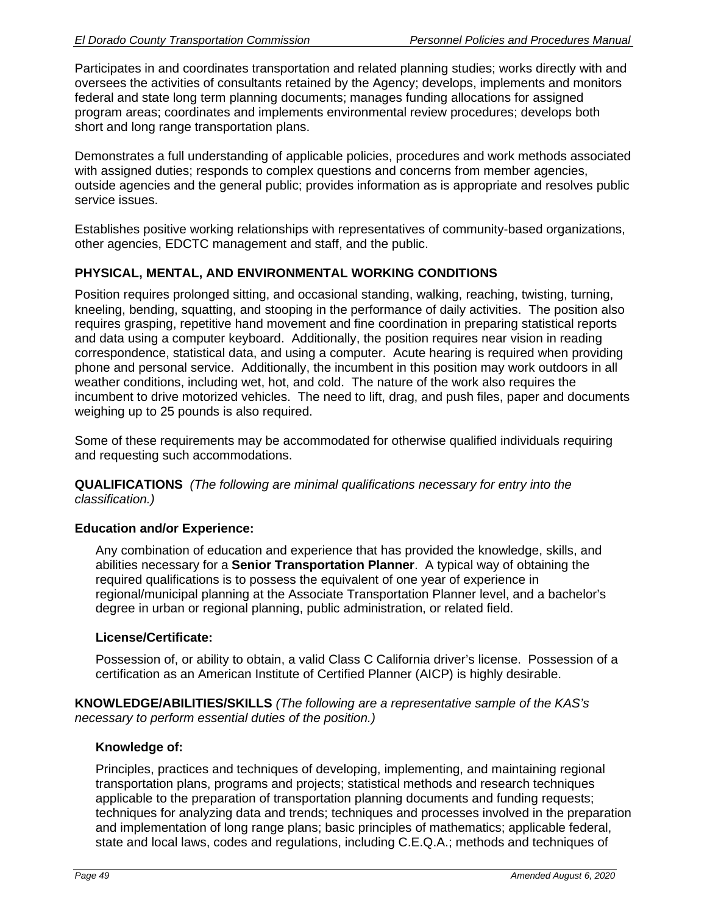Participates in and coordinates transportation and related planning studies; works directly with and oversees the activities of consultants retained by the Agency; develops, implements and monitors federal and state long term planning documents; manages funding allocations for assigned program areas; coordinates and implements environmental review procedures; develops both short and long range transportation plans.

Demonstrates a full understanding of applicable policies, procedures and work methods associated with assigned duties; responds to complex questions and concerns from member agencies, outside agencies and the general public; provides information as is appropriate and resolves public service issues.

Establishes positive working relationships with representatives of community-based organizations, other agencies, EDCTC management and staff, and the public.

## PHYSICAL, MENTAL, AND ENVIRONMENTAL WORKING CONDITIONS

Position requires prolonged sitting, and occasional standing, walking, reaching, twisting, turning, kneeling, bending, squatting, and stooping in the performance of daily activities. The position also requires grasping, repetitive hand movement and fine coordination in preparing statistical reports and data using a computer keyboard. Additionally, the position requires near vision in reading correspondence, statistical data, and using a computer. Acute hearing is required when providing phone and personal service. Additionally, the incumbent in this position may work outdoors in all weather conditions, including wet, hot, and cold. The nature of the work also requires the incumbent to drive motorized vehicles. The need to lift, drag, and push files, paper and documents weighing up to 25 pounds is also required.

Some of these requirements may be accommodated for otherwise qualified individuals requiring and requesting such accommodations.

**QUALIFICATIONS** *(The following are minimal qualifications necessary for entry into the classification.)*

### Education and/or Experience:

Any combination of education and experience that has provided the knowledge, skills, and abilities necessary for a **Senior Transportation Planner**. A typical way of obtaining the required qualifications is to possess the equivalent of one year of experience in regional/municipal planning at the Associate Transportation Planner level, and a bachelor's degree in urban or regional planning, public administration, or related field.

### License/Certificate:

Possession of, or ability to obtain, a valid Class C California driver's license. Possession of a certification as an American Institute of Certified Planner (AICP) is highly desirable.

**KNOWLEDGE/ABILITIES/SKILLS** *(The following are a representative sample of the KAS's necessary to perform essential duties of the position.)*

### Knowledge of:

Principles, practices and techniques of developing, implementing, and maintaining regional transportation plans, programs and projects; statistical methods and research techniques applicable to the preparation of transportation planning documents and funding requests; techniques for analyzing data and trends; techniques and processes involved in the preparation and implementation of long range plans; basic principles of mathematics; applicable federal, state and local laws, codes and regulations, including C.E.Q.A.; methods and techniques of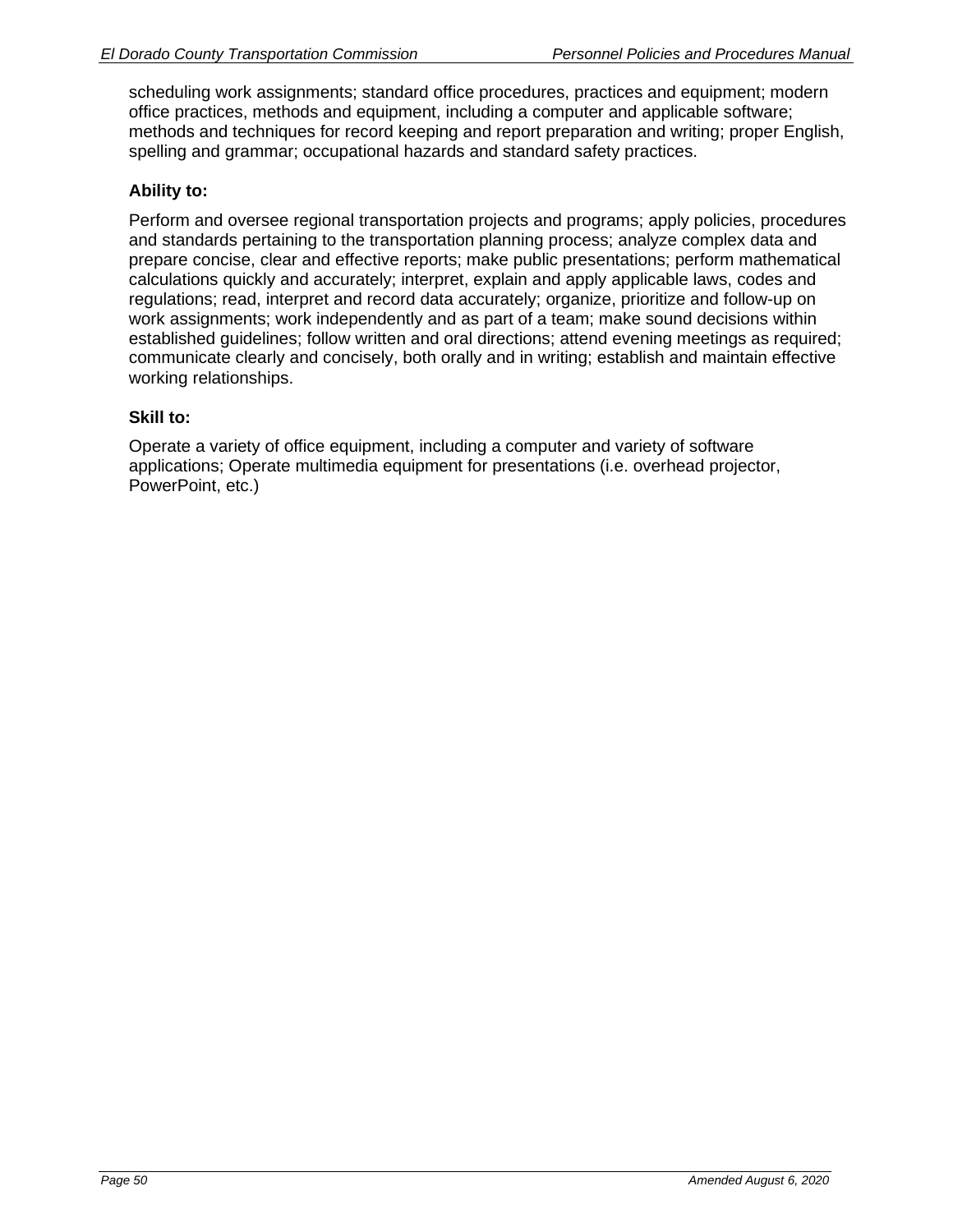scheduling work assignments; standard office procedures, practices and equipment; modern office practices, methods and equipment, including a computer and applicable software; methods and techniques for record keeping and report preparation and writing; proper English, spelling and grammar; occupational hazards and standard safety practices.

**Ability to:**

Perform and oversee regional transportation projects and programs; apply policies, procedures and standards pertaining to the transportation planning process; analyze complex data and prepare concise, clear and effective reports; make public presentations; perform mathematical calculations quickly and accurately; interpret, explain and apply applicable laws, codes and regulations; read, interpret and record data accurately; organize, prioritize and follow-up on work assignments; work independently and as part of a team; make sound decisions within established guidelines; follow written and oral directions; attend evening meetings as required; communicate clearly and concisely, both orally and in writing; establish and maintain effective working relationships.

**Skill to:**

Operate a variety of office equipment, including a computer and variety of software applications; Operate multimedia equipment for presentations (i.e. overhead projector, PowerPoint, etc.)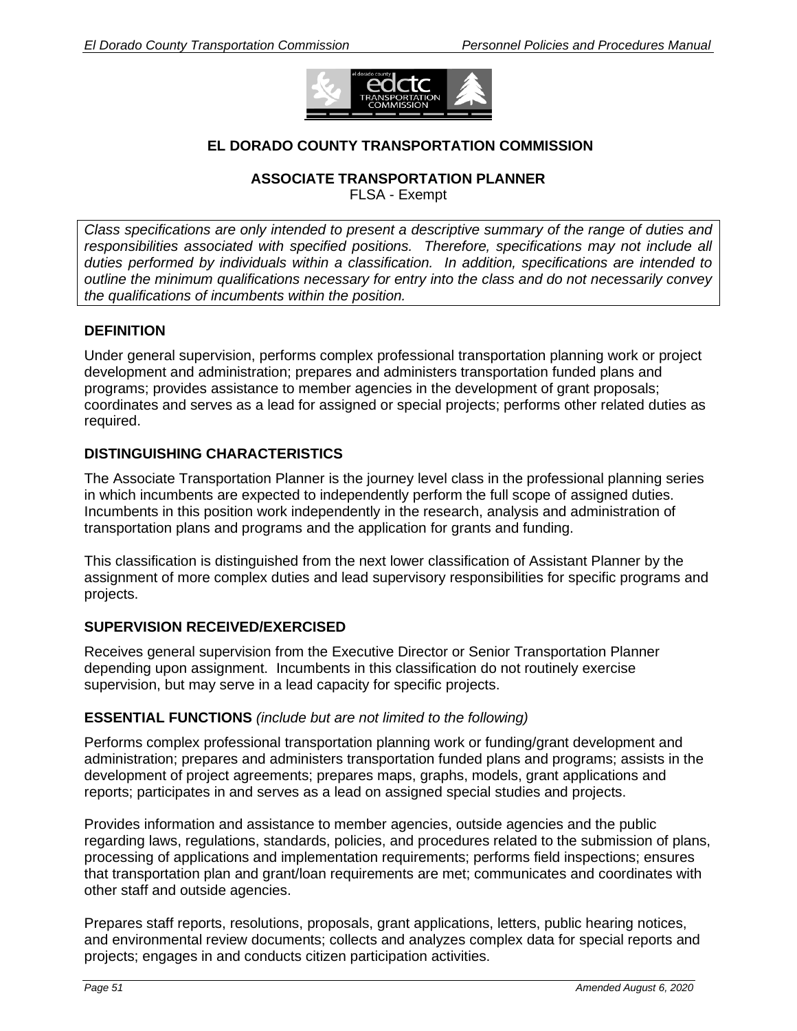## EL DORADO COUNTY TRANSPORTATION COMMISSION

### ASSOCIATE TRANSPORTATION PLANNER

FLSA - Exempt

*Class specifications are only intended to present a descriptive summary of the range of duties and responsibilities associated with specified positions. Therefore, specifications may not include all duties performed by individuals within a classification. In addition, specifications are intended to outline the minimum qualifications necessary for entry into the class and do not necessarily convey the qualifications of incumbents within the position.*

**DEFINITION**

Under general supervision, performs complex professional transportation planning work or project development and administration; prepares and administers transportation funded plans and programs; provides assistance to member agencies in the development of grant proposals; coordinates and serves as a lead for assigned or special projects; performs other related duties as required.

**DISTINGUISHING CHARACTERISTICS**

The Associate Transportation Planner is the journey level class in the professional planning series in which incumbents are expected to independently perform the full scope of assigned duties. Incumbents in this position work independently in the research, analysis and administration of transportation plans and programs and the application for grants and funding.

This classification is distinguished from the next lower classification of Assistant Planner by the assignment of more complex duties and lead supervisory responsibilities for specific programs and projects.

**SUPERVISION RECEIVED/EXERCISED**

Receives general supervision from the Executive Director or Senior Transportation Planner depending upon assignment. Incumbents in this classification do not routinely exercise supervision, but may serve in a lead capacity for specific projects.

**ESSENTIAL FUNCTIONS** *(include but are not limited to the following)*

Performs complex professional transportation planning work or funding/grant development and administration; prepares and administers transportation funded plans and programs; assists in the development of project agreements; prepares maps, graphs, models, grant applications and reports; participates in and serves as a lead on assigned special studies and projects.

Provides information and assistance to member agencies, outside agencies and the public regarding laws, regulations, standards, policies, and procedures related to the submission of plans, processing of applications and implementation requirements; performs field inspections; ensures that transportation plan and grant/loan requirements are met; communicates and coordinates with other staff and outside agencies.

Prepares staff reports, resolutions, proposals, grant applications, letters, public hearing notices, and environmental review documents; collects and analyzes complex data for special reports and projects; engages in and conducts citizen participation activities.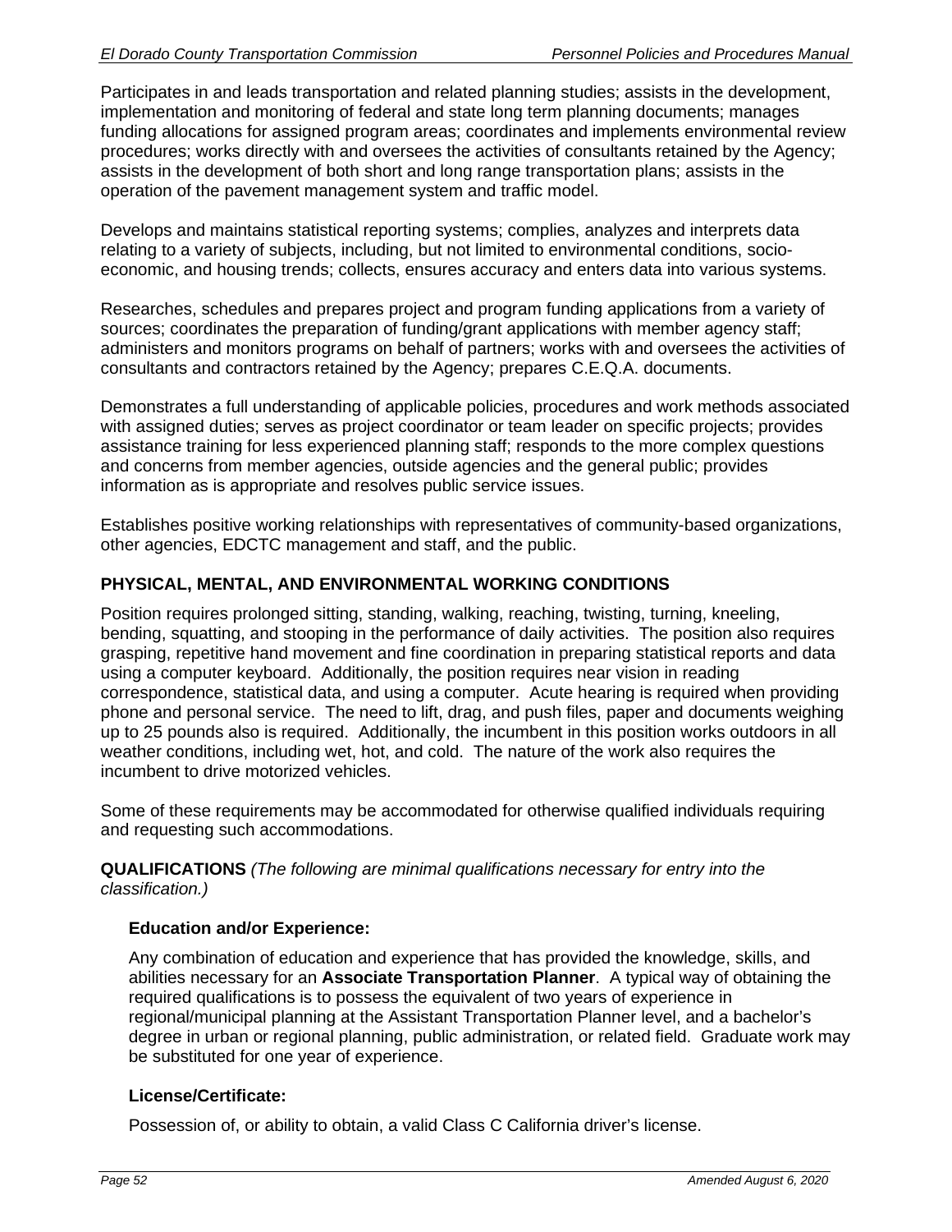Participates in and leads transportation and related planning studies; assists in the development, implementation and monitoring of federal and state long term planning documents; manages funding allocations for assigned program areas; coordinates and implements environmental review procedures; works directly with and oversees the activities of consultants retained by the Agency; assists in the development of both short and long range transportation plans; assists in the operation of the pavement management system and traffic model.

Develops and maintains statistical reporting systems; complies, analyzes and interprets data relating to a variety of subjects, including, but not limited to environmental conditions, socio-economic, and housing trends; collects, ensures accuracy and enters data into various systems.

Researches, schedules and prepares project and program funding applications from a variety of sources; coordinates the preparation of funding/grant applications with member agency staff; administers and monitors programs on behalf of partners; works with and oversees the activities of consultants and contractors retained by the Agency; prepares C.E.Q.A. documents.

Demonstrates a full understanding of applicable policies, procedures and work methods associated with assigned duties; serves as project coordinator or team leader on specific projects; provides assistance training for less experienced planning staff; responds to the more complex questions and concerns from member agencies, outside agencies and the general public; provides information as is appropriate and resolves public service issues.

Establishes positive working relationships with representatives of community-based organizations, other agencies, EDCTC management and staff, and the public.

**PHYSICAL, MENTAL, AND ENVIRONMENTAL WORKING CONDITIONS**

Position requires prolonged sitting, standing, walking, reaching, twisting, turning, kneeling, bending, squatting, and stooping in the performance of daily activities. The position also requires grasping, repetitive hand movement and fine coordination in preparing statistical reports and data using a computer keyboard. Additionally, the position requires near vision in reading correspondence, statistical data, and using a computer. Acute hearing is required when providing phone and personal service. The need to lift, drag, and push files, paper and documents weighing up to 25 pounds also is required. Additionally, the incumbent in this position works outdoors in all weather conditions, including wet, hot, and cold. The nature of the work also requires the incumbent to drive motorized vehicles.

Some of these requirements may be accommodated for otherwise qualified individuals requiring and requesting such accommodations.

**QUALIFICATIONS** *(The following are minimal qualifications necessary for entry into the classification.)*

**Education and/or Experience:**

Any combination of education and experience that has provided the knowledge, skills, and abilities necessary for an **Associate Transportation Planner**. A typical way of obtaining the required qualifications is to possess the equivalent of two years of experience in regional/municipal planning at the Assistant Transportation Planner level, and a bachelor's degree in urban or regional planning, public administration, or related field. Graduate work may be substituted for one year of experience.

**License/Certificate:**

Possession of, or ability to obtain, a valid Class C California driver's license.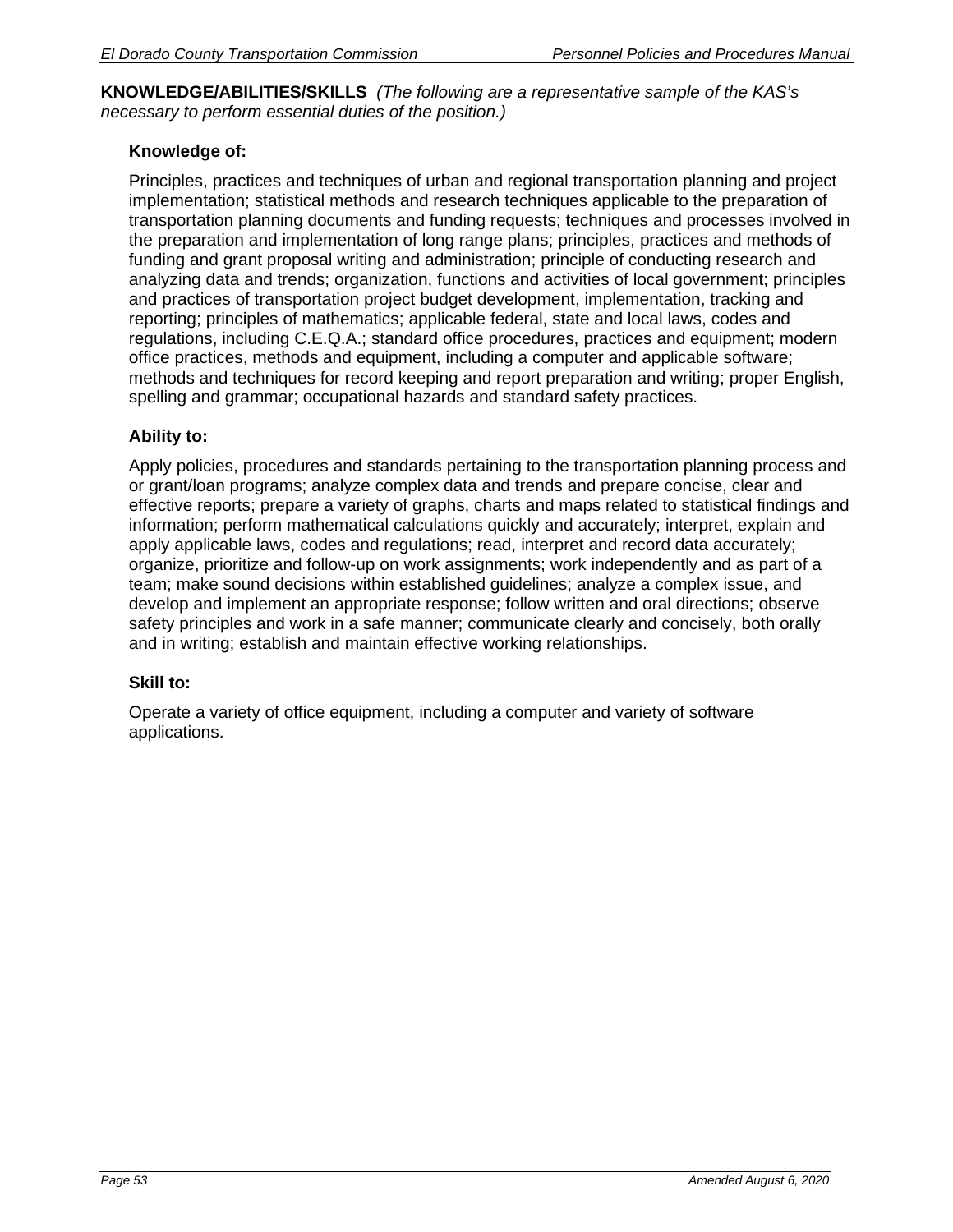**KNOWLEDGE/ABILITIES/SKILLS** *(The following are a representative sample of the KAS's necessary to perform essential duties of the position.)*

**Knowledge of:**

Principles, practices and techniques of urban and regional transportation planning and project implementation; statistical methods and research techniques applicable to the preparation of transportation planning documents and funding requests; techniques and processes involved in the preparation and implementation of long range plans; principles, practices and methods of funding and grant proposal writing and administration; principle of conducting research and analyzing data and trends; organization, functions and activities of local government; principles and practices of transportation project budget development, implementation, tracking and reporting; principles of mathematics; applicable federal, state and local laws, codes and regulations, including C.E.Q.A.; standard office procedures, practices and equipment; modern office practices, methods and equipment, including a computer and applicable software; methods and techniques for record keeping and report preparation and writing; proper English, spelling and grammar; occupational hazards and standard safety practices.

**Ability to:**

Apply policies, procedures and standards pertaining to the transportation planning process and or grant/loan programs; analyze complex data and trends and prepare concise, clear and effective reports; prepare a variety of graphs, charts and maps related to statistical findings and information; perform mathematical calculations quickly and accurately; interpret, explain and apply applicable laws, codes and regulations; read, interpret and record data accurately; organize, prioritize and follow-up on work assignments; work independently and as part of a team; make sound decisions within established guidelines; analyze a complex issue, and develop and implement an appropriate response; follow written and oral directions; observe safety principles and work in a safe manner; communicate clearly and concisely, both orally and in writing; establish and maintain effective working relationships.

**Skill to:**

Operate a variety of office equipment, including a computer and variety of software applications.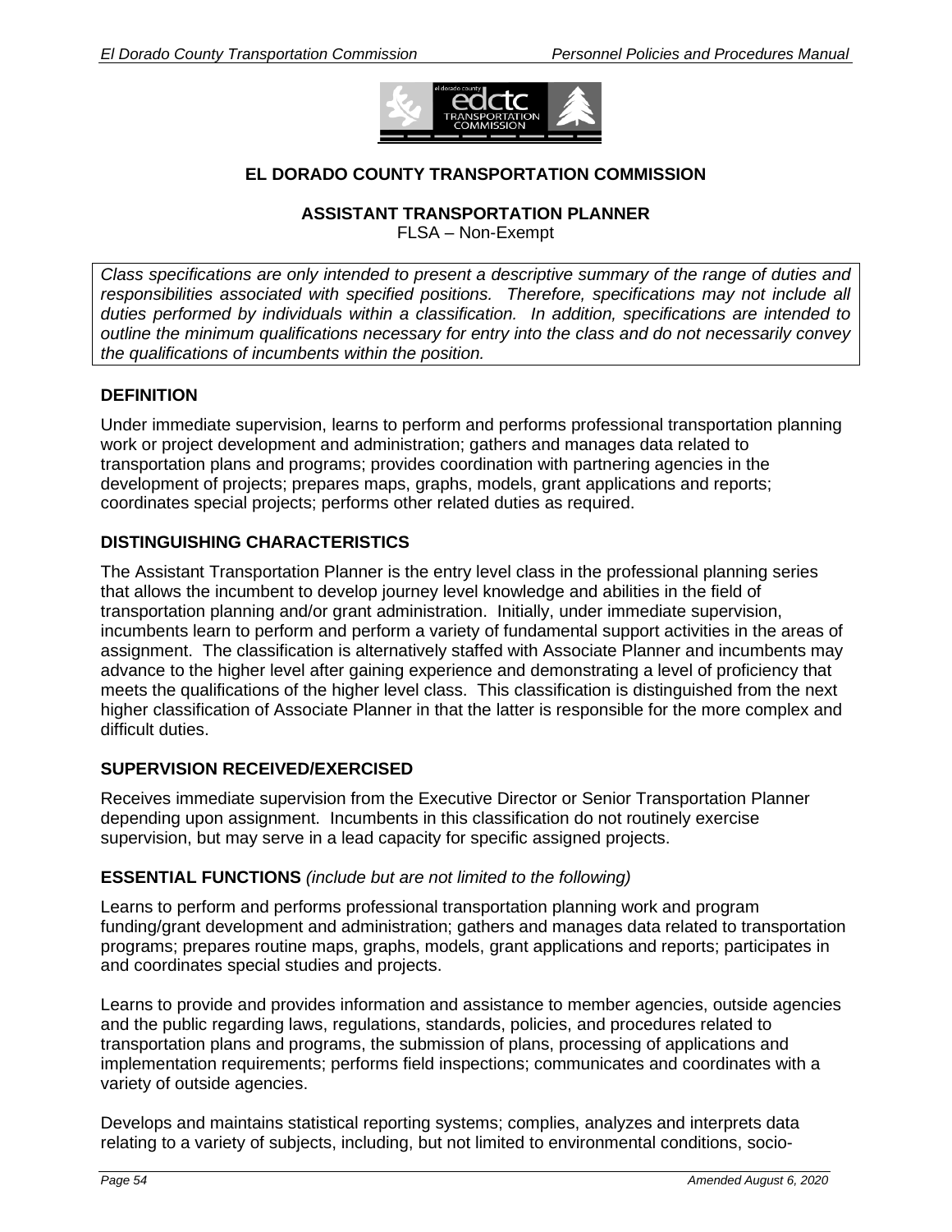# EL DORADO COUNTY TRANSPORTATION COMMISSION

## ASSISTANT TRANSPORTATION PLANNER

FLSA – Non-Exempt

*Class specifications are only intended to present a descriptive summary of the range of duties and responsibilities associated with specified positions. Therefore, specifications may not include all duties performed by individuals within a classification. In addition, specifications are intended to outline the minimum qualifications necessary for entry into the class and do not necessarily convey the qualifications of incumbents within the position.*

### DEFINITION

Under immediate supervision, learns to perform and performs professional transportation planning work or project development and administration; gathers and manages data related to transportation plans and programs; provides coordination with partnering agencies in the development of projects; prepares maps, graphs, models, grant applications and reports; coordinates special projects; performs other related duties as required.

### DISTINGUISHING CHARACTERISTICS

The Assistant Transportation Planner is the entry level class in the professional planning series that allows the incumbent to develop journey level knowledge and abilities in the field of transportation planning and/or grant administration. Initially, under immediate supervision, incumbents learn to perform and perform a variety of fundamental support activities in the areas of assignment. The classification is alternatively staffed with Associate Planner and incumbents may advance to the higher level after gaining experience and demonstrating a level of proficiency that meets the qualifications of the higher level class. This classification is distinguished from the next higher classification of Associate Planner in that the latter is responsible for the more complex and difficult duties.

### SUPERVISION RECEIVED/EXERCISED

Receives immediate supervision from the Executive Director or Senior Transportation Planner depending upon assignment. Incumbents in this classification do not routinely exercise supervision, but may serve in a lead capacity for specific assigned projects.

### ESSENTIAL FUNCTIONS *(include but are not limited to the following)*

Learns to perform and performs professional transportation planning work and program funding/grant development and administration; gathers and manages data related to transportation programs; prepares routine maps, graphs, models, grant applications and reports; participates in and coordinates special studies and projects.

Learns to provide and provides information and assistance to member agencies, outside agencies and the public regarding laws, regulations, standards, policies, and procedures related to transportation plans and programs, the submission of plans, processing of applications and implementation requirements; performs field inspections; communicates and coordinates with a variety of outside agencies.

Develops and maintains statistical reporting systems; complies, analyzes and interprets data relating to a variety of subjects, including, but not limited to environmental conditions, socio-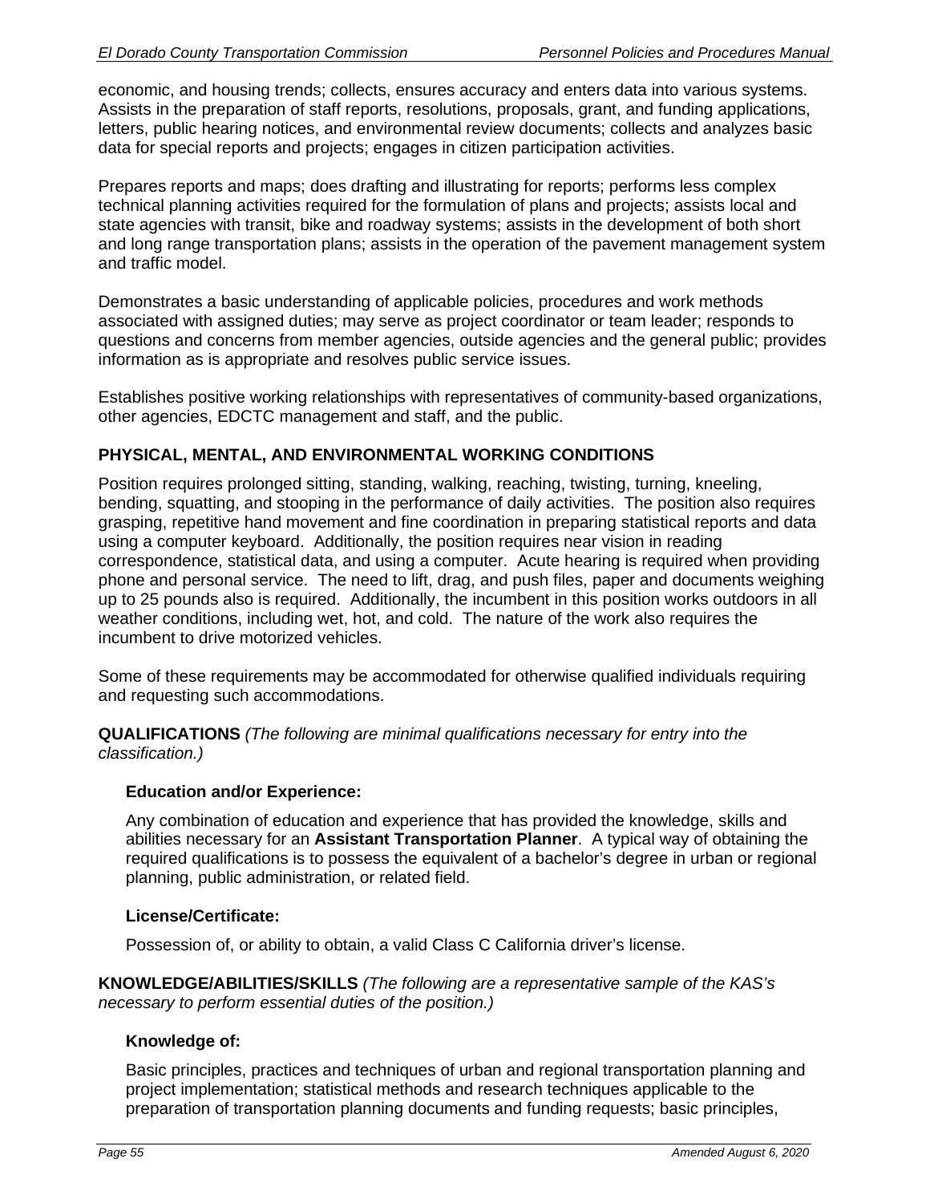economic, and housing trends; collects, ensures accuracy and enters data into various systems. Assists in the preparation of staff reports, resolutions, proposals, grant, and funding applications, letters, public hearing notices, and environmental review documents; collects and analyzes basic data for special reports and projects; engages in citizen participation activities.

Prepares reports and maps; does drafting and illustrating for reports; performs less complex technical planning activities required for the formulation of plans and projects; assists local and state agencies with transit, bike and roadway systems; assists in the development of both short and long range transportation plans; assists in the operation of the pavement management system and traffic model.

Demonstrates a basic understanding of applicable policies, procedures and work methods associated with assigned duties; may serve as project coordinator or team leader; responds to questions and concerns from member agencies, outside agencies and the general public; provides information as is appropriate and resolves public service issues.

Establishes positive working relationships with representatives of community-based organizations, other agencies, EDCTC management and staff, and the public.

**PHYSICAL, MENTAL, AND ENVIRONMENTAL WORKING CONDITIONS**

Position requires prolonged sitting, standing, walking, reaching, twisting, turning, kneeling, bending, squatting, and stooping in the performance of daily activities. The position also requires grasping, repetitive hand movement and fine coordination in preparing statistical reports and data using a computer keyboard. Additionally, the position requires near vision in reading correspondence, statistical data, and using a computer. Acute hearing is required when providing phone and personal service. The need to lift, drag, and push files, paper and documents weighing up to 25 pounds also is required. Additionally, the incumbent in this position works outdoors in all weather conditions, including wet, hot, and cold. The nature of the work also requires the incumbent to drive motorized vehicles.

Some of these requirements may be accommodated for otherwise qualified individuals requiring and requesting such accommodations.

**QUALIFICATIONS** *(The following are minimal qualifications necessary for entry into the classification.)*

**Education and/or Experience:**

Any combination of education and experience that has provided the knowledge, skills and abilities necessary for an **Assistant Transportation Planner**. A typical way of obtaining the required qualifications is to possess the equivalent of a bachelor's degree in urban or regional planning, public administration, or related field.

**License/Certificate:**

Possession of, or ability to obtain, a valid Class C California driver's license.

**KNOWLEDGE/ABILITIES/SKILLS** *(The following are a representative sample of the KAS's necessary to perform essential duties of the position.)*

**Knowledge of:**

Basic principles, practices and techniques of urban and regional transportation planning and project implementation; statistical methods and research techniques applicable to the preparation of transportation planning documents and funding requests; basic principles,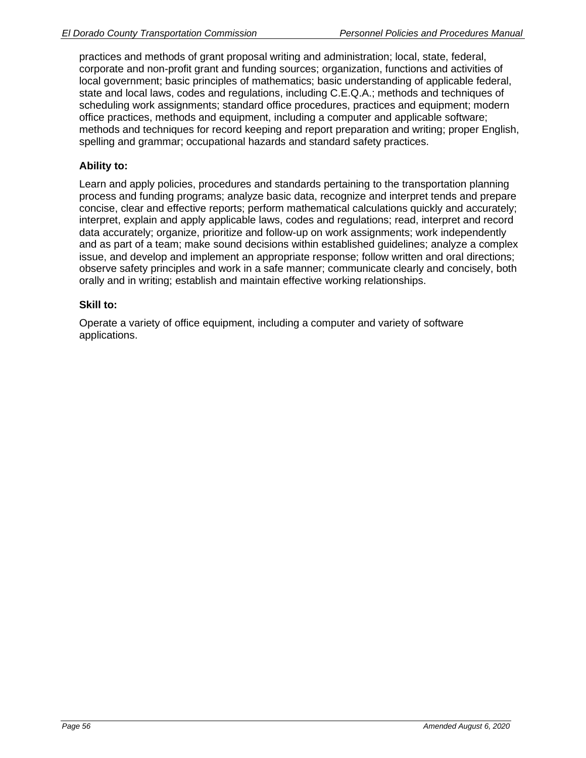practices and methods of grant proposal writing and administration; local, state, federal, corporate and non-profit grant and funding sources; organization, functions and activities of local government; basic principles of mathematics; basic understanding of applicable federal, state and local laws, codes and regulations, including C.E.Q.A.; methods and techniques of scheduling work assignments; standard office procedures, practices and equipment; modern office practices, methods and equipment, including a computer and applicable software; methods and techniques for record keeping and report preparation and writing; proper English, spelling and grammar; occupational hazards and standard safety practices.

**Ability to:**

Learn and apply policies, procedures and standards pertaining to the transportation planning process and funding programs; analyze basic data, recognize and interpret tends and prepare concise, clear and effective reports; perform mathematical calculations quickly and accurately; interpret, explain and apply applicable laws, codes and regulations; read, interpret and record data accurately; organize, prioritize and follow-up on work assignments; work independently and as part of a team; make sound decisions within established guidelines; analyze a complex issue, and develop and implement an appropriate response; follow written and oral directions; observe safety principles and work in a safe manner; communicate clearly and concisely, both orally and in writing; establish and maintain effective working relationships.

**Skill to:**

Operate a variety of office equipment, including a computer and variety of software applications.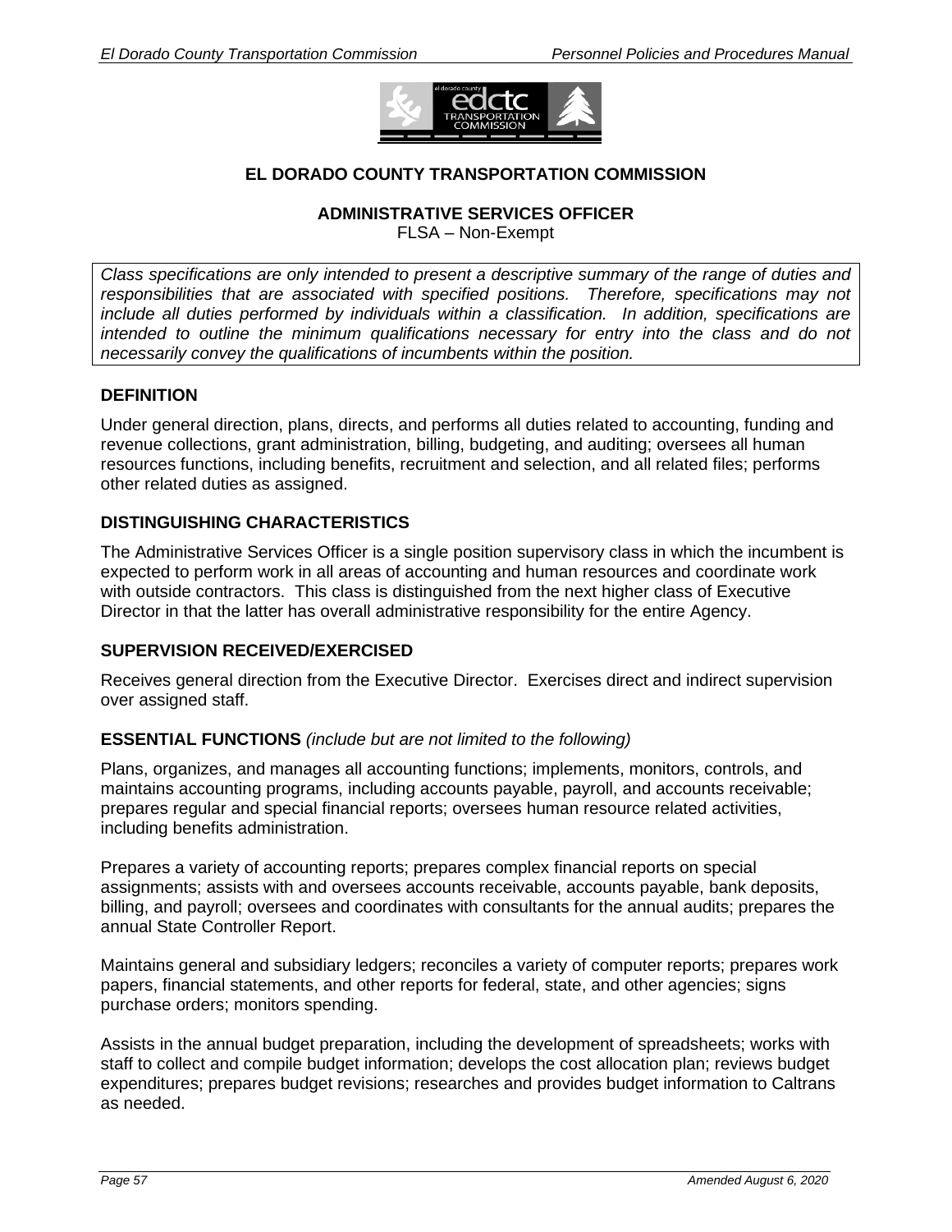# EL DORADO COUNTY TRANSPORTATION COMMISSION

## ADMINISTRATIVE SERVICES OFFICER

FLSA – Non-Exempt

*Class specifications are only intended to present a descriptive summary of the range of duties and responsibilities that are associated with specified positions. Therefore, specifications may not include all duties performed by individuals within a classification. In addition, specifications are intended to outline the minimum qualifications necessary for entry into the class and do not necessarily convey the qualifications of incumbents within the position.*

### DEFINITION

Under general direction, plans, directs, and performs all duties related to accounting, funding and revenue collections, grant administration, billing, budgeting, and auditing; oversees all human resources functions, including benefits, recruitment and selection, and all related files; performs other related duties as assigned.

### DISTINGUISHING CHARACTERISTICS

The Administrative Services Officer is a single position supervisory class in which the incumbent is expected to perform work in all areas of accounting and human resources and coordinate work with outside contractors. This class is distinguished from the next higher class of Executive Director in that the latter has overall administrative responsibility for the entire Agency.

### SUPERVISION RECEIVED/EXERCISED

Receives general direction from the Executive Director. Exercises direct and indirect supervision over assigned staff.

### ESSENTIAL FUNCTIONS *(include but are not limited to the following)*

Plans, organizes, and manages all accounting functions; implements, monitors, controls, and maintains accounting programs, including accounts payable, payroll, and accounts receivable; prepares regular and special financial reports; oversees human resource related activities, including benefits administration.

Prepares a variety of accounting reports; prepares complex financial reports on special assignments; assists with and oversees accounts receivable, accounts payable, bank deposits, billing, and payroll; oversees and coordinates with consultants for the annual audits; prepares the annual State Controller Report.

Maintains general and subsidiary ledgers; reconciles a variety of computer reports; prepares work papers, financial statements, and other reports for federal, state, and other agencies; signs purchase orders; monitors spending.

Assists in the annual budget preparation, including the development of spreadsheets; works with staff to collect and compile budget information; develops the cost allocation plan; reviews budget expenditures; prepares budget revisions; researches and provides budget information to Caltrans as needed.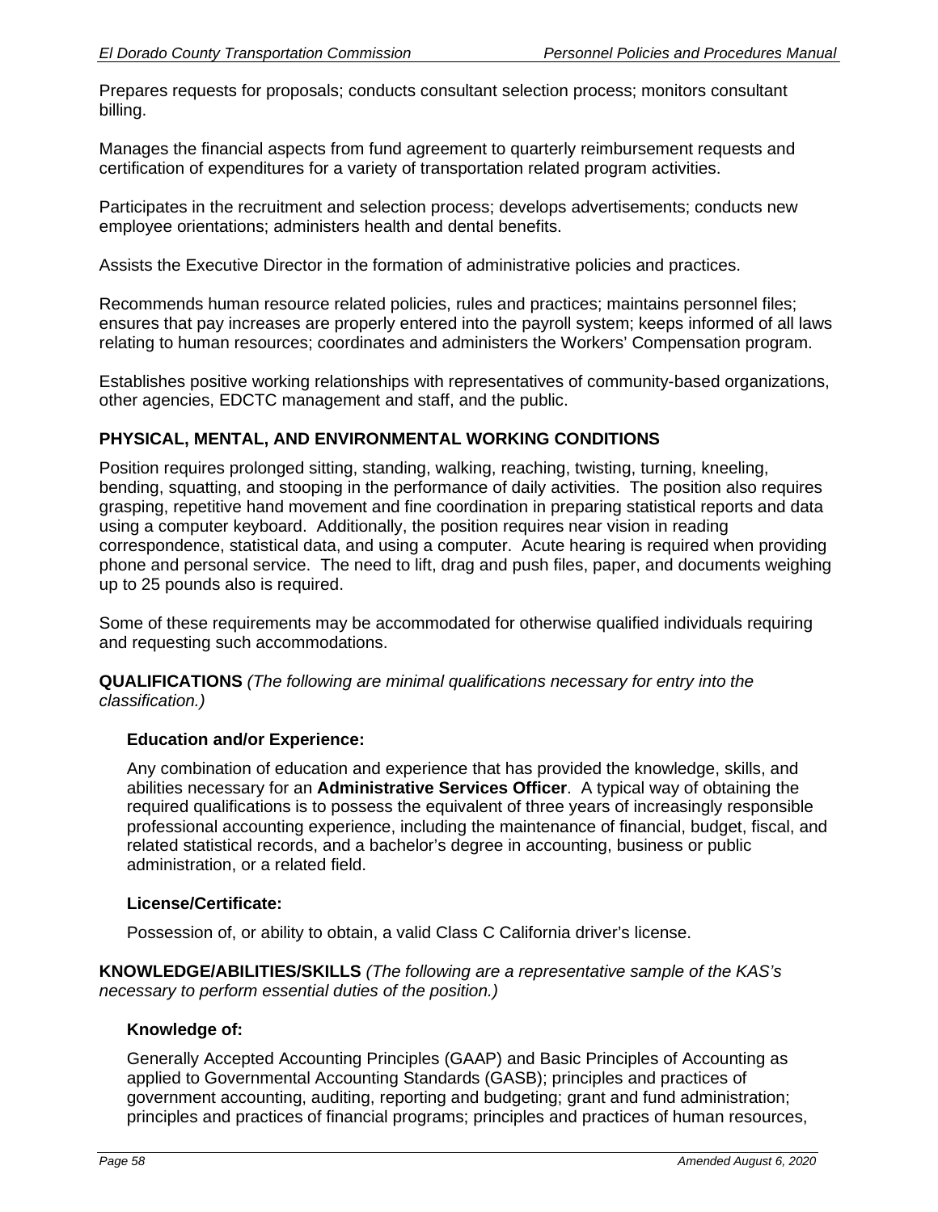Prepares requests for proposals; conducts consultant selection process; monitors consultant billing.

Manages the financial aspects from fund agreement to quarterly reimbursement requests and certification of expenditures for a variety of transportation related program activities.

Participates in the recruitment and selection process; develops advertisements; conducts new employee orientations; administers health and dental benefits.

Assists the Executive Director in the formation of administrative policies and practices.

Recommends human resource related policies, rules and practices; maintains personnel files; ensures that pay increases are properly entered into the payroll system; keeps informed of all laws relating to human resources; coordinates and administers the Workers' Compensation program.

Establishes positive working relationships with representatives of community-based organizations, other agencies, EDCTC management and staff, and the public.

**PHYSICAL, MENTAL, AND ENVIRONMENTAL WORKING CONDITIONS**

Position requires prolonged sitting, standing, walking, reaching, twisting, turning, kneeling, bending, squatting, and stooping in the performance of daily activities. The position also requires grasping, repetitive hand movement and fine coordination in preparing statistical reports and data using a computer keyboard. Additionally, the position requires near vision in reading correspondence, statistical data, and using a computer. Acute hearing is required when providing phone and personal service. The need to lift, drag and push files, paper, and documents weighing up to 25 pounds also is required.

Some of these requirements may be accommodated for otherwise qualified individuals requiring and requesting such accommodations.

**QUALIFICATIONS** *(The following are minimal qualifications necessary for entry into the classification.)*

**Education and/or Experience:**

Any combination of education and experience that has provided the knowledge, skills, and abilities necessary for an **Administrative Services Officer**. A typical way of obtaining the required qualifications is to possess the equivalent of three years of increasingly responsible professional accounting experience, including the maintenance of financial, budget, fiscal, and related statistical records, and a bachelor's degree in accounting, business or public administration, or a related field.

**License/Certificate:**

Possession of, or ability to obtain, a valid Class C California driver's license.

**KNOWLEDGE/ABILITIES/SKILLS** *(The following are a representative sample of the KAS's necessary to perform essential duties of the position.)*

**Knowledge of:**

Generally Accepted Accounting Principles (GAAP) and Basic Principles of Accounting as applied to Governmental Accounting Standards (GASB); principles and practices of government accounting, auditing, reporting and budgeting; grant and fund administration; principles and practices of financial programs; principles and practices of human resources,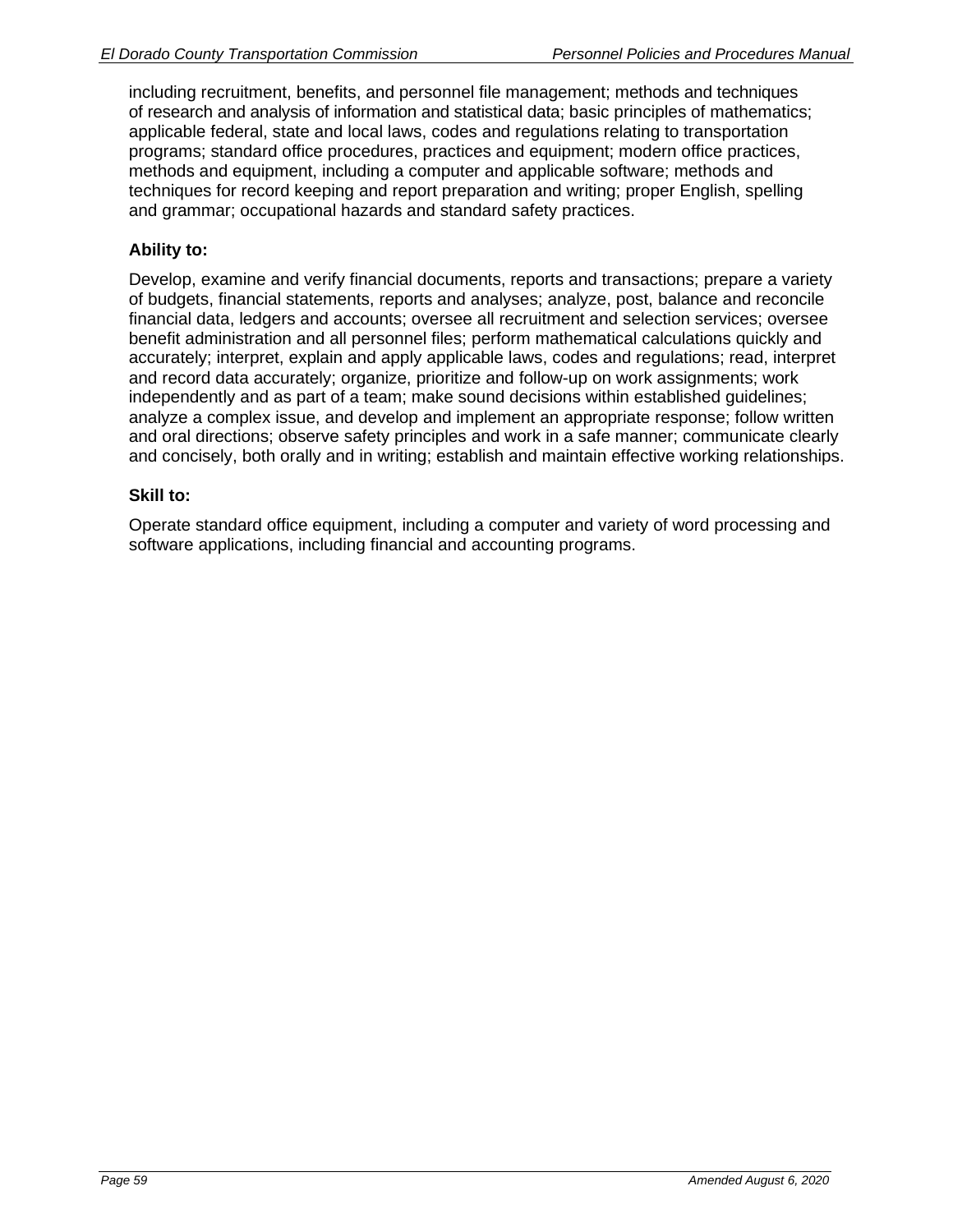including recruitment, benefits, and personnel file management; methods and techniques of research and analysis of information and statistical data; basic principles of mathematics; applicable federal, state and local laws, codes and regulations relating to transportation programs; standard office procedures, practices and equipment; modern office practices, methods and equipment, including a computer and applicable software; methods and techniques for record keeping and report preparation and writing; proper English, spelling and grammar; occupational hazards and standard safety practices.

**Ability to:**

Develop, examine and verify financial documents, reports and transactions; prepare a variety of budgets, financial statements, reports and analyses; analyze, post, balance and reconcile financial data, ledgers and accounts; oversee all recruitment and selection services; oversee benefit administration and all personnel files; perform mathematical calculations quickly and accurately; interpret, explain and apply applicable laws, codes and regulations; read, interpret and record data accurately; organize, prioritize and follow-up on work assignments; work independently and as part of a team; make sound decisions within established guidelines; analyze a complex issue, and develop and implement an appropriate response; follow written and oral directions; observe safety principles and work in a safe manner; communicate clearly and concisely, both orally and in writing; establish and maintain effective working relationships.

**Skill to:**

Operate standard office equipment, including a computer and variety of word processing and software applications, including financial and accounting programs.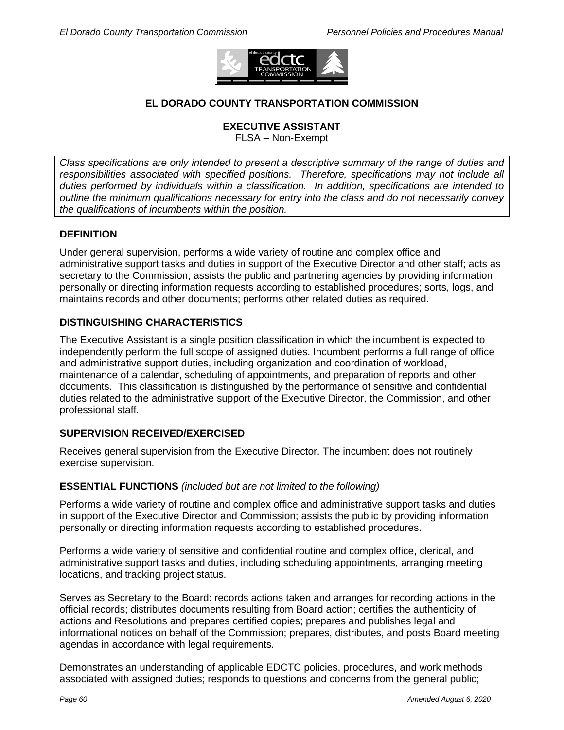# EL DORADO COUNTY TRANSPORTATION COMMISSION

## EXECUTIVE ASSISTANT

FLSA – Non-Exempt

*Class specifications are only intended to present a descriptive summary of the range of duties and responsibilities associated with specified positions. Therefore, specifications may not include all duties performed by individuals within a classification. In addition, specifications are intended to outline the minimum qualifications necessary for entry into the class and do not necessarily convey the qualifications of incumbents within the position.*

### DEFINITION

Under general supervision, performs a wide variety of routine and complex office and administrative support tasks and duties in support of the Executive Director and other staff; acts as secretary to the Commission; assists the public and partnering agencies by providing information personally or directing information requests according to established procedures; sorts, logs, and maintains records and other documents; performs other related duties as required.

### DISTINGUISHING CHARACTERISTICS

The Executive Assistant is a single position classification in which the incumbent is expected to independently perform the full scope of assigned duties. Incumbent performs a full range of office and administrative support duties, including organization and coordination of workload, maintenance of a calendar, scheduling of appointments, and preparation of reports and other documents. This classification is distinguished by the performance of sensitive and confidential duties related to the administrative support of the Executive Director, the Commission, and other professional staff.

### SUPERVISION RECEIVED/EXERCISED

Receives general supervision from the Executive Director. The incumbent does not routinely exercise supervision.

### ESSENTIAL FUNCTIONS *(included but are not limited to the following)*

Performs a wide variety of routine and complex office and administrative support tasks and duties in support of the Executive Director and Commission; assists the public by providing information personally or directing information requests according to established procedures.

Performs a wide variety of sensitive and confidential routine and complex office, clerical, and administrative support tasks and duties, including scheduling appointments, arranging meeting locations, and tracking project status.

Serves as Secretary to the Board: records actions taken and arranges for recording actions in the official records; distributes documents resulting from Board action; certifies the authenticity of actions and Resolutions and prepares certified copies; prepares and publishes legal and informational notices on behalf of the Commission; prepares, distributes, and posts Board meeting agendas in accordance with legal requirements.

Demonstrates an understanding of applicable EDCTC policies, procedures, and work methods associated with assigned duties; responds to questions and concerns from the general public;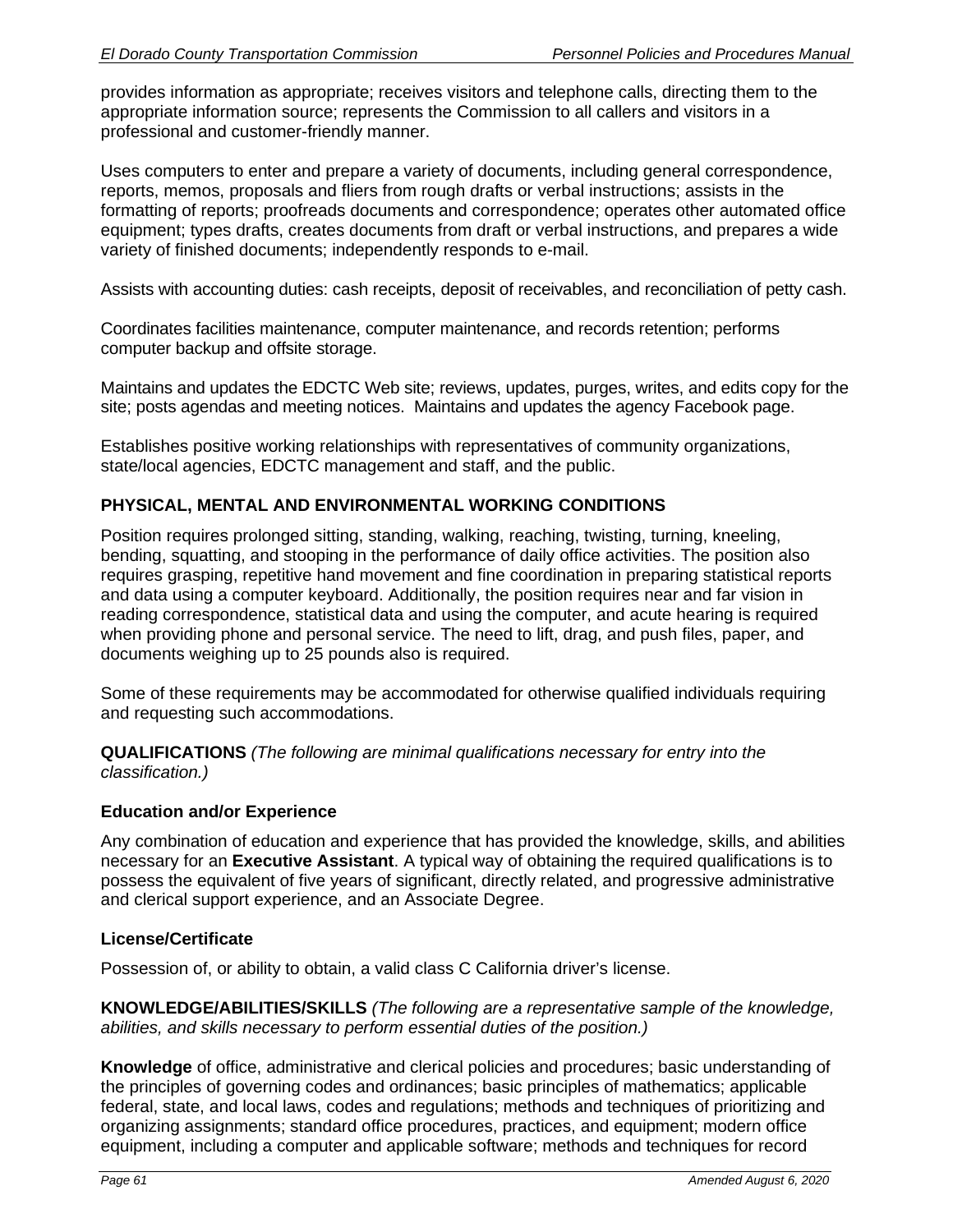provides information as appropriate; receives visitors and telephone calls, directing them to the appropriate information source; represents the Commission to all callers and visitors in a professional and customer-friendly manner.

Uses computers to enter and prepare a variety of documents, including general correspondence, reports, memos, proposals and fliers from rough drafts or verbal instructions; assists in the formatting of reports; proofreads documents and correspondence; operates other automated office equipment; types drafts, creates documents from draft or verbal instructions, and prepares a wide variety of finished documents; independently responds to e-mail.

Assists with accounting duties: cash receipts, deposit of receivables, and reconciliation of petty cash.

Coordinates facilities maintenance, computer maintenance, and records retention; performs computer backup and offsite storage.

Maintains and updates the EDCTC Web site; reviews, updates, purges, writes, and edits copy for the site; posts agendas and meeting notices. Maintains and updates the agency Facebook page.

Establishes positive working relationships with representatives of community organizations, state/local agencies, EDCTC management and staff, and the public.

**PHYSICAL, MENTAL AND ENVIRONMENTAL WORKING CONDITIONS**

Position requires prolonged sitting, standing, walking, reaching, twisting, turning, kneeling, bending, squatting, and stooping in the performance of daily office activities. The position also requires grasping, repetitive hand movement and fine coordination in preparing statistical reports and data using a computer keyboard. Additionally, the position requires near and far vision in reading correspondence, statistical data and using the computer, and acute hearing is required when providing phone and personal service. The need to lift, drag, and push files, paper, and documents weighing up to 25 pounds also is required.

Some of these requirements may be accommodated for otherwise qualified individuals requiring and requesting such accommodations.

**QUALIFICATIONS** *(The following are minimal qualifications necessary for entry into the classification.)*

**Education and/or Experience**

Any combination of education and experience that has provided the knowledge, skills, and abilities necessary for an **Executive Assistant**. A typical way of obtaining the required qualifications is to possess the equivalent of five years of significant, directly related, and progressive administrative and clerical support experience, and an Associate Degree.

**License/Certificate**

Possession of, or ability to obtain, a valid class C California driver's license.

**KNOWLEDGE/ABILITIES/SKILLS** *(The following are a representative sample of the knowledge, abilities, and skills necessary to perform essential duties of the position.)*

**Knowledge** of office, administrative and clerical policies and procedures; basic understanding of the principles of governing codes and ordinances; basic principles of mathematics; applicable federal, state, and local laws, codes and regulations; methods and techniques of prioritizing and organizing assignments; standard office procedures, practices, and equipment; modern office equipment, including a computer and applicable software; methods and techniques for record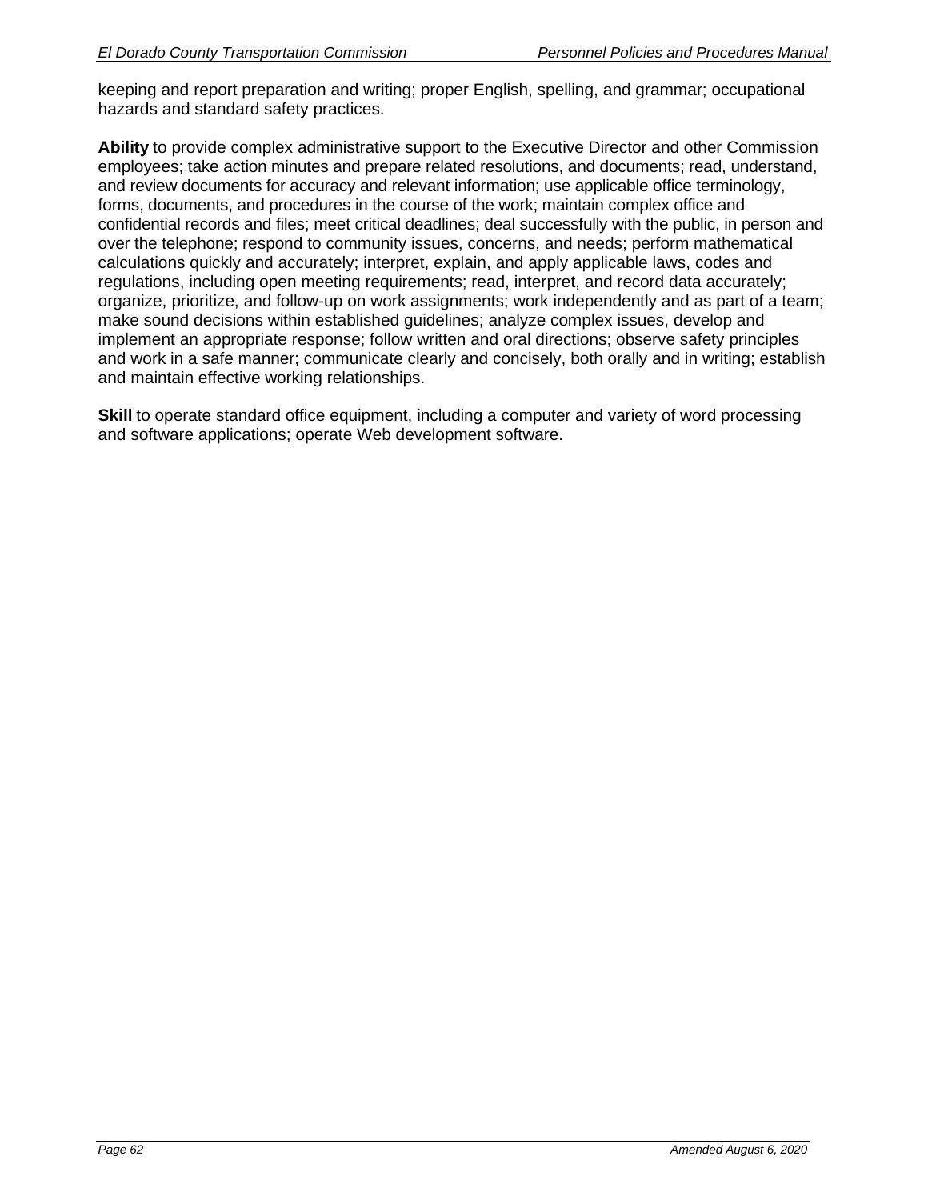keeping and report preparation and writing; proper English, spelling, and grammar; occupational hazards and standard safety practices.

**Ability** to provide complex administrative support to the Executive Director and other Commission employees; take action minutes and prepare related resolutions, and documents; read, understand, and review documents for accuracy and relevant information; use applicable office terminology, forms, documents, and procedures in the course of the work; maintain complex office and confidential records and files; meet critical deadlines; deal successfully with the public, in person and over the telephone; respond to community issues, concerns, and needs; perform mathematical calculations quickly and accurately; interpret, explain, and apply applicable laws, codes and regulations, including open meeting requirements; read, interpret, and record data accurately; organize, prioritize, and follow-up on work assignments; work independently and as part of a team; make sound decisions within established guidelines; analyze complex issues, develop and implement an appropriate response; follow written and oral directions; observe safety principles and work in a safe manner; communicate clearly and concisely, both orally and in writing; establish and maintain effective working relationships.

**Skill** to operate standard office equipment, including a computer and variety of word processing and software applications; operate Web development software.